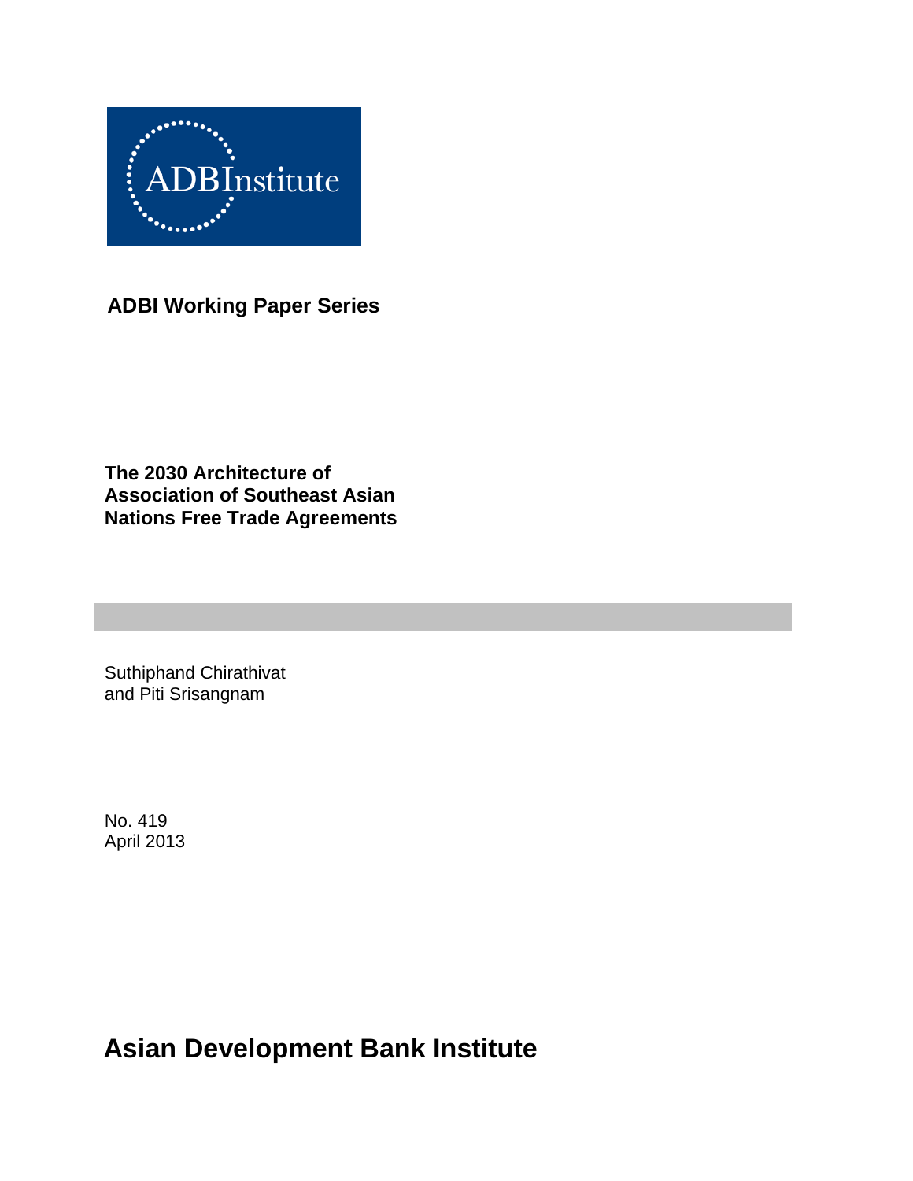ADBInstitute

**ADBI Working Paper Series**

# The 2030 Architecture of Association of Southeast Asian Nations Free Trade Agreements

Suthiphand Chirathivat
and Piti Srisangnam

No. 419
April 2013

**Asian Development Bank Institute**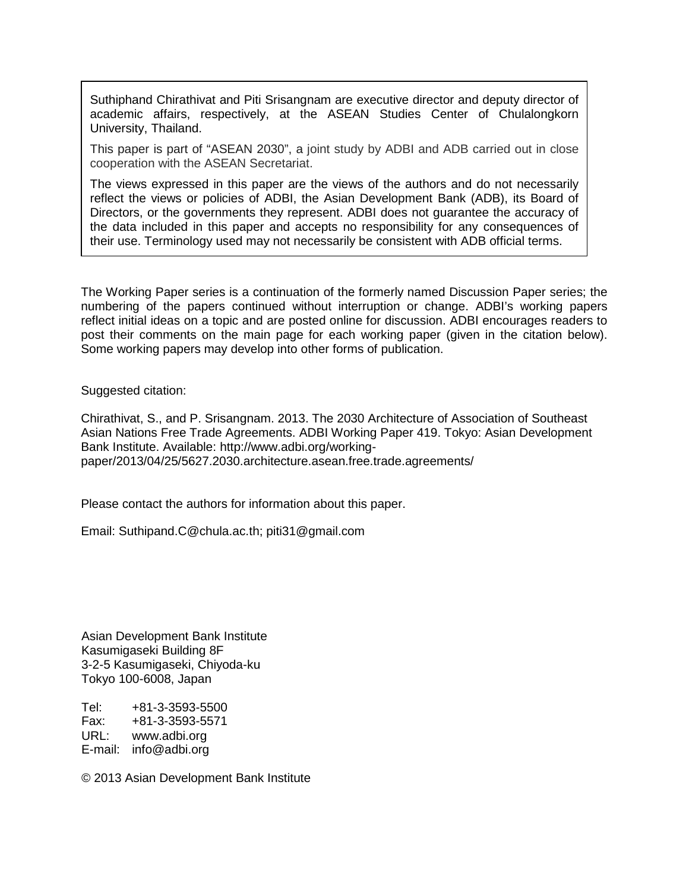Suthiphand Chirathivat and Piti Srisangnam are executive director and deputy director of academic affairs, respectively, at the ASEAN Studies Center of Chulalongkorn University, Thailand.

This paper is part of "ASEAN 2030", a joint study by ADBI and ADB carried out in close cooperation with the ASEAN Secretariat.

The views expressed in this paper are the views of the authors and do not necessarily reflect the views or policies of ADBI, the Asian Development Bank (ADB), its Board of Directors, or the governments they represent. ADBI does not guarantee the accuracy of the data included in this paper and accepts no responsibility for any consequences of their use. Terminology used may not necessarily be consistent with ADB official terms.

The Working Paper series is a continuation of the formerly named Discussion Paper series; the numbering of the papers continued without interruption or change. ADBI's working papers reflect initial ideas on a topic and are posted online for discussion. ADBI encourages readers to post their comments on the main page for each working paper (given in the citation below). Some working papers may develop into other forms of publication.

Suggested citation:

Chirathivat, S., and P. Srisangnam. 2013. The 2030 Architecture of Association of Southeast Asian Nations Free Trade Agreements. ADBI Working Paper 419. Tokyo: Asian Development Bank Institute. Available: http://www.adbi.org/working-paper/2013/04/25/5627.2030.architecture.asean.free.trade.agreements/

Please contact the authors for information about this paper.

Email: Suthipand.C@chula.ac.th; piti31@gmail.com

Asian Development Bank Institute
Kasumigaseki Building 8F
3-2-5 Kasumigaseki, Chiyoda-ku
Tokyo 100-6008, Japan

Tel: +81-3-3593-5500
Fax: +81-3-3593-5571
URL: www.adbi.org
E-mail: info@adbi.org

© 2013 Asian Development Bank Institute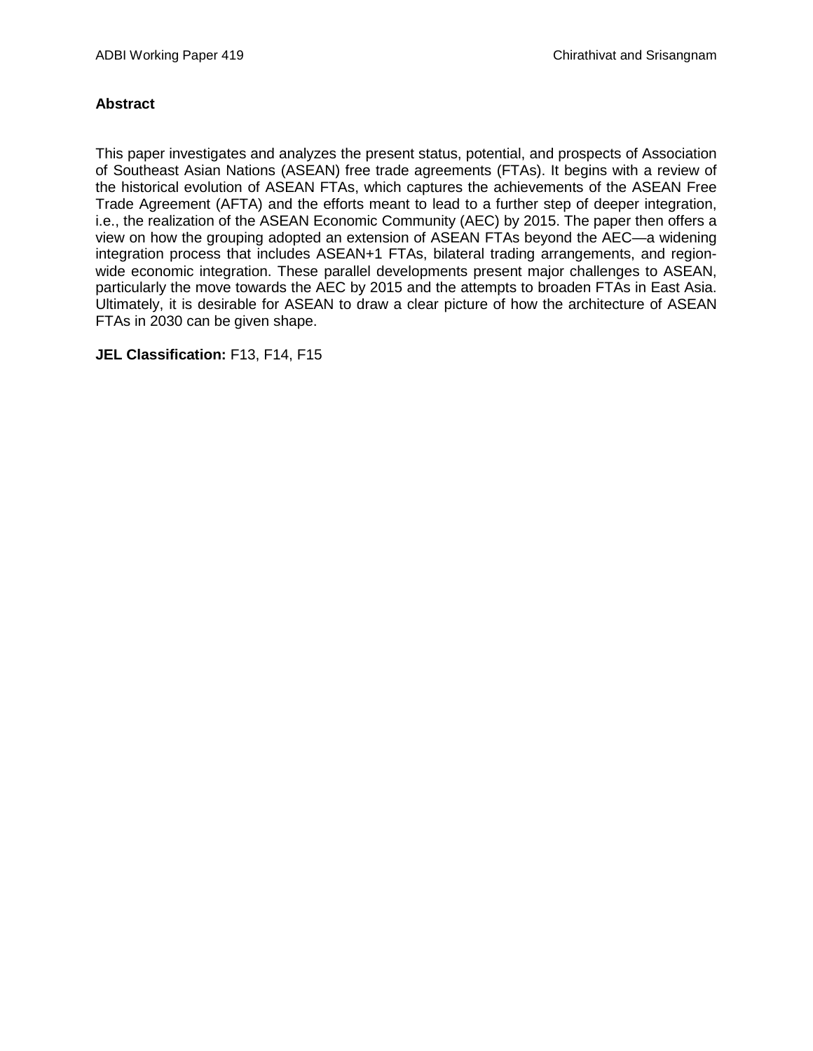## Abstract

This paper investigates and analyzes the present status, potential, and prospects of Association of Southeast Asian Nations (ASEAN) free trade agreements (FTAs). It begins with a review of the historical evolution of ASEAN FTAs, which captures the achievements of the ASEAN Free Trade Agreement (AFTA) and the efforts meant to lead to a further step of deeper integration, i.e., the realization of the ASEAN Economic Community (AEC) by 2015. The paper then offers a view on how the grouping adopted an extension of ASEAN FTAs beyond the AEC—a widening integration process that includes ASEAN+1 FTAs, bilateral trading arrangements, and region-wide economic integration. These parallel developments present major challenges to ASEAN, particularly the move towards the AEC by 2015 and the attempts to broaden FTAs in East Asia. Ultimately, it is desirable for ASEAN to draw a clear picture of how the architecture of ASEAN FTAs in 2030 can be given shape.

**JEL Classification:** F13, F14, F15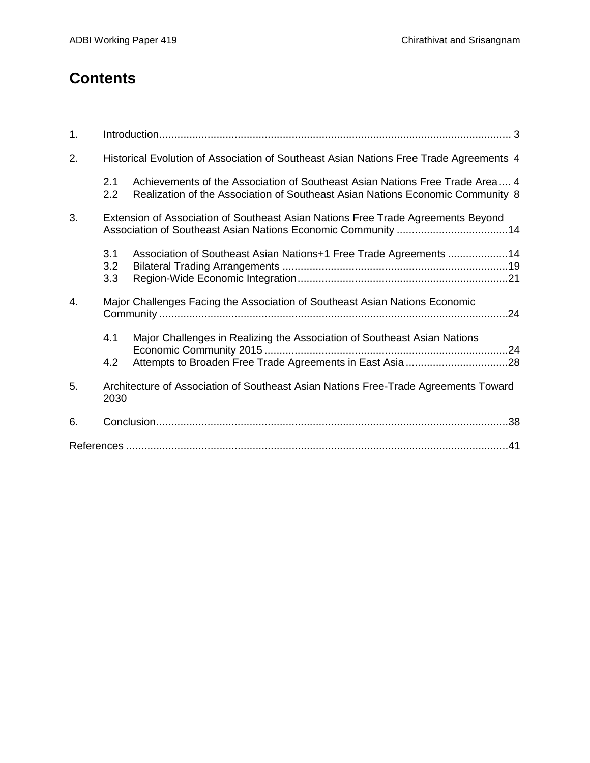# Contents

1. Introduction ..... 3
2. Historical Evolution of Association of Southeast Asian Nations Free Trade Agreements 4
   - 2.1 Achievements of the Association of Southeast Asian Nations Free Trade Area ..... 4
   - 2.2 Realization of the Association of Southeast Asian Nations Economic Community 8
3. Extension of Association of Southeast Asian Nations Free Trade Agreements Beyond Association of Southeast Asian Nations Economic Community ..... 14
   - 3.1 Association of Southeast Asian Nations+1 Free Trade Agreements ..... 14
   - 3.2 Bilateral Trading Arrangements ..... 19
   - 3.3 Region-Wide Economic Integration ..... 21
4. Major Challenges Facing the Association of Southeast Asian Nations Economic Community ..... 24
   - 4.1 Major Challenges in Realizing the Association of Southeast Asian Nations Economic Community 2015 ..... 24
   - 4.2 Attempts to Broaden Free Trade Agreements in East Asia ..... 28
5. Architecture of Association of Southeast Asian Nations Free-Trade Agreements Toward 2030
6. Conclusion ..... 38

References ..... 41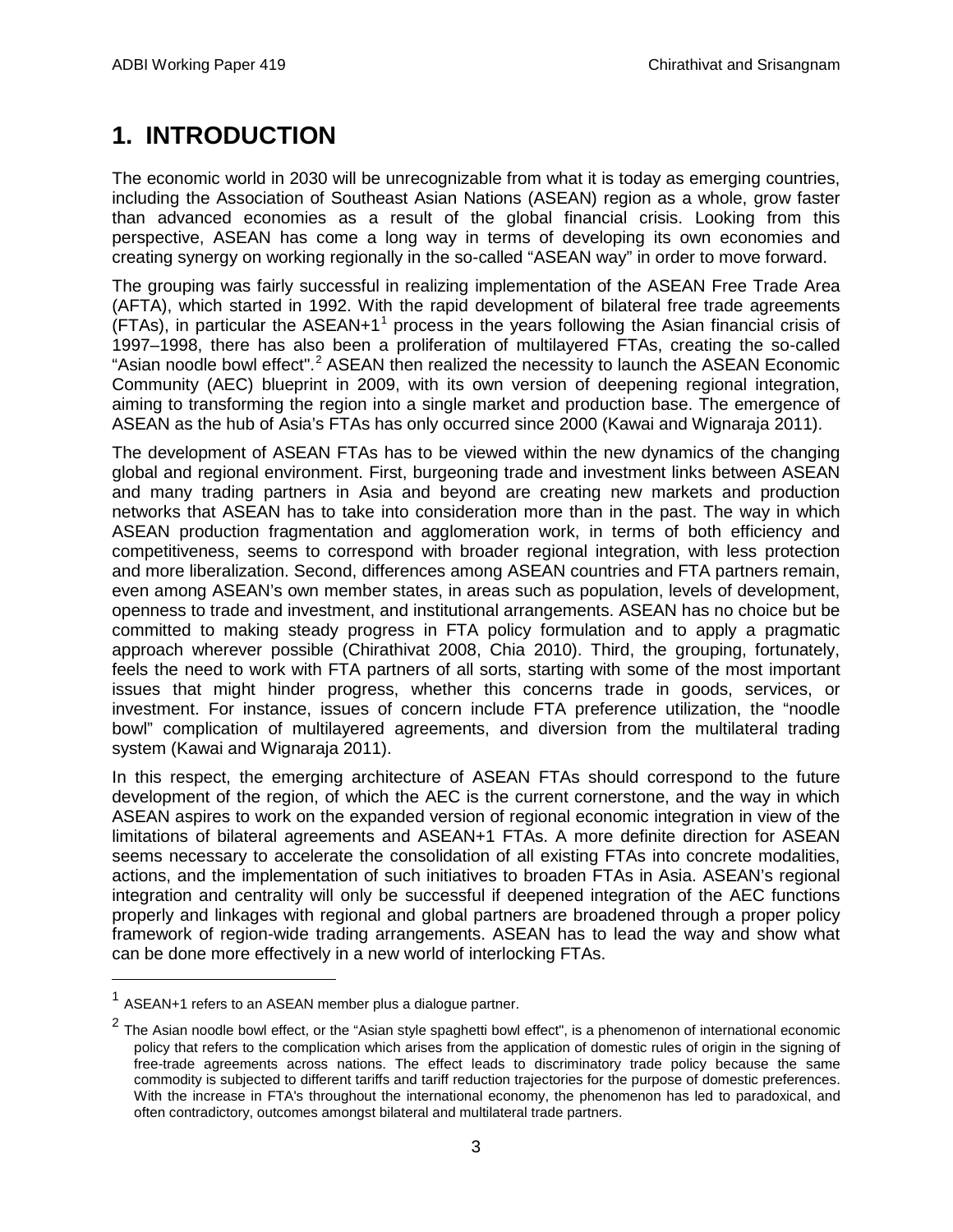# 1. INTRODUCTION

The economic world in 2030 will be unrecognizable from what it is today as emerging countries, including the Association of Southeast Asian Nations (ASEAN) region as a whole, grow faster than advanced economies as a result of the global financial crisis. Looking from this perspective, ASEAN has come a long way in terms of developing its own economies and creating synergy on working regionally in the so-called "ASEAN way" in order to move forward.

The grouping was fairly successful in realizing implementation of the ASEAN Free Trade Area (AFTA), which started in 1992. With the rapid development of bilateral free trade agreements (FTAs), in particular the ASEAN+1[1] process in the years following the Asian financial crisis of 1997–1998, there has also been a proliferation of multilayered FTAs, creating the so-called "Asian noodle bowl effect".[2] ASEAN then realized the necessity to launch the ASEAN Economic Community (AEC) blueprint in 2009, with its own version of deepening regional integration, aiming to transforming the region into a single market and production base. The emergence of ASEAN as the hub of Asia's FTAs has only occurred since 2000 (Kawai and Wignaraja 2011).

The development of ASEAN FTAs has to be viewed within the new dynamics of the changing global and regional environment. First, burgeoning trade and investment links between ASEAN and many trading partners in Asia and beyond are creating new markets and production networks that ASEAN has to take into consideration more than in the past. The way in which ASEAN production fragmentation and agglomeration work, in terms of both efficiency and competitiveness, seems to correspond with broader regional integration, with less protection and more liberalization. Second, differences among ASEAN countries and FTA partners remain, even among ASEAN's own member states, in areas such as population, levels of development, openness to trade and investment, and institutional arrangements. ASEAN has no choice but be committed to making steady progress in FTA policy formulation and to apply a pragmatic approach wherever possible (Chirathivat 2008, Chia 2010). Third, the grouping, fortunately, feels the need to work with FTA partners of all sorts, starting with some of the most important issues that might hinder progress, whether this concerns trade in goods, services, or investment. For instance, issues of concern include FTA preference utilization, the "noodle bowl" complication of multilayered agreements, and diversion from the multilateral trading system (Kawai and Wignaraja 2011).

In this respect, the emerging architecture of ASEAN FTAs should correspond to the future development of the region, of which the AEC is the current cornerstone, and the way in which ASEAN aspires to work on the expanded version of regional economic integration in view of the limitations of bilateral agreements and ASEAN+1 FTAs. A more definite direction for ASEAN seems necessary to accelerate the consolidation of all existing FTAs into concrete modalities, actions, and the implementation of such initiatives to broaden FTAs in Asia. ASEAN's regional integration and centrality will only be successful if deepened integration of the AEC functions properly and linkages with regional and global partners are broadened through a proper policy framework of region-wide trading arrangements. ASEAN has to lead the way and show what can be done more effectively in a new world of interlocking FTAs.

---

[1] ASEAN+1 refers to an ASEAN member plus a dialogue partner.

[2] The Asian noodle bowl effect, or the "Asian style spaghetti bowl effect", is a phenomenon of international economic policy that refers to the complication which arises from the application of domestic rules of origin in the signing of free-trade agreements across nations. The effect leads to discriminatory trade policy because the same commodity is subjected to different tariffs and tariff reduction trajectories for the purpose of domestic preferences. With the increase in FTA's throughout the international economy, the phenomenon has led to paradoxical, and often contradictory, outcomes amongst bilateral and multilateral trade partners.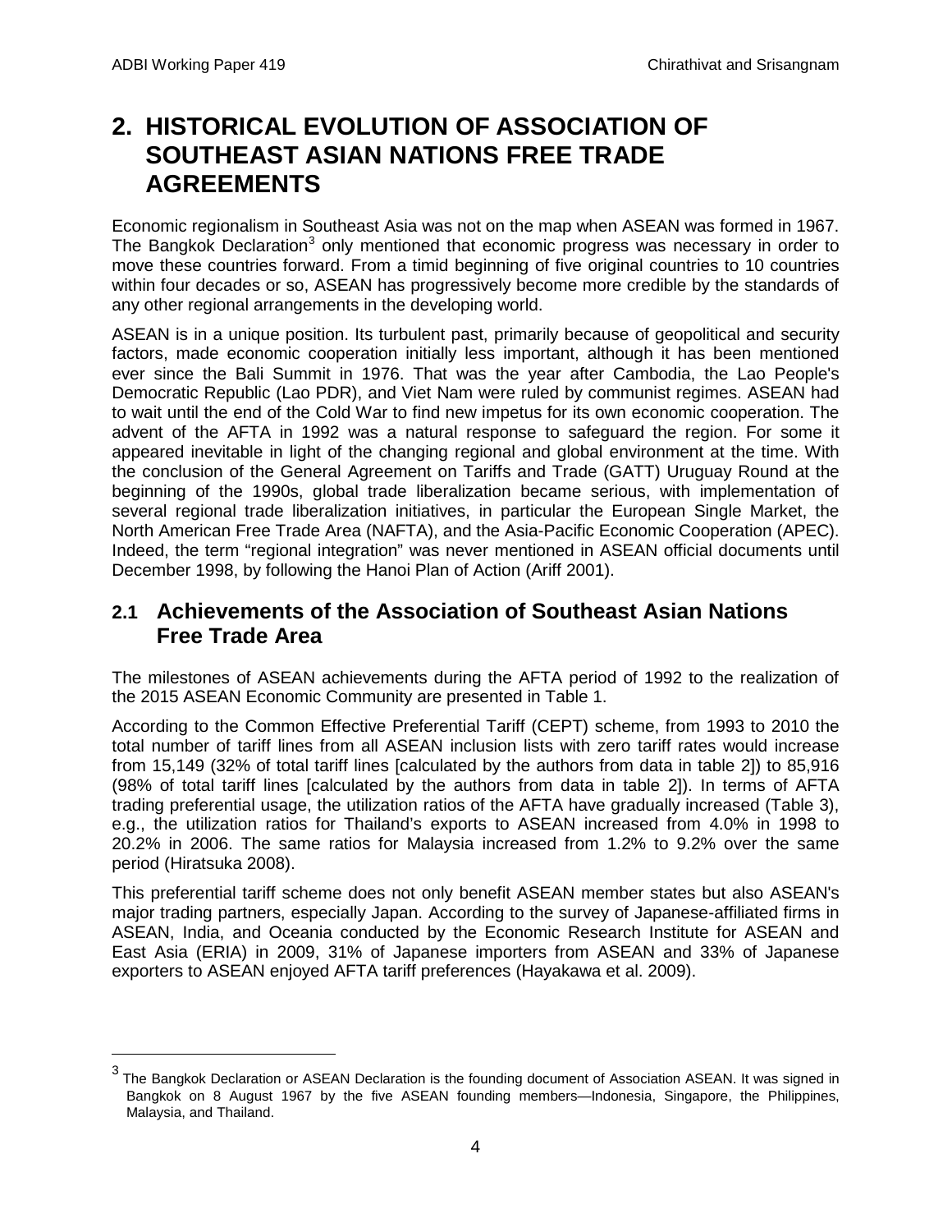# 2. HISTORICAL EVOLUTION OF ASSOCIATION OF SOUTHEAST ASIAN NATIONS FREE TRADE AGREEMENTS

Economic regionalism in Southeast Asia was not on the map when ASEAN was formed in 1967. The Bangkok Declaration[3] only mentioned that economic progress was necessary in order to move these countries forward. From a timid beginning of five original countries to 10 countries within four decades or so, ASEAN has progressively become more credible by the standards of any other regional arrangements in the developing world.

ASEAN is in a unique position. Its turbulent past, primarily because of geopolitical and security factors, made economic cooperation initially less important, although it has been mentioned ever since the Bali Summit in 1976. That was the year after Cambodia, the Lao People's Democratic Republic (Lao PDR), and Viet Nam were ruled by communist regimes. ASEAN had to wait until the end of the Cold War to find new impetus for its own economic cooperation. The advent of the AFTA in 1992 was a natural response to safeguard the region. For some it appeared inevitable in light of the changing regional and global environment at the time. With the conclusion of the General Agreement on Tariffs and Trade (GATT) Uruguay Round at the beginning of the 1990s, global trade liberalization became serious, with implementation of several regional trade liberalization initiatives, in particular the European Single Market, the North American Free Trade Area (NAFTA), and the Asia-Pacific Economic Cooperation (APEC). Indeed, the term "regional integration" was never mentioned in ASEAN official documents until December 1998, by following the Hanoi Plan of Action (Ariff 2001).

## 2.1 Achievements of the Association of Southeast Asian Nations Free Trade Area

The milestones of ASEAN achievements during the AFTA period of 1992 to the realization of the 2015 ASEAN Economic Community are presented in Table 1.

According to the Common Effective Preferential Tariff (CEPT) scheme, from 1993 to 2010 the total number of tariff lines from all ASEAN inclusion lists with zero tariff rates would increase from 15,149 (32% of total tariff lines [calculated by the authors from data in table 2]) to 85,916 (98% of total tariff lines [calculated by the authors from data in table 2]). In terms of AFTA trading preferential usage, the utilization ratios of the AFTA have gradually increased (Table 3), e.g., the utilization ratios for Thailand's exports to ASEAN increased from 4.0% in 1998 to 20.2% in 2006. The same ratios for Malaysia increased from 1.2% to 9.2% over the same period (Hiratsuka 2008).

This preferential tariff scheme does not only benefit ASEAN member states but also ASEAN's major trading partners, especially Japan. According to the survey of Japanese-affiliated firms in ASEAN, India, and Oceania conducted by the Economic Research Institute for ASEAN and East Asia (ERIA) in 2009, 31% of Japanese importers from ASEAN and 33% of Japanese exporters to ASEAN enjoyed AFTA tariff preferences (Hayakawa et al. 2009).

---

[3] The Bangkok Declaration or ASEAN Declaration is the founding document of Association ASEAN. It was signed in Bangkok on 8 August 1967 by the five ASEAN founding members—Indonesia, Singapore, the Philippines, Malaysia, and Thailand.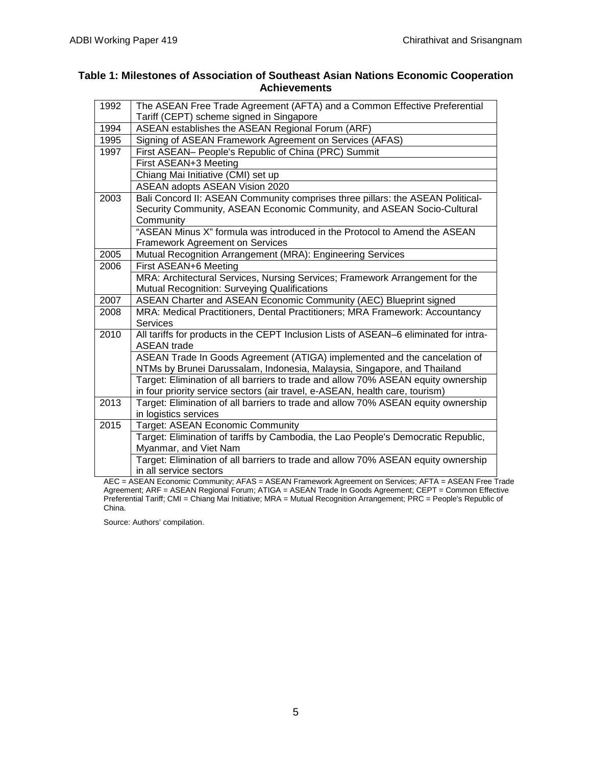**Table 1: Milestones of Association of Southeast Asian Nations Economic Cooperation Achievements**

| | |
|---|---|
| 1992 | The ASEAN Free Trade Agreement (AFTA) and a Common Effective Preferential Tariff (CEPT) scheme signed in Singapore |
| 1994 | ASEAN establishes the ASEAN Regional Forum (ARF) |
| 1995 | Signing of ASEAN Framework Agreement on Services (AFAS) |
| 1997 | First ASEAN– People's Republic of China (PRC) Summit |
| | First ASEAN+3 Meeting |
| | Chiang Mai Initiative (CMI) set up |
| | ASEAN adopts ASEAN Vision 2020 |
| 2003 | Bali Concord II: ASEAN Community comprises three pillars: the ASEAN Political-Security Community, ASEAN Economic Community, and ASEAN Socio-Cultural Community |
| | "ASEAN Minus X" formula was introduced in the Protocol to Amend the ASEAN Framework Agreement on Services |
| 2005 | Mutual Recognition Arrangement (MRA): Engineering Services |
| 2006 | First ASEAN+6 Meeting |
| | MRA: Architectural Services, Nursing Services; Framework Arrangement for the Mutual Recognition: Surveying Qualifications |
| 2007 | ASEAN Charter and ASEAN Economic Community (AEC) Blueprint signed |
| 2008 | MRA: Medical Practitioners, Dental Practitioners; MRA Framework: Accountancy Services |
| 2010 | All tariffs for products in the CEPT Inclusion Lists of ASEAN–6 eliminated for intra-ASEAN trade |
| | ASEAN Trade In Goods Agreement (ATIGA) implemented and the cancelation of NTMs by Brunei Darussalam, Indonesia, Malaysia, Singapore, and Thailand |
| | Target: Elimination of all barriers to trade and allow 70% ASEAN equity ownership in four priority service sectors (air travel, e-ASEAN, health care, tourism) |
| 2013 | Target: Elimination of all barriers to trade and allow 70% ASEAN equity ownership in logistics services |
| 2015 | Target: ASEAN Economic Community |
| | Target: Elimination of tariffs by Cambodia, the Lao People's Democratic Republic, Myanmar, and Viet Nam |
| | Target: Elimination of all barriers to trade and allow 70% ASEAN equity ownership in all service sectors |

AEC = ASEAN Economic Community; AFAS = ASEAN Framework Agreement on Services; AFTA = ASEAN Free Trade Agreement; ARF = ASEAN Regional Forum; ATIGA = ASEAN Trade In Goods Agreement; CEPT = Common Effective Preferential Tariff; CMI = Chiang Mai Initiative; MRA = Mutual Recognition Arrangement; PRC = People's Republic of China.

Source: Authors' compilation.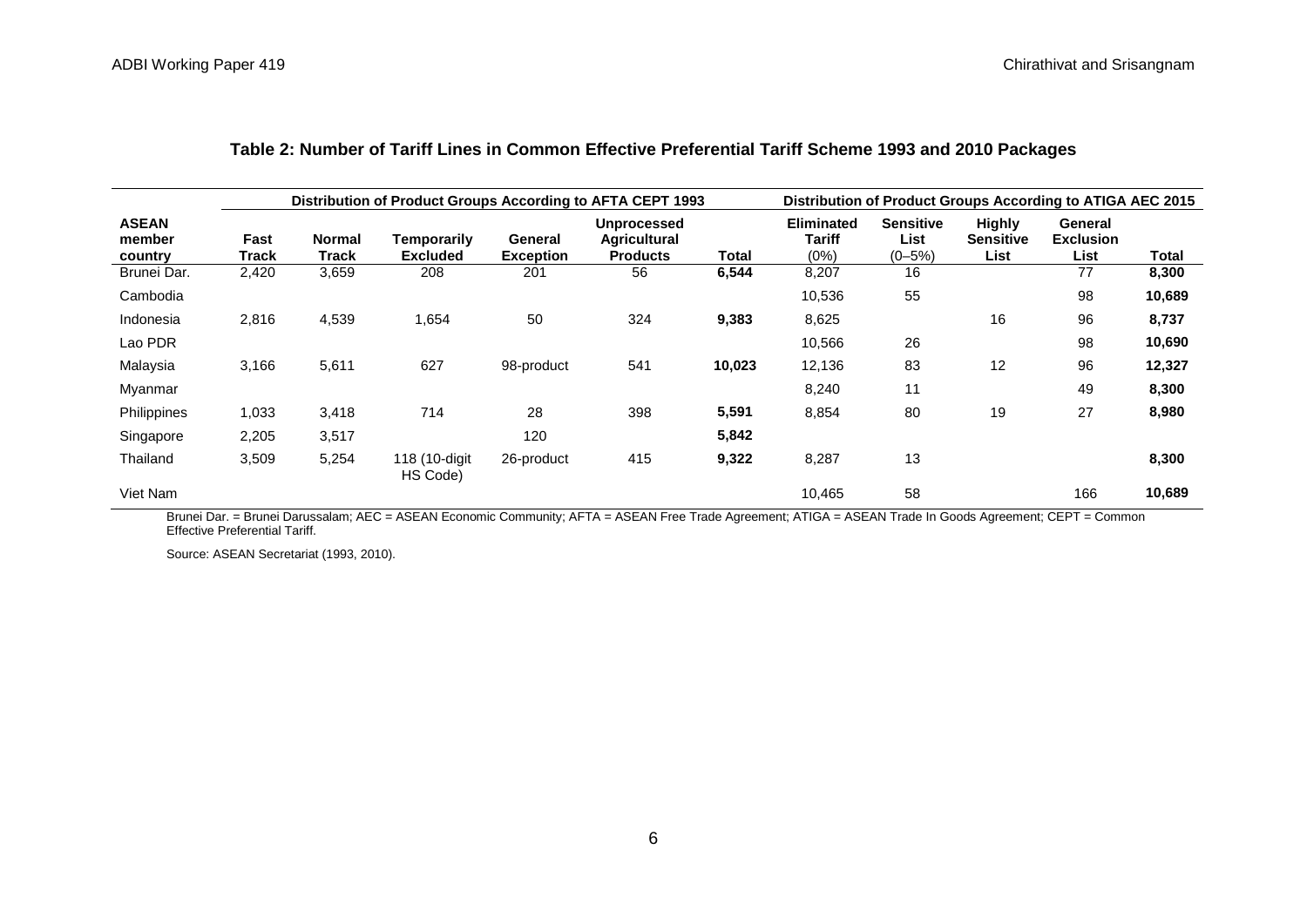**Table 2: Number of Tariff Lines in Common Effective Preferential Tariff Scheme 1993 and 2010 Packages**

| | Distribution of Product Groups According to AFTA CEPT 1993 | | | | | | Distribution of Product Groups According to ATIGA AEC 2015 | | | | |
|---|---|---|---|---|---|---|---|---|---|---|---|
| **ASEAN member country** | **Fast Track** | **Normal Track** | **Temporarily Excluded** | **General Exception** | **Unprocessed Agricultural Products** | **Total** | **Eliminated Tariff (0%)** | **Sensitive List (0–5%)** | **Highly Sensitive List** | **General Exclusion List** | **Total** |
| Brunei Dar. | 2,420 | 3,659 | 208 | 201 | 56 | **6,544** | 8,207 | 16 | | 77 | **8,300** |
| Cambodia | | | | | | | 10,536 | 55 | | 98 | **10,689** |
| Indonesia | 2,816 | 4,539 | 1,654 | 50 | 324 | **9,383** | 8,625 | | 16 | 96 | **8,737** |
| Lao PDR | | | | | | | 10,566 | 26 | | 98 | **10,690** |
| Malaysia | 3,166 | 5,611 | 627 | 98-product | 541 | **10,023** | 12,136 | 83 | 12 | 96 | **12,327** |
| Myanmar | | | | | | | 8,240 | 11 | | 49 | **8,300** |
| Philippines | 1,033 | 3,418 | 714 | 28 | 398 | **5,591** | 8,854 | 80 | 19 | 27 | **8,980** |
| Singapore | 2,205 | 3,517 | | 120 | | **5,842** | | | | | |
| Thailand | 3,509 | 5,254 | 118 (10-digit HS Code) | 26-product | 415 | **9,322** | 8,287 | 13 | | | **8,300** |
| Viet Nam | | | | | | | 10,465 | 58 | | 166 | **10,689** |

Brunei Dar. = Brunei Darussalam; AEC = ASEAN Economic Community; AFTA = ASEAN Free Trade Agreement; ATIGA = ASEAN Trade In Goods Agreement; CEPT = Common Effective Preferential Tariff.

Source: ASEAN Secretariat (1993, 2010).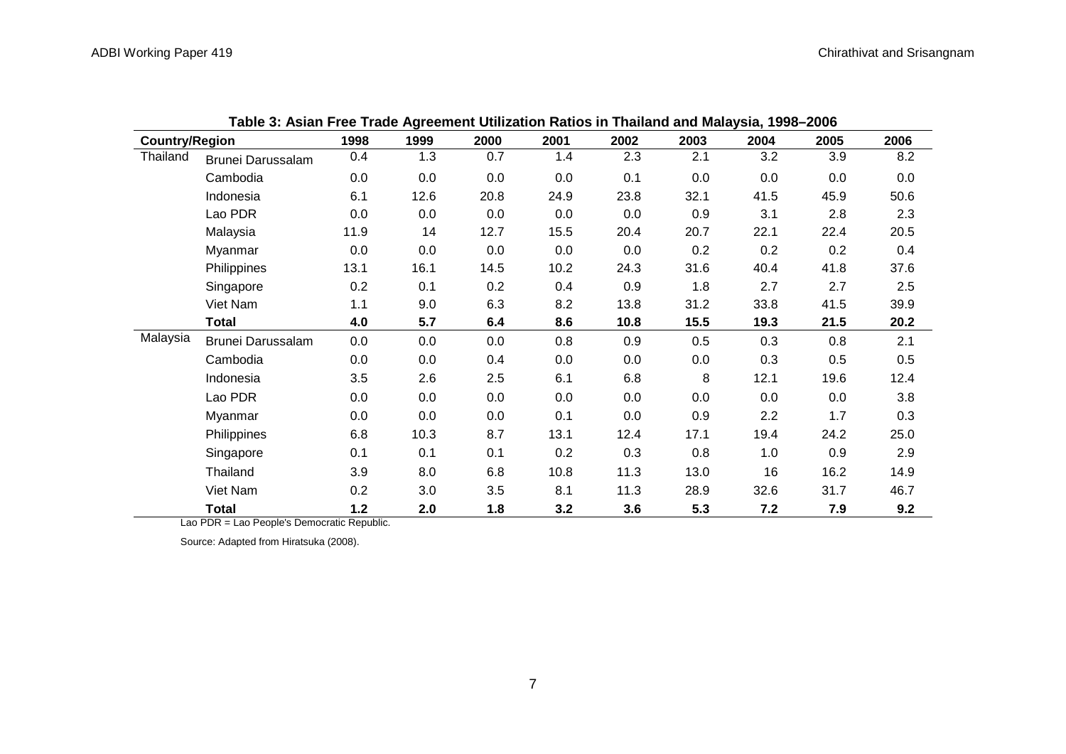**Table 3: Asian Free Trade Agreement Utilization Ratios in Thailand and Malaysia, 1998–2006**

| Country/Region | | 1998 | 1999 | 2000 | 2001 | 2002 | 2003 | 2004 | 2005 | 2006 |
|---|---|---|---|---|---|---|---|---|---|---|
| Thailand | Brunei Darussalam | 0.4 | 1.3 | 0.7 | 1.4 | 2.3 | 2.1 | 3.2 | 3.9 | 8.2 |
| | Cambodia | 0.0 | 0.0 | 0.0 | 0.0 | 0.1 | 0.0 | 0.0 | 0.0 | 0.0 |
| | Indonesia | 6.1 | 12.6 | 20.8 | 24.9 | 23.8 | 32.1 | 41.5 | 45.9 | 50.6 |
| | Lao PDR | 0.0 | 0.0 | 0.0 | 0.0 | 0.0 | 0.9 | 3.1 | 2.8 | 2.3 |
| | Malaysia | 11.9 | 14 | 12.7 | 15.5 | 20.4 | 20.7 | 22.1 | 22.4 | 20.5 |
| | Myanmar | 0.0 | 0.0 | 0.0 | 0.0 | 0.0 | 0.2 | 0.2 | 0.2 | 0.4 |
| | Philippines | 13.1 | 16.1 | 14.5 | 10.2 | 24.3 | 31.6 | 40.4 | 41.8 | 37.6 |
| | Singapore | 0.2 | 0.1 | 0.2 | 0.4 | 0.9 | 1.8 | 2.7 | 2.7 | 2.5 |
| | Viet Nam | 1.1 | 9.0 | 6.3 | 8.2 | 13.8 | 31.2 | 33.8 | 41.5 | 39.9 |
| | **Total** | **4.0** | **5.7** | **6.4** | **8.6** | **10.8** | **15.5** | **19.3** | **21.5** | **20.2** |
| Malaysia | Brunei Darussalam | 0.0 | 0.0 | 0.0 | 0.8 | 0.9 | 0.5 | 0.3 | 0.8 | 2.1 |
| | Cambodia | 0.0 | 0.0 | 0.4 | 0.0 | 0.0 | 0.0 | 0.3 | 0.5 | 0.5 |
| | Indonesia | 3.5 | 2.6 | 2.5 | 6.1 | 6.8 | 8 | 12.1 | 19.6 | 12.4 |
| | Lao PDR | 0.0 | 0.0 | 0.0 | 0.0 | 0.0 | 0.0 | 0.0 | 0.0 | 3.8 |
| | Myanmar | 0.0 | 0.0 | 0.0 | 0.1 | 0.0 | 0.9 | 2.2 | 1.7 | 0.3 |
| | Philippines | 6.8 | 10.3 | 8.7 | 13.1 | 12.4 | 17.1 | 19.4 | 24.2 | 25.0 |
| | Singapore | 0.1 | 0.1 | 0.1 | 0.2 | 0.3 | 0.8 | 1.0 | 0.9 | 2.9 |
| | Thailand | 3.9 | 8.0 | 6.8 | 10.8 | 11.3 | 13.0 | 16 | 16.2 | 14.9 |
| | Viet Nam | 0.2 | 3.0 | 3.5 | 8.1 | 11.3 | 28.9 | 32.6 | 31.7 | 46.7 |
| | **Total** | **1.2** | **2.0** | **1.8** | **3.2** | **3.6** | **5.3** | **7.2** | **7.9** | **9.2** |

Lao PDR = Lao People's Democratic Republic.

Source: Adapted from Hiratsuka (2008).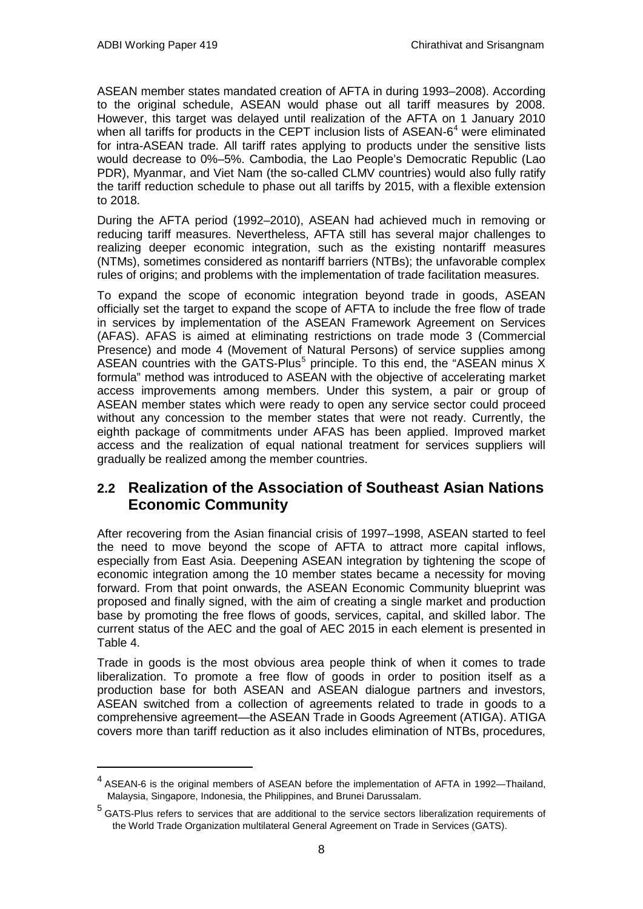ASEAN member states mandated creation of AFTA in during 1993–2008). According to the original schedule, ASEAN would phase out all tariff measures by 2008. However, this target was delayed until realization of the AFTA on 1 January 2010 when all tariffs for products in the CEPT inclusion lists of ASEAN-6[4] were eliminated for intra-ASEAN trade. All tariff rates applying to products under the sensitive lists would decrease to 0%–5%. Cambodia, the Lao People's Democratic Republic (Lao PDR), Myanmar, and Viet Nam (the so-called CLMV countries) would also fully ratify the tariff reduction schedule to phase out all tariffs by 2015, with a flexible extension to 2018.

During the AFTA period (1992–2010), ASEAN had achieved much in removing or reducing tariff measures. Nevertheless, AFTA still has several major challenges to realizing deeper economic integration, such as the existing nontariff measures (NTMs), sometimes considered as nontariff barriers (NTBs); the unfavorable complex rules of origins; and problems with the implementation of trade facilitation measures.

To expand the scope of economic integration beyond trade in goods, ASEAN officially set the target to expand the scope of AFTA to include the free flow of trade in services by implementation of the ASEAN Framework Agreement on Services (AFAS). AFAS is aimed at eliminating restrictions on trade mode 3 (Commercial Presence) and mode 4 (Movement of Natural Persons) of service supplies among ASEAN countries with the GATS-Plus[5] principle. To this end, the "ASEAN minus X formula" method was introduced to ASEAN with the objective of accelerating market access improvements among members. Under this system, a pair or group of ASEAN member states which were ready to open any service sector could proceed without any concession to the member states that were not ready. Currently, the eighth package of commitments under AFAS has been applied. Improved market access and the realization of equal national treatment for services suppliers will gradually be realized among the member countries.

## 2.2 Realization of the Association of Southeast Asian Nations Economic Community

After recovering from the Asian financial crisis of 1997–1998, ASEAN started to feel the need to move beyond the scope of AFTA to attract more capital inflows, especially from East Asia. Deepening ASEAN integration by tightening the scope of economic integration among the 10 member states became a necessity for moving forward. From that point onwards, the ASEAN Economic Community blueprint was proposed and finally signed, with the aim of creating a single market and production base by promoting the free flows of goods, services, capital, and skilled labor. The current status of the AEC and the goal of AEC 2015 in each element is presented in Table 4.

Trade in goods is the most obvious area people think of when it comes to trade liberalization. To promote a free flow of goods in order to position itself as a production base for both ASEAN and ASEAN dialogue partners and investors, ASEAN switched from a collection of agreements related to trade in goods to a comprehensive agreement—the ASEAN Trade in Goods Agreement (ATIGA). ATIGA covers more than tariff reduction as it also includes elimination of NTBs, procedures,

---

[4] ASEAN-6 is the original members of ASEAN before the implementation of AFTA in 1992—Thailand, Malaysia, Singapore, Indonesia, the Philippines, and Brunei Darussalam.

[5] GATS-Plus refers to services that are additional to the service sectors liberalization requirements of the World Trade Organization multilateral General Agreement on Trade in Services (GATS).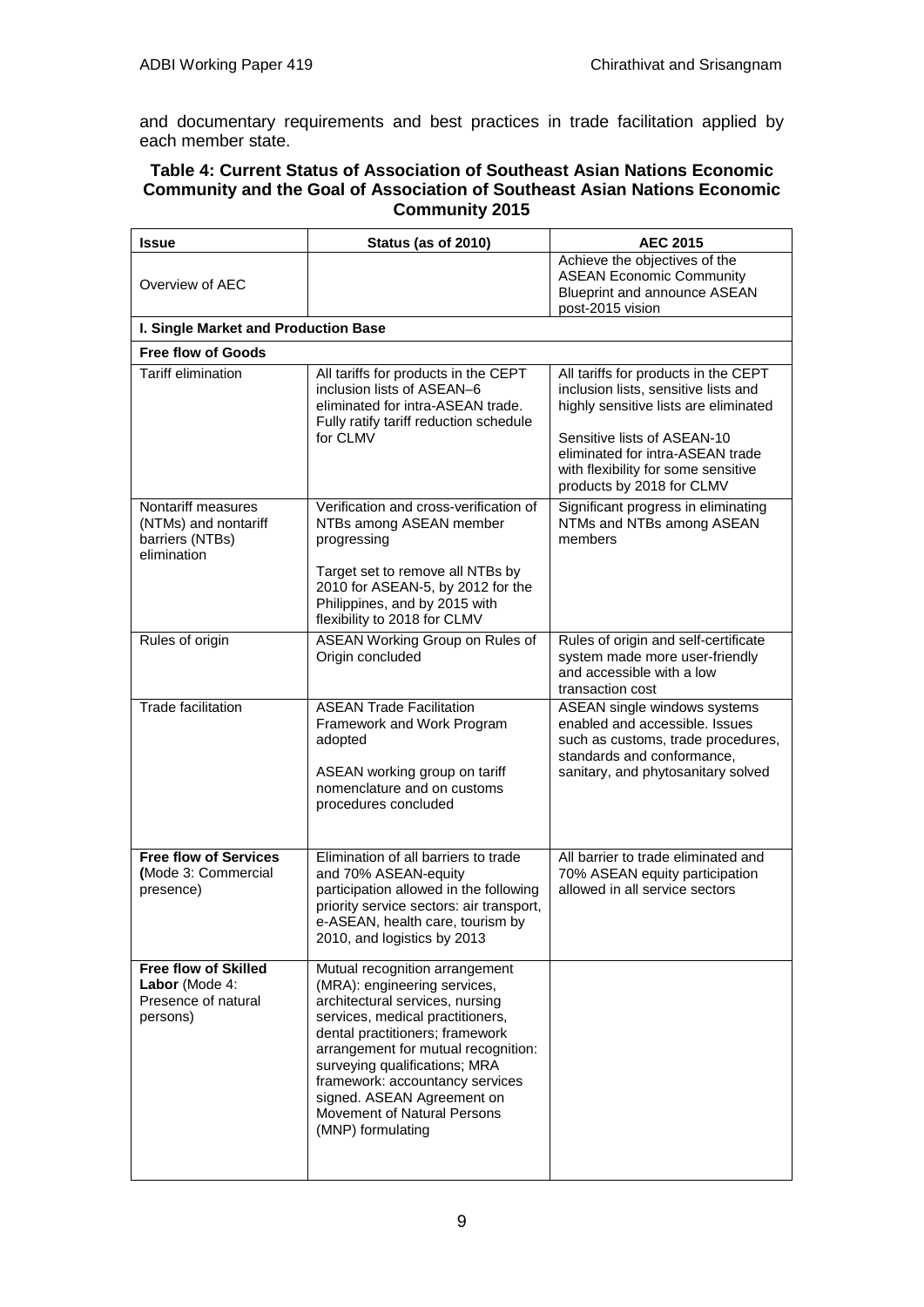and documentary requirements and best practices in trade facilitation applied by each member state.

**Table 4: Current Status of Association of Southeast Asian Nations Economic Community and the Goal of Association of Southeast Asian Nations Economic Community 2015**

| Issue | Status (as of 2010) | AEC 2015 |
|---|---|---|
| Overview of AEC | | Achieve the objectives of the ASEAN Economic Community Blueprint and announce ASEAN post-2015 vision |
| **I. Single Market and Production Base** | | |
| **Free flow of Goods** | | |
| Tariff elimination | All tariffs for products in the CEPT inclusion lists of ASEAN–6 eliminated for intra-ASEAN trade. Fully ratify tariff reduction schedule for CLMV | All tariffs for products in the CEPT inclusion lists, sensitive lists and highly sensitive lists are eliminated<br><br>Sensitive lists of ASEAN-10 eliminated for intra-ASEAN trade with flexibility for some sensitive products by 2018 for CLMV |
| Nontariff measures (NTMs) and nontariff barriers (NTBs) elimination | Verification and cross-verification of NTBs among ASEAN member progressing<br><br>Target set to remove all NTBs by 2010 for ASEAN-5, by 2012 for the Philippines, and by 2015 with flexibility to 2018 for CLMV | Significant progress in eliminating NTMs and NTBs among ASEAN members |
| Rules of origin | ASEAN Working Group on Rules of Origin concluded | Rules of origin and self-certificate system made more user-friendly and accessible with a low transaction cost |
| Trade facilitation | ASEAN Trade Facilitation Framework and Work Program adopted<br><br>ASEAN working group on tariff nomenclature and on customs procedures concluded | ASEAN single windows systems enabled and accessible. Issues such as customs, trade procedures, standards and conformance, sanitary, and phytosanitary solved |
| **Free flow of Services** (Mode 3: Commercial presence) | Elimination of all barriers to trade and 70% ASEAN-equity participation allowed in the following priority service sectors: air transport, e-ASEAN, health care, tourism by 2010, and logistics by 2013 | All barrier to trade eliminated and 70% ASEAN equity participation allowed in all service sectors |
| **Free flow of Skilled Labor** (Mode 4: Presence of natural persons) | Mutual recognition arrangement (MRA): engineering services, architectural services, nursing services, medical practitioners, dental practitioners; framework arrangement for mutual recognition: surveying qualifications; MRA framework: accountancy services signed. ASEAN Agreement on Movement of Natural Persons (MNP) formulating | |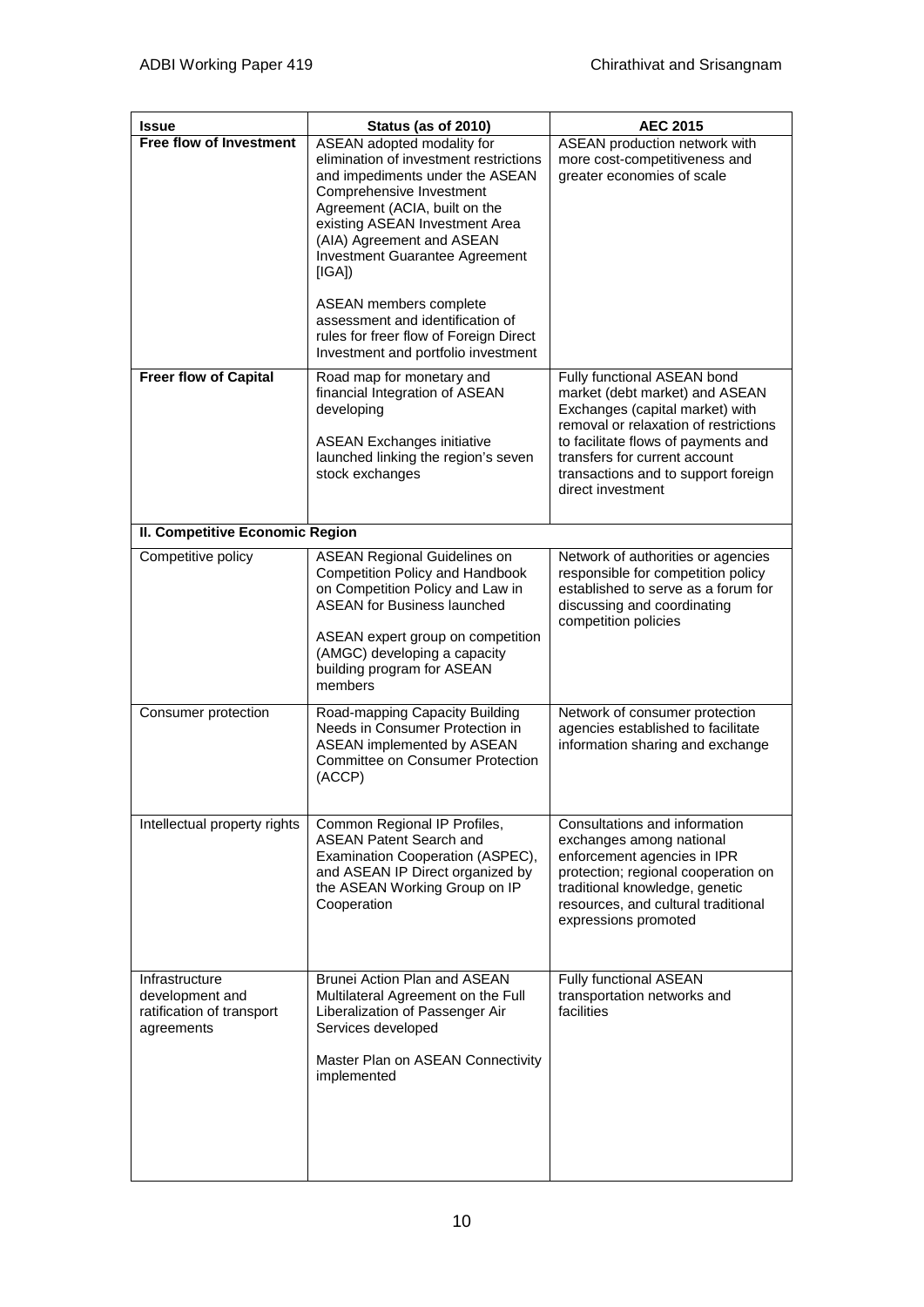| Issue | Status (as of 2010) | AEC 2015 |
|---|---|---|
| **Free flow of Investment** | ASEAN adopted modality for elimination of investment restrictions and impediments under the ASEAN Comprehensive Investment Agreement (ACIA, built on the existing ASEAN Investment Area (AIA) Agreement and ASEAN Investment Guarantee Agreement [IGA])<br><br>ASEAN members complete assessment and identification of rules for freer flow of Foreign Direct Investment and portfolio investment | ASEAN production network with more cost-competitiveness and greater economies of scale |
| **Freer flow of Capital** | Road map for monetary and financial Integration of ASEAN developing<br><br>ASEAN Exchanges initiative launched linking the region's seven stock exchanges | Fully functional ASEAN bond market (debt market) and ASEAN Exchanges (capital market) with removal or relaxation of restrictions to facilitate flows of payments and transfers for current account transactions and to support foreign direct investment |
| **II. Competitive Economic Region** | | |
| Competitive policy | ASEAN Regional Guidelines on Competition Policy and Handbook on Competition Policy and Law in ASEAN for Business launched<br><br>ASEAN expert group on competition (AMGC) developing a capacity building program for ASEAN members | Network of authorities or agencies responsible for competition policy established to serve as a forum for discussing and coordinating competition policies |
| Consumer protection | Road-mapping Capacity Building Needs in Consumer Protection in ASEAN implemented by ASEAN Committee on Consumer Protection (ACCP) | Network of consumer protection agencies established to facilitate information sharing and exchange |
| Intellectual property rights | Common Regional IP Profiles, ASEAN Patent Search and Examination Cooperation (ASPEC), and ASEAN IP Direct organized by the ASEAN Working Group on IP Cooperation | Consultations and information exchanges among national enforcement agencies in IPR protection; regional cooperation on traditional knowledge, genetic resources, and cultural traditional expressions promoted |
| Infrastructure development and ratification of transport agreements | Brunei Action Plan and ASEAN Multilateral Agreement on the Full Liberalization of Passenger Air Services developed<br><br>Master Plan on ASEAN Connectivity implemented | Fully functional ASEAN transportation networks and facilities |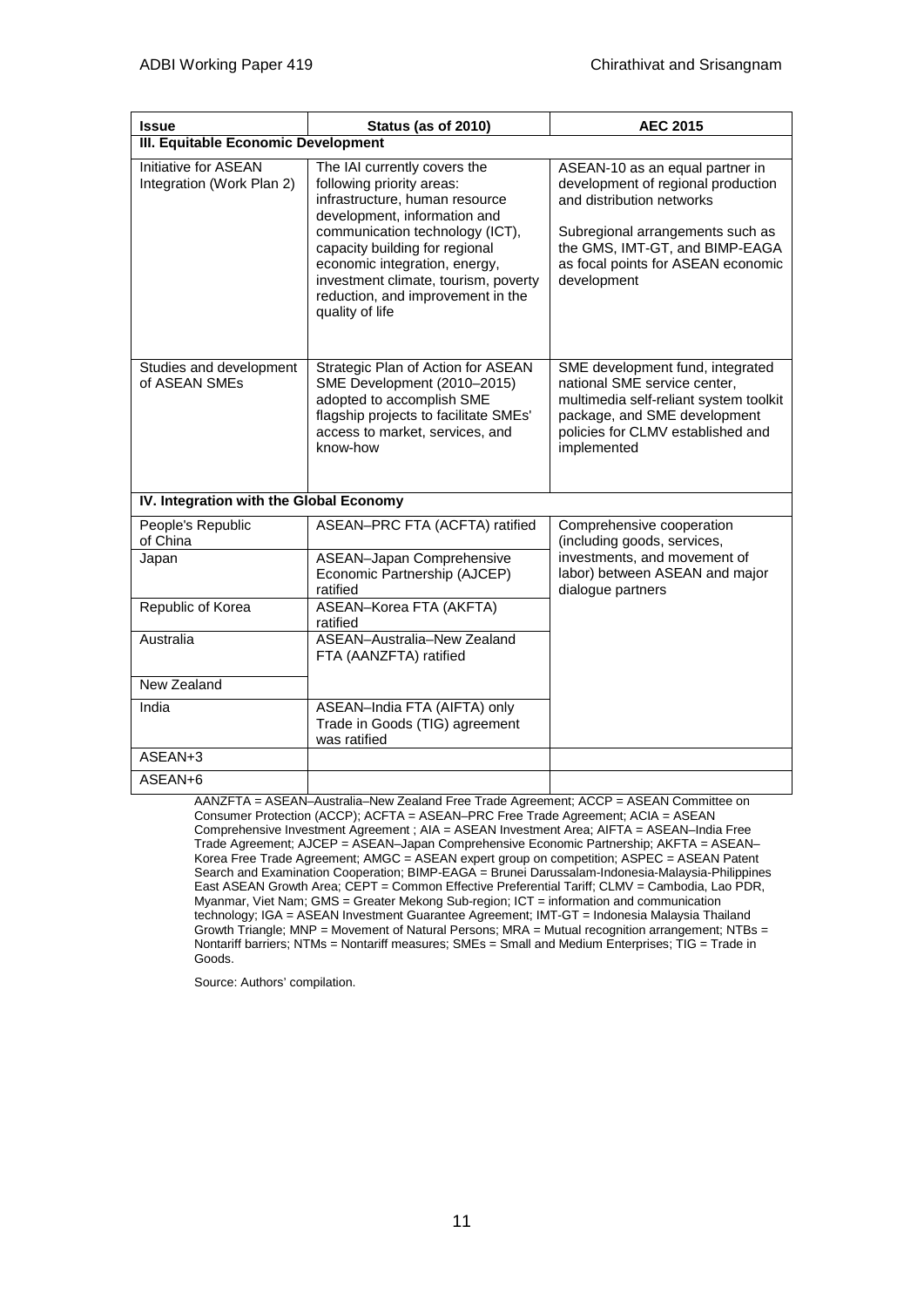| Issue | Status (as of 2010) | AEC 2015 |
|---|---|---|
| **III. Equitable Economic Development** | | |
| Initiative for ASEAN Integration (Work Plan 2) | The IAI currently covers the following priority areas: infrastructure, human resource development, information and communication technology (ICT), capacity building for regional economic integration, energy, investment climate, tourism, poverty reduction, and improvement in the quality of life | ASEAN-10 as an equal partner in development of regional production and distribution networks<br><br>Subregional arrangements such as the GMS, IMT-GT, and BIMP-EAGA as focal points for ASEAN economic development |
| Studies and development of ASEAN SMEs | Strategic Plan of Action for ASEAN SME Development (2010–2015) adopted to accomplish SME flagship projects to facilitate SMEs' access to market, services, and know-how | SME development fund, integrated national SME service center, multimedia self-reliant system toolkit package, and SME development policies for CLMV established and implemented |
| **IV. Integration with the Global Economy** | | |
| People's Republic of China | ASEAN–PRC FTA (ACFTA) ratified | Comprehensive cooperation (including goods, services, investments, and movement of labor) between ASEAN and major dialogue partners |
| Japan | ASEAN–Japan Comprehensive Economic Partnership (AJCEP) ratified | |
| Republic of Korea | ASEAN–Korea FTA (AKFTA) ratified | |
| Australia | ASEAN–Australia–New Zealand FTA (AANZFTA) ratified | |
| New Zealand | | |
| India | ASEAN–India FTA (AIFTA) only Trade in Goods (TIG) agreement was ratified | |
| ASEAN+3 | | |
| ASEAN+6 | | |

AANZFTA = ASEAN–Australia–New Zealand Free Trade Agreement; ACCP = ASEAN Committee on Consumer Protection (ACCP); ACFTA = ASEAN–PRC Free Trade Agreement; ACIA = ASEAN Comprehensive Investment Agreement ; AIA = ASEAN Investment Area; AIFTA = ASEAN–India Free Trade Agreement; AJCEP = ASEAN–Japan Comprehensive Economic Partnership; AKFTA = ASEAN–Korea Free Trade Agreement; AMGC = ASEAN expert group on competition; ASPEC = ASEAN Patent Search and Examination Cooperation; BIMP-EAGA = Brunei Darussalam-Indonesia-Malaysia-Philippines East ASEAN Growth Area; CEPT = Common Effective Preferential Tariff; CLMV = Cambodia, Lao PDR, Myanmar, Viet Nam; GMS = Greater Mekong Sub-region; ICT = information and communication technology; IGA = ASEAN Investment Guarantee Agreement; IMT-GT = Indonesia Malaysia Thailand Growth Triangle; MNP = Movement of Natural Persons; MRA = Mutual recognition arrangement; NTBs = Nontariff barriers; NTMs = Nontariff measures; SMEs = Small and Medium Enterprises; TIG = Trade in Goods.

Source: Authors' compilation.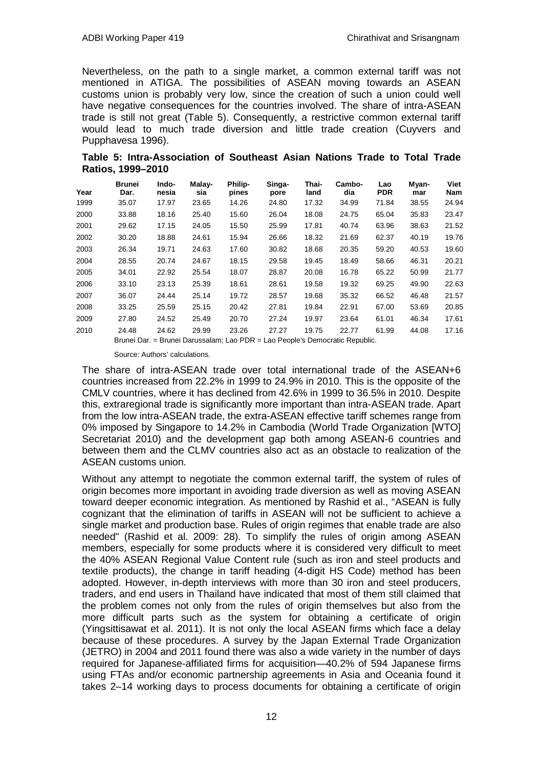Nevertheless, on the path to a single market, a common external tariff was not mentioned in ATIGA. The possibilities of ASEAN moving towards an ASEAN customs union is probably very low, since the creation of such a union could well have negative consequences for the countries involved. The share of intra-ASEAN trade is still not great (Table 5). Consequently, a restrictive common external tariff would lead to much trade diversion and little trade creation (Cuyvers and Pupphavesa 1996).

**Table 5: Intra-Association of Southeast Asian Nations Trade to Total Trade Ratios, 1999–2010**

| Year | Brunei Dar. | Indo-nesia | Malay-sia | Philip-pines | Singa-pore | Thai-land | Cambo-dia | Lao PDR | Myan-mar | Viet Nam |
|---|---|---|---|---|---|---|---|---|---|---|
| 1999 | 35.07 | 17.97 | 23.65 | 14.26 | 24.80 | 17.32 | 34.99 | 71.84 | 38.55 | 24.94 |
| 2000 | 33.88 | 18.16 | 25.40 | 15.60 | 26.04 | 18.08 | 24.75 | 65.04 | 35.83 | 23.47 |
| 2001 | 29.62 | 17.15 | 24.05 | 15.50 | 25.99 | 17.81 | 40.74 | 63.96 | 38.63 | 21.52 |
| 2002 | 30.20 | 18.88 | 24.61 | 15.94 | 26.66 | 18.32 | 21.69 | 62.37 | 40.19 | 19.76 |
| 2003 | 26.34 | 19.71 | 24.63 | 17.60 | 30.82 | 18.68 | 20.35 | 59.20 | 40.53 | 19.60 |
| 2004 | 28.55 | 20.74 | 24.67 | 18.15 | 29.58 | 19.45 | 18.49 | 58.66 | 46.31 | 20.21 |
| 2005 | 34.01 | 22.92 | 25.54 | 18.07 | 28.87 | 20.08 | 16.78 | 65.22 | 50.99 | 21.77 |
| 2006 | 33.10 | 23.13 | 25.39 | 18.61 | 28.61 | 19.58 | 19.32 | 69.25 | 49.90 | 22.63 |
| 2007 | 36.07 | 24.44 | 25.14 | 19.72 | 28.57 | 19.68 | 35.32 | 66.52 | 46.48 | 21.57 |
| 2008 | 33.25 | 25.59 | 25.15 | 20.42 | 27.81 | 19.84 | 22.91 | 67.00 | 53.69 | 20.85 |
| 2009 | 27.80 | 24.52 | 25.49 | 20.70 | 27.24 | 19.97 | 23.64 | 61.01 | 46.34 | 17.61 |
| 2010 | 24.48 | 24.62 | 29.99 | 23.26 | 27.27 | 19.75 | 22.77 | 61.99 | 44.08 | 17.16 |

Brunei Dar. = Brunei Darussalam; Lao PDR = Lao People's Democratic Republic.

Source: Authors' calculations.

The share of intra-ASEAN trade over total international trade of the ASEAN+6 countries increased from 22.2% in 1999 to 24.9% in 2010. This is the opposite of the CMLV countries, where it has declined from 42.6% in 1999 to 36.5% in 2010. Despite this, extraregional trade is significantly more important than intra-ASEAN trade. Apart from the low intra-ASEAN trade, the extra-ASEAN effective tariff schemes range from 0% imposed by Singapore to 14.2% in Cambodia (World Trade Organization [WTO] Secretariat 2010) and the development gap both among ASEAN-6 countries and between them and the CLMV countries also act as an obstacle to realization of the ASEAN customs union.

Without any attempt to negotiate the common external tariff, the system of rules of origin becomes more important in avoiding trade diversion as well as moving ASEAN toward deeper economic integration. As mentioned by Rashid et al., "ASEAN is fully cognizant that the elimination of tariffs in ASEAN will not be sufficient to achieve a single market and production base. Rules of origin regimes that enable trade are also needed" (Rashid et al. 2009: 28). To simplify the rules of origin among ASEAN members, especially for some products where it is considered very difficult to meet the 40% ASEAN Regional Value Content rule (such as iron and steel products and textile products), the change in tariff heading (4-digit HS Code) method has been adopted. However, in-depth interviews with more than 30 iron and steel producers, traders, and end users in Thailand have indicated that most of them still claimed that the problem comes not only from the rules of origin themselves but also from the more difficult parts such as the system for obtaining a certificate of origin (Yingsittisawat et al. 2011). It is not only the local ASEAN firms which face a delay because of these procedures. A survey by the Japan External Trade Organization (JETRO) in 2004 and 2011 found there was also a wide variety in the number of days required for Japanese-affiliated firms for acquisition—40.2% of 594 Japanese firms using FTAs and/or economic partnership agreements in Asia and Oceania found it takes 2–14 working days to process documents for obtaining a certificate of origin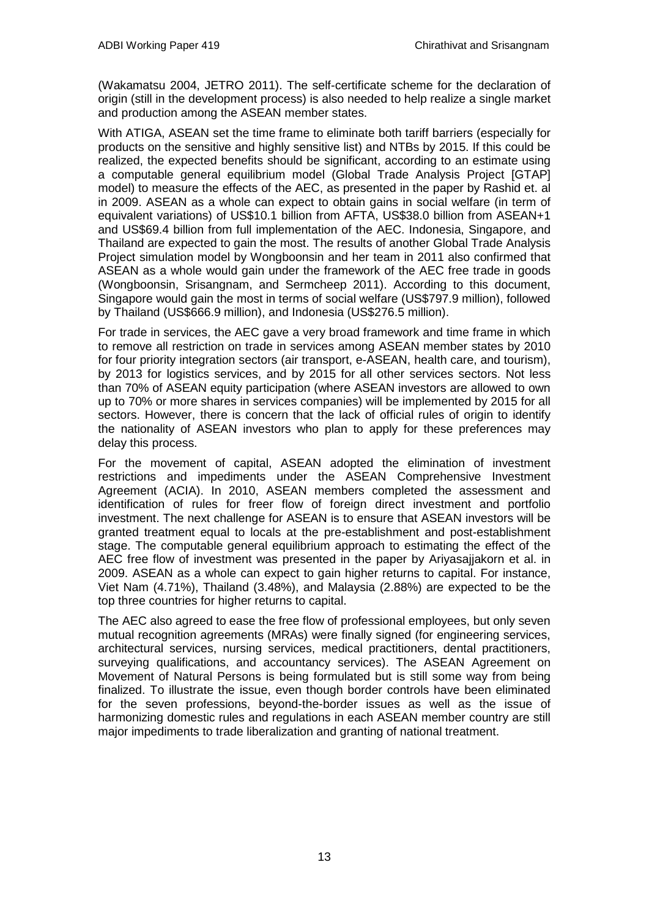(Wakamatsu 2004, JETRO 2011). The self-certificate scheme for the declaration of origin (still in the development process) is also needed to help realize a single market and production among the ASEAN member states.

With ATIGA, ASEAN set the time frame to eliminate both tariff barriers (especially for products on the sensitive and highly sensitive list) and NTBs by 2015. If this could be realized, the expected benefits should be significant, according to an estimate using a computable general equilibrium model (Global Trade Analysis Project [GTAP] model) to measure the effects of the AEC, as presented in the paper by Rashid et. al in 2009. ASEAN as a whole can expect to obtain gains in social welfare (in term of equivalent variations) of US$10.1 billion from AFTA, US$38.0 billion from ASEAN+1 and US$69.4 billion from full implementation of the AEC. Indonesia, Singapore, and Thailand are expected to gain the most. The results of another Global Trade Analysis Project simulation model by Wongboonsin and her team in 2011 also confirmed that ASEAN as a whole would gain under the framework of the AEC free trade in goods (Wongboonsin, Srisangnam, and Sermcheep 2011). According to this document, Singapore would gain the most in terms of social welfare (US$797.9 million), followed by Thailand (US$666.9 million), and Indonesia (US$276.5 million).

For trade in services, the AEC gave a very broad framework and time frame in which to remove all restriction on trade in services among ASEAN member states by 2010 for four priority integration sectors (air transport, e-ASEAN, health care, and tourism), by 2013 for logistics services, and by 2015 for all other services sectors. Not less than 70% of ASEAN equity participation (where ASEAN investors are allowed to own up to 70% or more shares in services companies) will be implemented by 2015 for all sectors. However, there is concern that the lack of official rules of origin to identify the nationality of ASEAN investors who plan to apply for these preferences may delay this process.

For the movement of capital, ASEAN adopted the elimination of investment restrictions and impediments under the ASEAN Comprehensive Investment Agreement (ACIA). In 2010, ASEAN members completed the assessment and identification of rules for freer flow of foreign direct investment and portfolio investment. The next challenge for ASEAN is to ensure that ASEAN investors will be granted treatment equal to locals at the pre-establishment and post-establishment stage. The computable general equilibrium approach to estimating the effect of the AEC free flow of investment was presented in the paper by Ariyasajjakorn et al. in 2009. ASEAN as a whole can expect to gain higher returns to capital. For instance, Viet Nam (4.71%), Thailand (3.48%), and Malaysia (2.88%) are expected to be the top three countries for higher returns to capital.

The AEC also agreed to ease the free flow of professional employees, but only seven mutual recognition agreements (MRAs) were finally signed (for engineering services, architectural services, nursing services, medical practitioners, dental practitioners, surveying qualifications, and accountancy services). The ASEAN Agreement on Movement of Natural Persons is being formulated but is still some way from being finalized. To illustrate the issue, even though border controls have been eliminated for the seven professions, beyond-the-border issues as well as the issue of harmonizing domestic rules and regulations in each ASEAN member country are still major impediments to trade liberalization and granting of national treatment.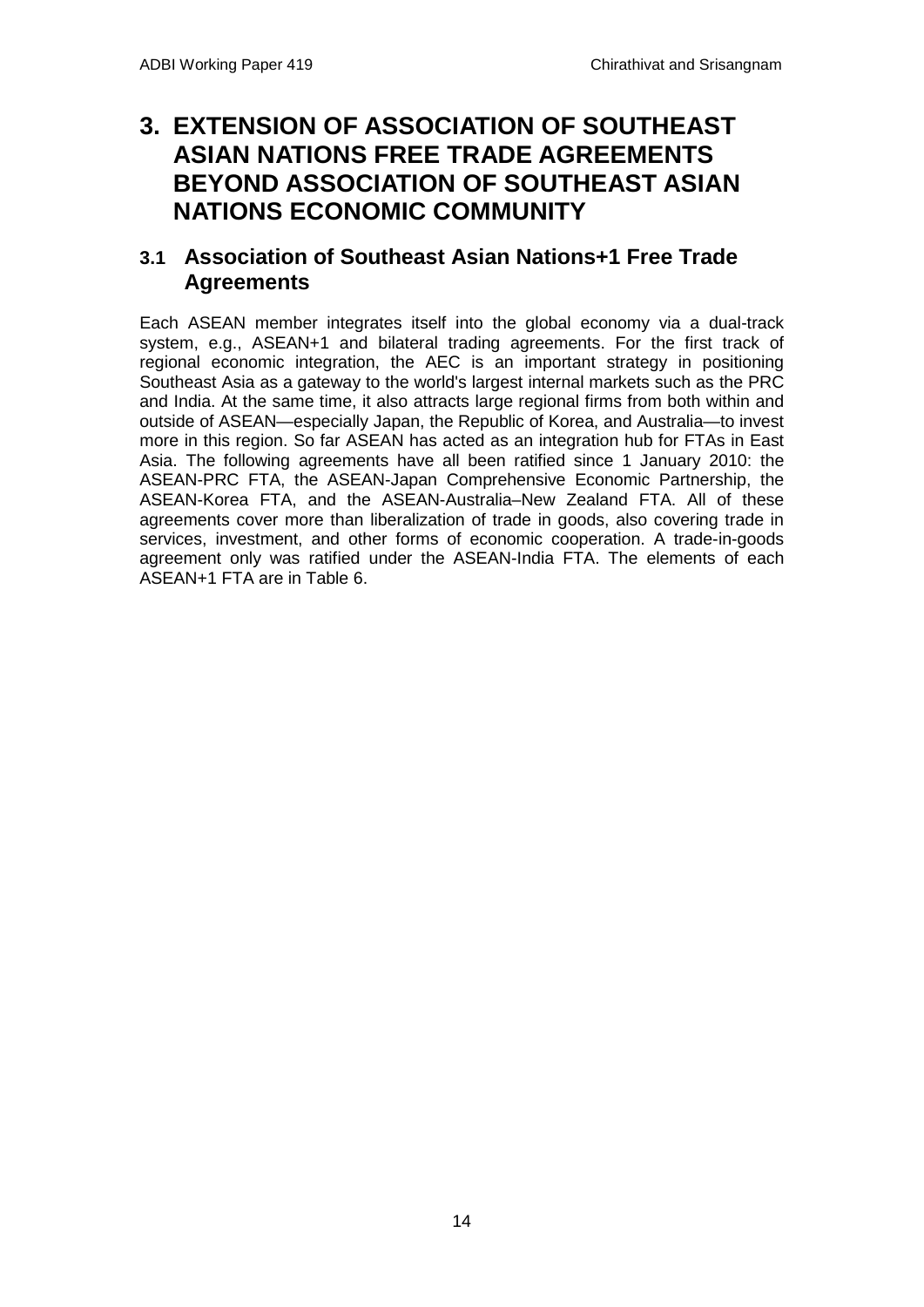# 3. EXTENSION OF ASSOCIATION OF SOUTHEAST ASIAN NATIONS FREE TRADE AGREEMENTS BEYOND ASSOCIATION OF SOUTHEAST ASIAN NATIONS ECONOMIC COMMUNITY

## 3.1 Association of Southeast Asian Nations+1 Free Trade Agreements

Each ASEAN member integrates itself into the global economy via a dual-track system, e.g., ASEAN+1 and bilateral trading agreements. For the first track of regional economic integration, the AEC is an important strategy in positioning Southeast Asia as a gateway to the world's largest internal markets such as the PRC and India. At the same time, it also attracts large regional firms from both within and outside of ASEAN—especially Japan, the Republic of Korea, and Australia—to invest more in this region. So far ASEAN has acted as an integration hub for FTAs in East Asia. The following agreements have all been ratified since 1 January 2010: the ASEAN-PRC FTA, the ASEAN-Japan Comprehensive Economic Partnership, the ASEAN-Korea FTA, and the ASEAN-Australia–New Zealand FTA. All of these agreements cover more than liberalization of trade in goods, also covering trade in services, investment, and other forms of economic cooperation. A trade-in-goods agreement only was ratified under the ASEAN-India FTA. The elements of each ASEAN+1 FTA are in Table 6.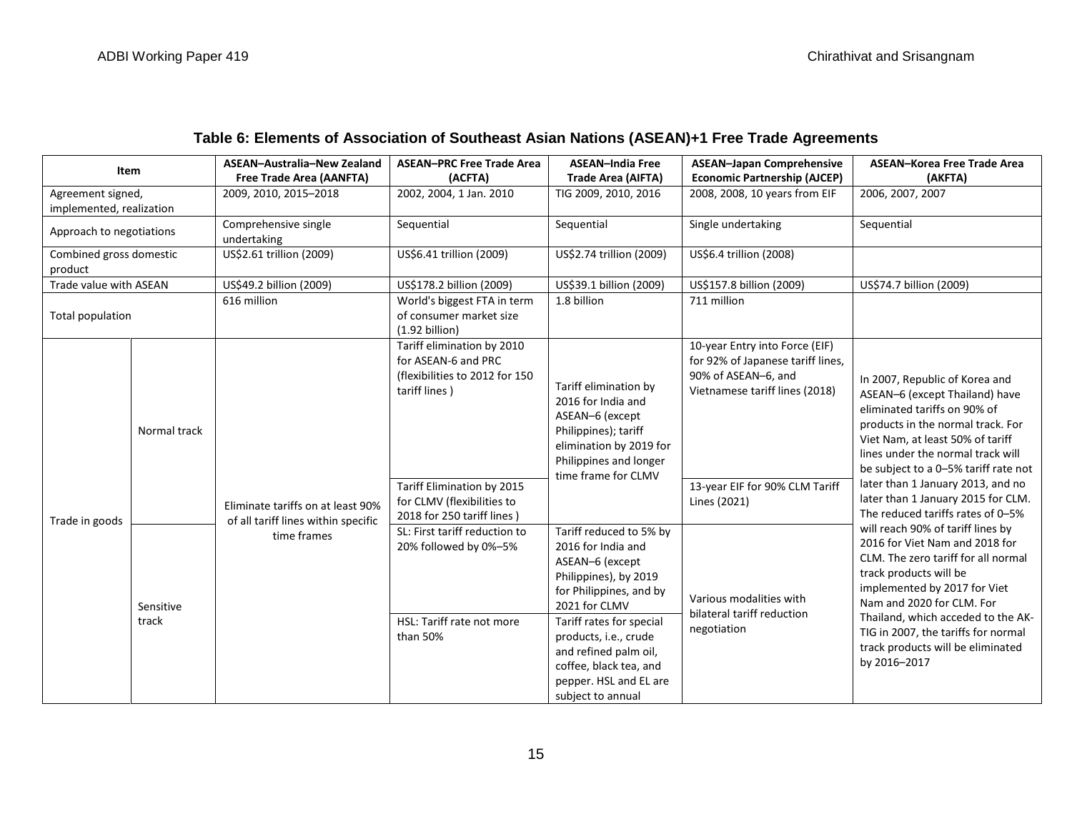## Table 6: Elements of Association of Southeast Asian Nations (ASEAN)+1 Free Trade Agreements

| Item | | ASEAN–Australia–New Zealand Free Trade Area (AANFTA) | ASEAN–PRC Free Trade Area (ACFTA) | ASEAN–India Free Trade Area (AIFTA) | ASEAN–Japan Comprehensive Economic Partnership (AJCEP) | ASEAN–Korea Free Trade Area (AKFTA) |
|---|---|---|---|---|---|---|
| Agreement signed, implemented, realization | | 2009, 2010, 2015–2018 | 2002, 2004, 1 Jan. 2010 | TIG 2009, 2010, 2016 | 2008, 2008, 10 years from EIF | 2006, 2007, 2007 |
| Approach to negotiations | | Comprehensive single undertaking | Sequential | Sequential | Single undertaking | Sequential |
| Combined gross domestic product | | US$2.61 trillion (2009) | US$6.41 trillion (2009) | US$2.74 trillion (2009) | US$6.4 trillion (2008) | |
| Trade value with ASEAN | | US$49.2 billion (2009) | US$178.2 billion (2009) | US$39.1 billion (2009) | US$157.8 billion (2009) | US$74.7 billion (2009) |
| Total population | | 616 million | World's biggest FTA in term of consumer market size (1.92 billion) | 1.8 billion | 711 million | |
| Trade in goods | Normal track | Eliminate tariffs on at least 90% of all tariff lines within specific time frames | Tariff elimination by 2010 for ASEAN-6 and PRC (flexibilities to 2012 for 150 tariff lines ) | Tariff elimination by 2016 for India and ASEAN–6 (except Philippines); tariff elimination by 2019 for Philippines and longer time frame for CLMV | 10-year Entry into Force (EIF) for 92% of Japanese tariff lines, 90% of ASEAN–6, and Vietnamese tariff lines (2018) | In 2007, Republic of Korea and ASEAN–6 (except Thailand) have eliminated tariffs on 90% of products in the normal track. For Viet Nam, at least 50% of tariff lines under the normal track will be subject to a 0–5% tariff rate not later than 1 January 2013, and no later than 1 January 2015 for CLM. The reduced tariffs rates of 0–5% will reach 90% of tariff lines by 2016 for Viet Nam and 2018 for CLM. The zero tariff for all normal track products will be implemented by 2017 for Viet Nam and 2020 for CLM. For Thailand, which acceded to the AK-TIG in 2007, the tariffs for normal track products will be eliminated by 2016–2017 |
| | | | Tariff Elimination by 2015 for CLMV (flexibilities to 2018 for 250 tariff lines ) | | 13-year EIF for 90% CLM Tariff Lines (2021) | |
| | Sensitive track | | SL: First tariff reduction to 20% followed by 0%–5% | Tariff reduced to 5% by 2016 for India and ASEAN–6 (except Philippines), by 2019 for Philippines, and by 2021 for CLMV | Various modalities with bilateral tariff reduction negotiation | |
| | | | HSL: Tariff rate not more than 50% | Tariff rates for special products, i.e., crude and refined palm oil, coffee, black tea, and pepper. HSL and EL are subject to annual | | |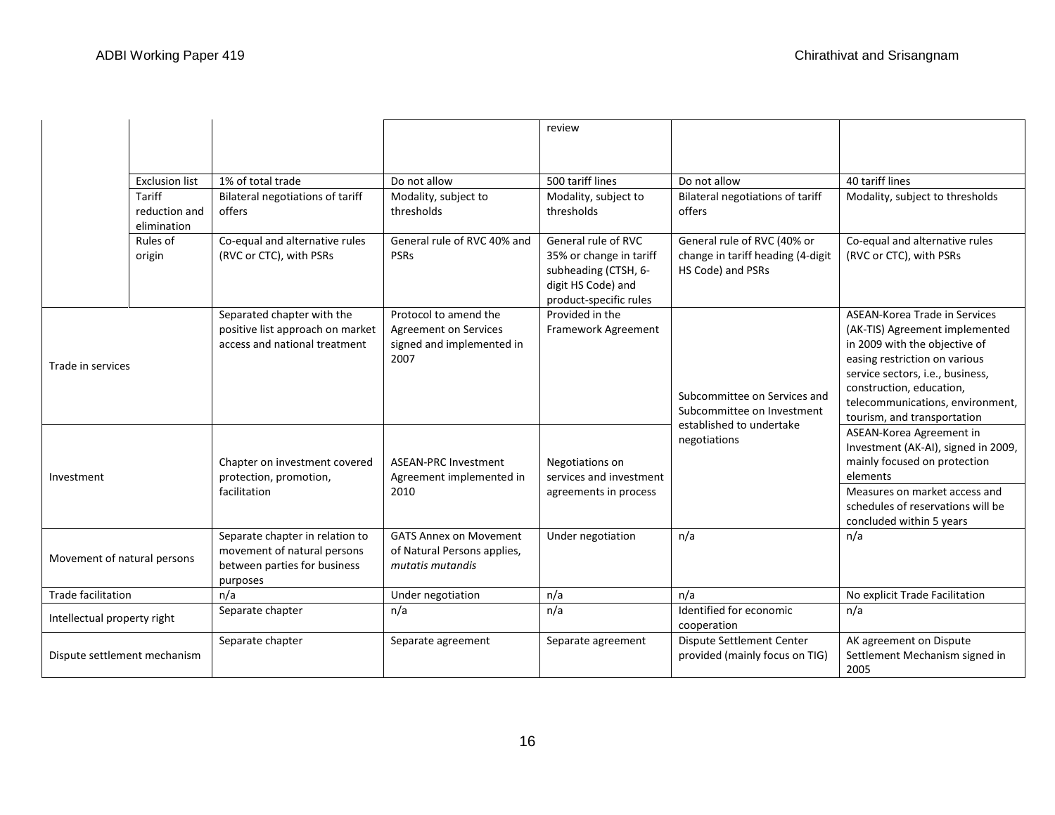| | | | | | | |
|---|---|---|---|---|---|---|
| | | | | review | | |
| | Exclusion list | 1% of total trade | Do not allow | 500 tariff lines | Do not allow | 40 tariff lines |
| | Tariff reduction and elimination | Bilateral negotiations of tariff offers | Modality, subject to thresholds | Modality, subject to thresholds | Bilateral negotiations of tariff offers | Modality, subject to thresholds |
| | Rules of origin | Co-equal and alternative rules (RVC or CTC), with PSRs | General rule of RVC 40% and PSRs | General rule of RVC 35% or change in tariff subheading (CTSH, 6-digit HS Code) and product-specific rules | General rule of RVC (40% or change in tariff heading (4-digit HS Code) and PSRs | Co-equal and alternative rules (RVC or CTC), with PSRs |
| Trade in services | | Separated chapter with the positive list approach on market access and national treatment | Protocol to amend the Agreement on Services signed and implemented in 2007 | Provided in the Framework Agreement | Subcommittee on Services and Subcommittee on Investment established to undertake negotiations | ASEAN-Korea Trade in Services (AK-TIS) Agreement implemented in 2009 with the objective of easing restriction on various service sectors, i.e., business, construction, education, telecommunications, environment, tourism, and transportation |
| Investment | | Chapter on investment covered protection, promotion, facilitation | ASEAN-PRC Investment Agreement implemented in 2010 | Negotiations on services and investment agreements in process | | ASEAN-Korea Agreement in Investment (AK-AI), signed in 2009, mainly focused on protection elements<br>Measures on market access and schedules of reservations will be concluded within 5 years |
| Movement of natural persons | | Separate chapter in relation to movement of natural persons between parties for business purposes | GATS Annex on Movement of Natural Persons applies, *mutatis mutandis* | Under negotiation | n/a | n/a |
| Trade facilitation | | n/a | Under negotiation | n/a | n/a | No explicit Trade Facilitation |
| Intellectual property right | | Separate chapter | n/a | n/a | Identified for economic cooperation | n/a |
| Dispute settlement mechanism | | Separate chapter | Separate agreement | Separate agreement | Dispute Settlement Center provided (mainly focus on TIG) | AK agreement on Dispute Settlement Mechanism signed in 2005 |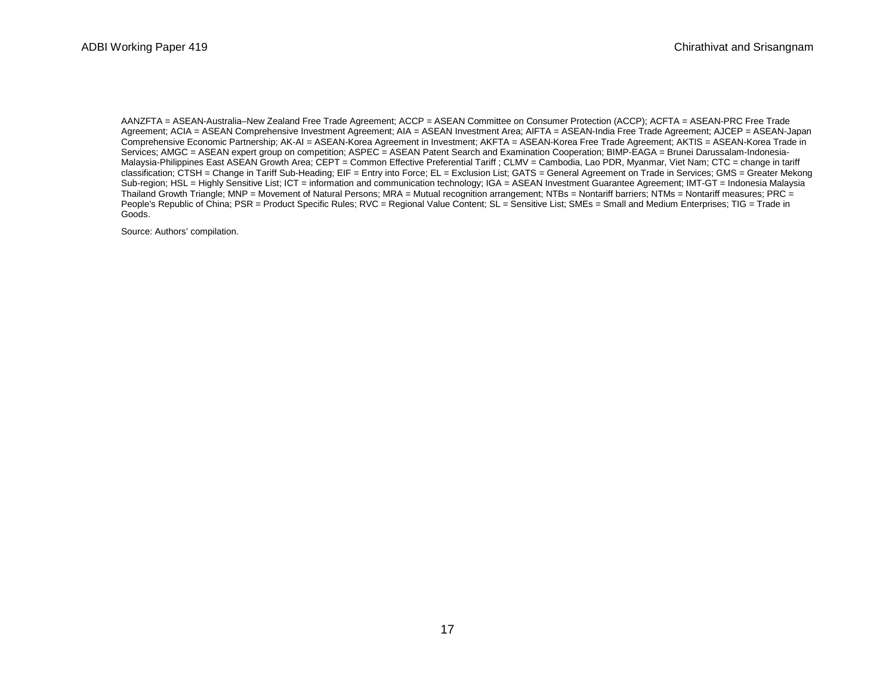AANZFTA = ASEAN-Australia–New Zealand Free Trade Agreement; ACCP = ASEAN Committee on Consumer Protection (ACCP); ACFTA = ASEAN-PRC Free Trade Agreement; ACIA = ASEAN Comprehensive Investment Agreement; AIA = ASEAN Investment Area; AIFTA = ASEAN-India Free Trade Agreement; AJCEP = ASEAN-Japan Comprehensive Economic Partnership; AK-AI = ASEAN-Korea Agreement in Investment; AKFTA = ASEAN-Korea Free Trade Agreement; AKTIS = ASEAN-Korea Trade in Services; AMGC = ASEAN expert group on competition; ASPEC = ASEAN Patent Search and Examination Cooperation; BIMP-EAGA = Brunei Darussalam-Indonesia-Malaysia-Philippines East ASEAN Growth Area; CEPT = Common Effective Preferential Tariff ; CLMV = Cambodia, Lao PDR, Myanmar, Viet Nam; CTC = change in tariff classification; CTSH = Change in Tariff Sub-Heading; EIF = Entry into Force; EL = Exclusion List; GATS = General Agreement on Trade in Services; GMS = Greater Mekong Sub-region; HSL = Highly Sensitive List; ICT = information and communication technology; IGA = ASEAN Investment Guarantee Agreement; IMT-GT = Indonesia Malaysia Thailand Growth Triangle; MNP = Movement of Natural Persons; MRA = Mutual recognition arrangement; NTBs = Nontariff barriers; NTMs = Nontariff measures; PRC = People's Republic of China; PSR = Product Specific Rules; RVC = Regional Value Content; SL = Sensitive List; SMEs = Small and Medium Enterprises; TIG = Trade in Goods.

Source: Authors' compilation.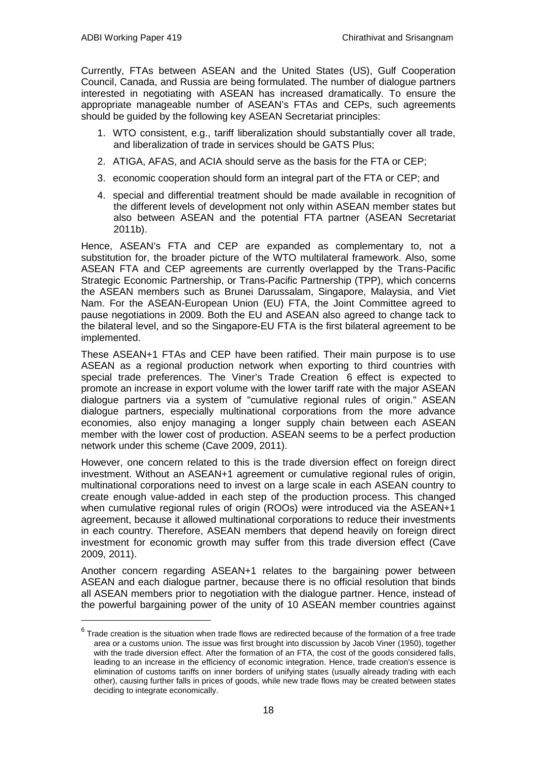Currently, FTAs between ASEAN and the United States (US), Gulf Cooperation Council, Canada, and Russia are being formulated. The number of dialogue partners interested in negotiating with ASEAN has increased dramatically. To ensure the appropriate manageable number of ASEAN's FTAs and CEPs, such agreements should be guided by the following key ASEAN Secretariat principles:

1. WTO consistent, e.g., tariff liberalization should substantially cover all trade, and liberalization of trade in services should be GATS Plus;
2. ATIGA, AFAS, and ACIA should serve as the basis for the FTA or CEP;
3. economic cooperation should form an integral part of the FTA or CEP; and
4. special and differential treatment should be made available in recognition of the different levels of development not only within ASEAN member states but also between ASEAN and the potential FTA partner (ASEAN Secretariat 2011b).

Hence, ASEAN's FTA and CEP are expanded as complementary to, not a substitution for, the broader picture of the WTO multilateral framework. Also, some ASEAN FTA and CEP agreements are currently overlapped by the Trans-Pacific Strategic Economic Partnership, or Trans-Pacific Partnership (TPP), which concerns the ASEAN members such as Brunei Darussalam, Singapore, Malaysia, and Viet Nam. For the ASEAN-European Union (EU) FTA, the Joint Committee agreed to pause negotiations in 2009. Both the EU and ASEAN also agreed to change tack to the bilateral level, and so the Singapore-EU FTA is the first bilateral agreement to be implemented.

These ASEAN+1 FTAs and CEP have been ratified. Their main purpose is to use ASEAN as a regional production network when exporting to third countries with special trade preferences. The Viner's Trade Creation [6] effect is expected to promote an increase in export volume with the lower tariff rate with the major ASEAN dialogue partners via a system of "cumulative regional rules of origin." ASEAN dialogue partners, especially multinational corporations from the more advance economies, also enjoy managing a longer supply chain between each ASEAN member with the lower cost of production. ASEAN seems to be a perfect production network under this scheme (Cave 2009, 2011).

However, one concern related to this is the trade diversion effect on foreign direct investment. Without an ASEAN+1 agreement or cumulative regional rules of origin, multinational corporations need to invest on a large scale in each ASEAN country to create enough value-added in each step of the production process. This changed when cumulative regional rules of origin (ROOs) were introduced via the ASEAN+1 agreement, because it allowed multinational corporations to reduce their investments in each country. Therefore, ASEAN members that depend heavily on foreign direct investment for economic growth may suffer from this trade diversion effect (Cave 2009, 2011).

Another concern regarding ASEAN+1 relates to the bargaining power between ASEAN and each dialogue partner, because there is no official resolution that binds all ASEAN members prior to negotiation with the dialogue partner. Hence, instead of the powerful bargaining power of the unity of 10 ASEAN member countries against

---

[6] Trade creation is the situation when trade flows are redirected because of the formation of a free trade area or a customs union. The issue was first brought into discussion by Jacob Viner (1950), together with the trade diversion effect. After the formation of an FTA, the cost of the goods considered falls, leading to an increase in the efficiency of economic integration. Hence, trade creation's essence is elimination of customs tariffs on inner borders of unifying states (usually already trading with each other), causing further falls in prices of goods, while new trade flows may be created between states deciding to integrate economically.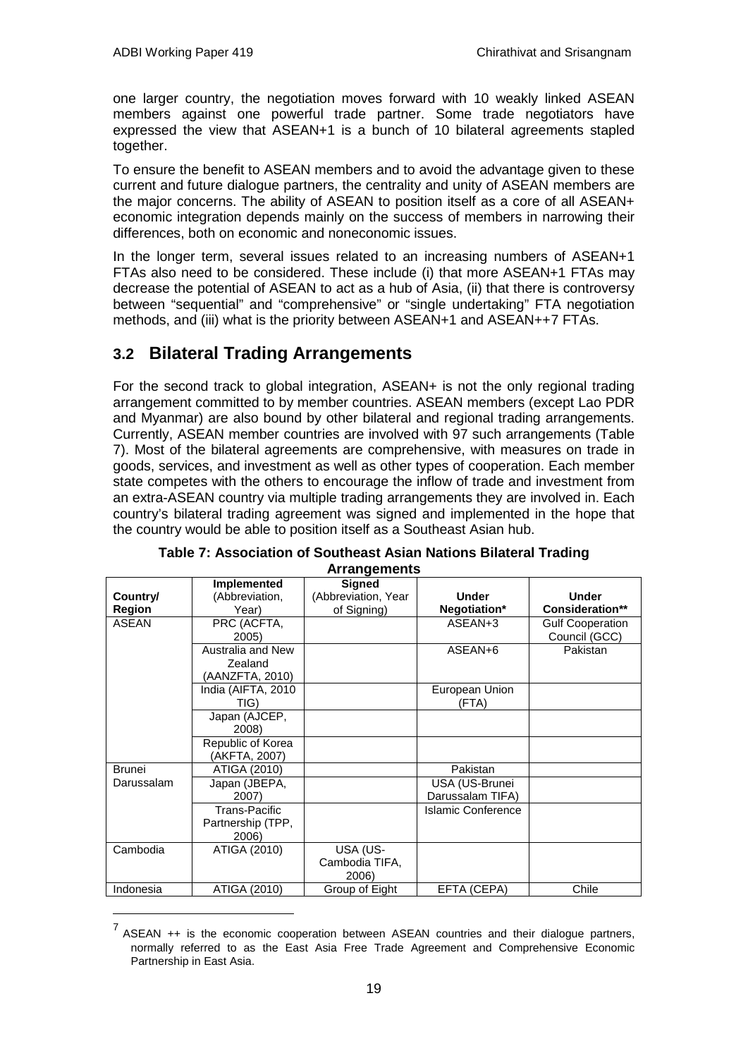one larger country, the negotiation moves forward with 10 weakly linked ASEAN members against one powerful trade partner. Some trade negotiators have expressed the view that ASEAN+1 is a bunch of 10 bilateral agreements stapled together.

To ensure the benefit to ASEAN members and to avoid the advantage given to these current and future dialogue partners, the centrality and unity of ASEAN members are the major concerns. The ability of ASEAN to position itself as a core of all ASEAN+ economic integration depends mainly on the success of members in narrowing their differences, both on economic and noneconomic issues.

In the longer term, several issues related to an increasing numbers of ASEAN+1 FTAs also need to be considered. These include (i) that more ASEAN+1 FTAs may decrease the potential of ASEAN to act as a hub of Asia, (ii) that there is controversy between "sequential" and "comprehensive" or "single undertaking" FTA negotiation methods, and (iii) what is the priority between ASEAN+1 and ASEAN++7 FTAs.

## 3.2 Bilateral Trading Arrangements

For the second track to global integration, ASEAN+ is not the only regional trading arrangement committed to by member countries. ASEAN members (except Lao PDR and Myanmar) are also bound by other bilateral and regional trading arrangements. Currently, ASEAN member countries are involved with 97 such arrangements (Table 7). Most of the bilateral agreements are comprehensive, with measures on trade in goods, services, and investment as well as other types of cooperation. Each member state competes with the others to encourage the inflow of trade and investment from an extra-ASEAN country via multiple trading arrangements they are involved in. Each country's bilateral trading agreement was signed and implemented in the hope that the country would be able to position itself as a Southeast Asian hub.

**Table 7: Association of Southeast Asian Nations Bilateral Trading Arrangements**

| Country/ Region | Implemented (Abbreviation, Year) | Signed (Abbreviation, Year of Signing) | Under Negotiation* | Under Consideration** |
|---|---|---|---|---|
| ASEAN | PRC (ACFTA, 2005) | | ASEAN+3 | Gulf Cooperation Council (GCC) |
| | Australia and New Zealand (AANZFTA, 2010) | | ASEAN+6 | Pakistan |
| | India (AIFTA, 2010 TIG) | | European Union (FTA) | |
| | Japan (AJCEP, 2008) | | | |
| | Republic of Korea (AKFTA, 2007) | | | |
| Brunei Darussalam | ATIGA (2010) | | Pakistan | |
| | Japan (JBEPA, 2007) | | USA (US-Brunei Darussalam TIFA) | |
| | Trans-Pacific Partnership (TPP, 2006) | | Islamic Conference | |
| Cambodia | ATIGA (2010) | USA (US-Cambodia TIFA, 2006) | | |
| Indonesia | ATIGA (2010) | Group of Eight | EFTA (CEPA) | Chile |

[7] ASEAN ++ is the economic cooperation between ASEAN countries and their dialogue partners, normally referred to as the East Asia Free Trade Agreement and Comprehensive Economic Partnership in East Asia.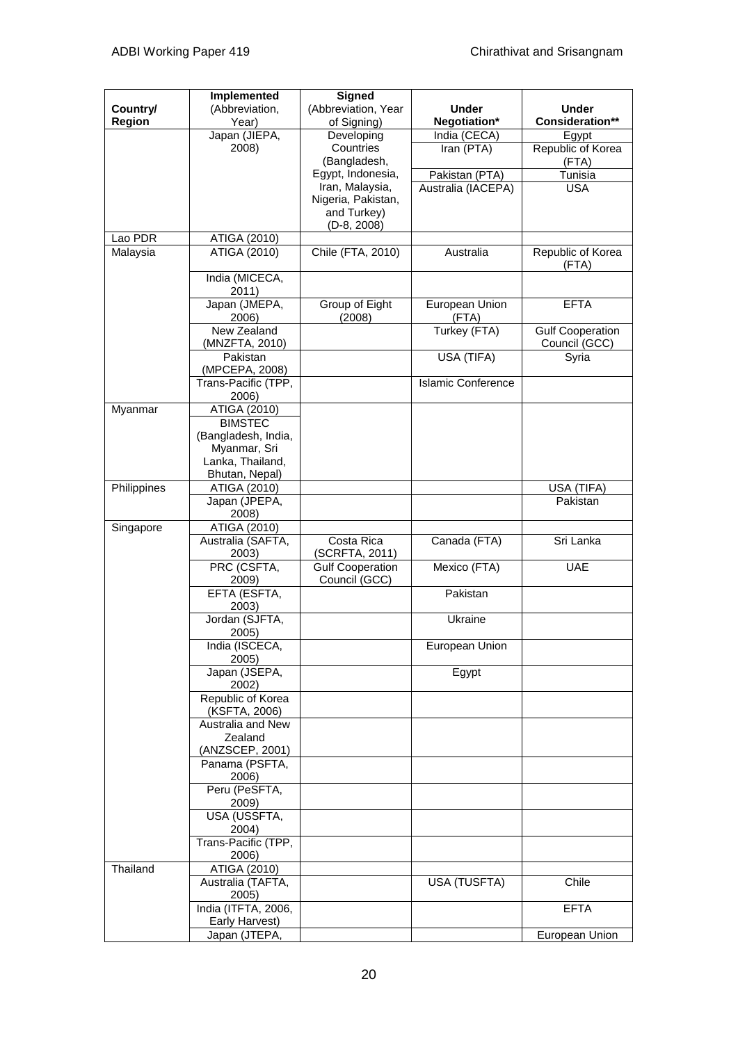| Country/ Region | Implemented (Abbreviation, Year) | Signed (Abbreviation, Year of Signing) | Under Negotiation* | Under Consideration** |
|---|---|---|---|---|
| | Japan (JIEPA, 2008) | Developing Countries (Bangladesh, Egypt, Indonesia, Iran, Malaysia, Nigeria, Pakistan, and Turkey) (D-8, 2008) | India (CECA) | Egypt |
| | | | Iran (PTA) | Republic of Korea (FTA) |
| | | | Pakistan (PTA) | Tunisia |
| | | | Australia (IACEPA) | USA |
| Lao PDR | ATIGA (2010) | | | |
| Malaysia | ATIGA (2010) | Chile (FTA, 2010) | Australia | Republic of Korea (FTA) |
| | India (MICECA, 2011) | | | |
| | Japan (JMEPA, 2006) | Group of Eight (2008) | European Union (FTA) | EFTA |
| | New Zealand (MNZFTA, 2010) | | Turkey (FTA) | Gulf Cooperation Council (GCC) |
| | Pakistan (MPCEPA, 2008) | | USA (TIFA) | Syria |
| | Trans-Pacific (TPP, 2006) | | Islamic Conference | |
| Myanmar | ATIGA (2010) | | | |
| | BIMSTEC (Bangladesh, India, Myanmar, Sri Lanka, Thailand, Bhutan, Nepal) | | | |
| Philippines | ATIGA (2010) | | | USA (TIFA) |
| | Japan (JPEPA, 2008) | | | Pakistan |
| Singapore | ATIGA (2010) | | | |
| | Australia (SAFTA, 2003) | Costa Rica (SCRFTA, 2011) | Canada (FTA) | Sri Lanka |
| | PRC (CSFTA, 2009) | Gulf Cooperation Council (GCC) | Mexico (FTA) | UAE |
| | EFTA (ESFTA, 2003) | | Pakistan | |
| | Jordan (SJFTA, 2005) | | Ukraine | |
| | India (ISCECA, 2005) | | European Union | |
| | Japan (JSEPA, 2002) | | Egypt | |
| | Republic of Korea (KSFTA, 2006) | | | |
| | Australia and New Zealand (ANZSCEP, 2001) | | | |
| | Panama (PSFTA, 2006) | | | |
| | Peru (PeSFTA, 2009) | | | |
| | USA (USSFTA, 2004) | | | |
| | Trans-Pacific (TPP, 2006) | | | |
| Thailand | ATIGA (2010) | | | |
| | Australia (TAFTA, 2005) | | USA (TUSFTA) | Chile |
| | India (ITFTA, 2006, Early Harvest) | | | EFTA |
| | Japan (JTEPA, | | | European Union |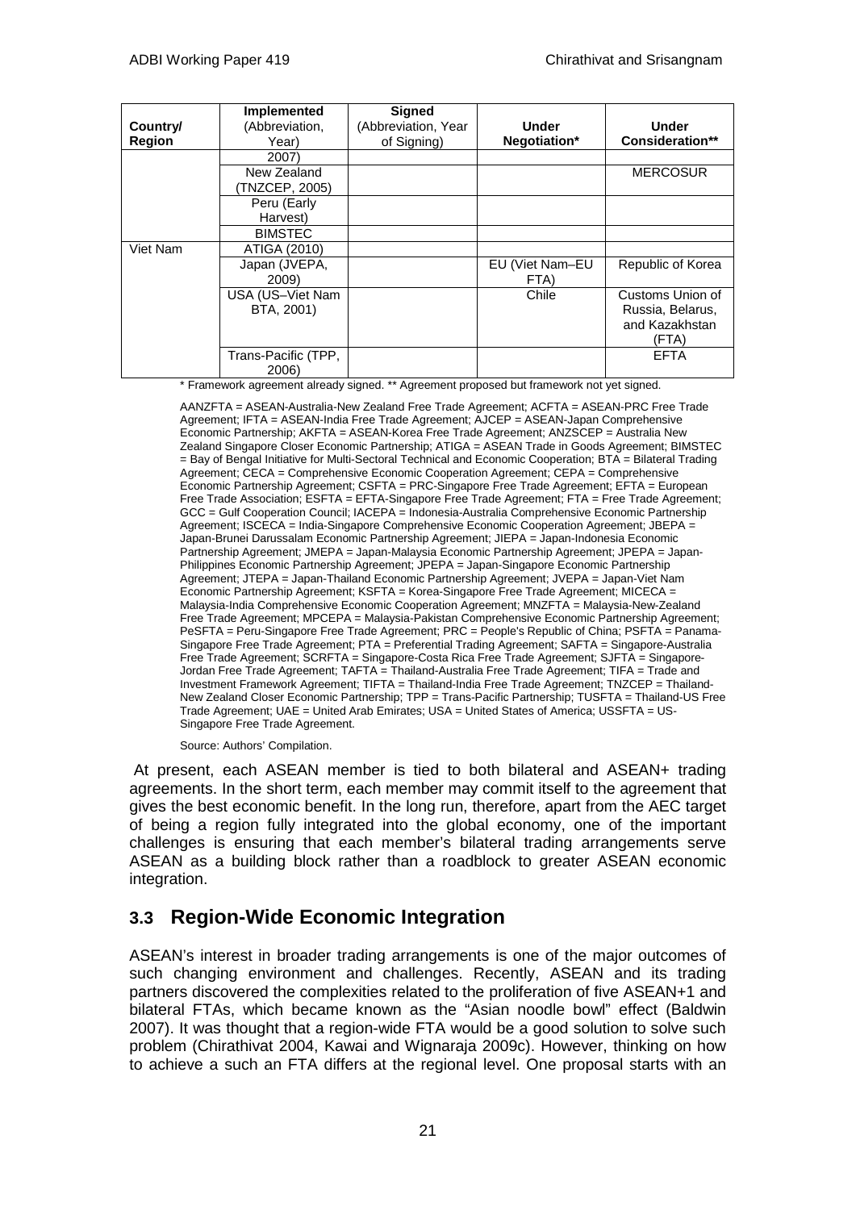| Country/ Region | Implemented (Abbreviation, Year) | Signed (Abbreviation, Year of Signing) | Under Negotiation* | Under Consideration** |
|---|---|---|---|---|
| | 2007) | | | |
| | New Zealand (TNZCEP, 2005) | | | MERCOSUR |
| | Peru (Early Harvest) | | | |
| | BIMSTEC | | | |
| Viet Nam | ATIGA (2010) | | | |
| | Japan (JVEPA, 2009) | | EU (Viet Nam–EU FTA) | Republic of Korea |
| | USA (US–Viet Nam BTA, 2001) | | Chile | Customs Union of Russia, Belarus, and Kazakhstan (FTA) |
| | Trans-Pacific (TPP, 2006) | | | EFTA |

\* Framework agreement already signed. ** Agreement proposed but framework not yet signed.

AANZFTA = ASEAN-Australia-New Zealand Free Trade Agreement; ACFTA = ASEAN-PRC Free Trade Agreement; IFTA = ASEAN-India Free Trade Agreement; AJCEP = ASEAN-Japan Comprehensive Economic Partnership; AKFTA = ASEAN-Korea Free Trade Agreement; ANZSCEP = Australia New Zealand Singapore Closer Economic Partnership; ATIGA = ASEAN Trade in Goods Agreement; BIMSTEC = Bay of Bengal Initiative for Multi-Sectoral Technical and Economic Cooperation; BTA = Bilateral Trading Agreement; CECA = Comprehensive Economic Cooperation Agreement; CEPA = Comprehensive Economic Partnership Agreement; CSFTA = PRC-Singapore Free Trade Agreement; EFTA = European Free Trade Association; ESFTA = EFTA-Singapore Free Trade Agreement; FTA = Free Trade Agreement; GCC = Gulf Cooperation Council; IACEPA = Indonesia-Australia Comprehensive Economic Partnership Agreement; ISCECA = India-Singapore Comprehensive Economic Cooperation Agreement; JBEPA = Japan-Brunei Darussalam Economic Partnership Agreement; JIEPA = Japan-Indonesia Economic Partnership Agreement; JMEPA = Japan-Malaysia Economic Partnership Agreement; JPEPA = Japan-Philippines Economic Partnership Agreement; JPEPA = Japan-Singapore Economic Partnership Agreement; JTEPA = Japan-Thailand Economic Partnership Agreement; JVEPA = Japan-Viet Nam Economic Partnership Agreement; KSFTA = Korea-Singapore Free Trade Agreement; MICECA = Malaysia-India Comprehensive Economic Cooperation Agreement; MNZFTA = Malaysia-New-Zealand Free Trade Agreement; MPCEPA = Malaysia-Pakistan Comprehensive Economic Partnership Agreement; PeSFTA = Peru-Singapore Free Trade Agreement; PRC = People's Republic of China; PSFTA = Panama-Singapore Free Trade Agreement; PTA = Preferential Trading Agreement; SAFTA = Singapore-Australia Free Trade Agreement; SCRFTA = Singapore-Costa Rica Free Trade Agreement; SJFTA = Singapore-Jordan Free Trade Agreement; TAFTA = Thailand-Australia Free Trade Agreement; TIFA = Trade and Investment Framework Agreement; TIFTA = Thailand-India Free Trade Agreement; TNZCEP = Thailand-New Zealand Closer Economic Partnership; TPP = Trans-Pacific Partnership; TUSFTA = Thailand-US Free Trade Agreement; UAE = United Arab Emirates; USA = United States of America; USSFTA = US-Singapore Free Trade Agreement.

Source: Authors' Compilation.

At present, each ASEAN member is tied to both bilateral and ASEAN+ trading agreements. In the short term, each member may commit itself to the agreement that gives the best economic benefit. In the long run, therefore, apart from the AEC target of being a region fully integrated into the global economy, one of the important challenges is ensuring that each member's bilateral trading arrangements serve ASEAN as a building block rather than a roadblock to greater ASEAN economic integration.

## 3.3 Region-Wide Economic Integration

ASEAN's interest in broader trading arrangements is one of the major outcomes of such changing environment and challenges. Recently, ASEAN and its trading partners discovered the complexities related to the proliferation of five ASEAN+1 and bilateral FTAs, which became known as the "Asian noodle bowl" effect (Baldwin 2007). It was thought that a region-wide FTA would be a good solution to solve such problem (Chirathivat 2004, Kawai and Wignaraja 2009c). However, thinking on how to achieve a such an FTA differs at the regional level. One proposal starts with an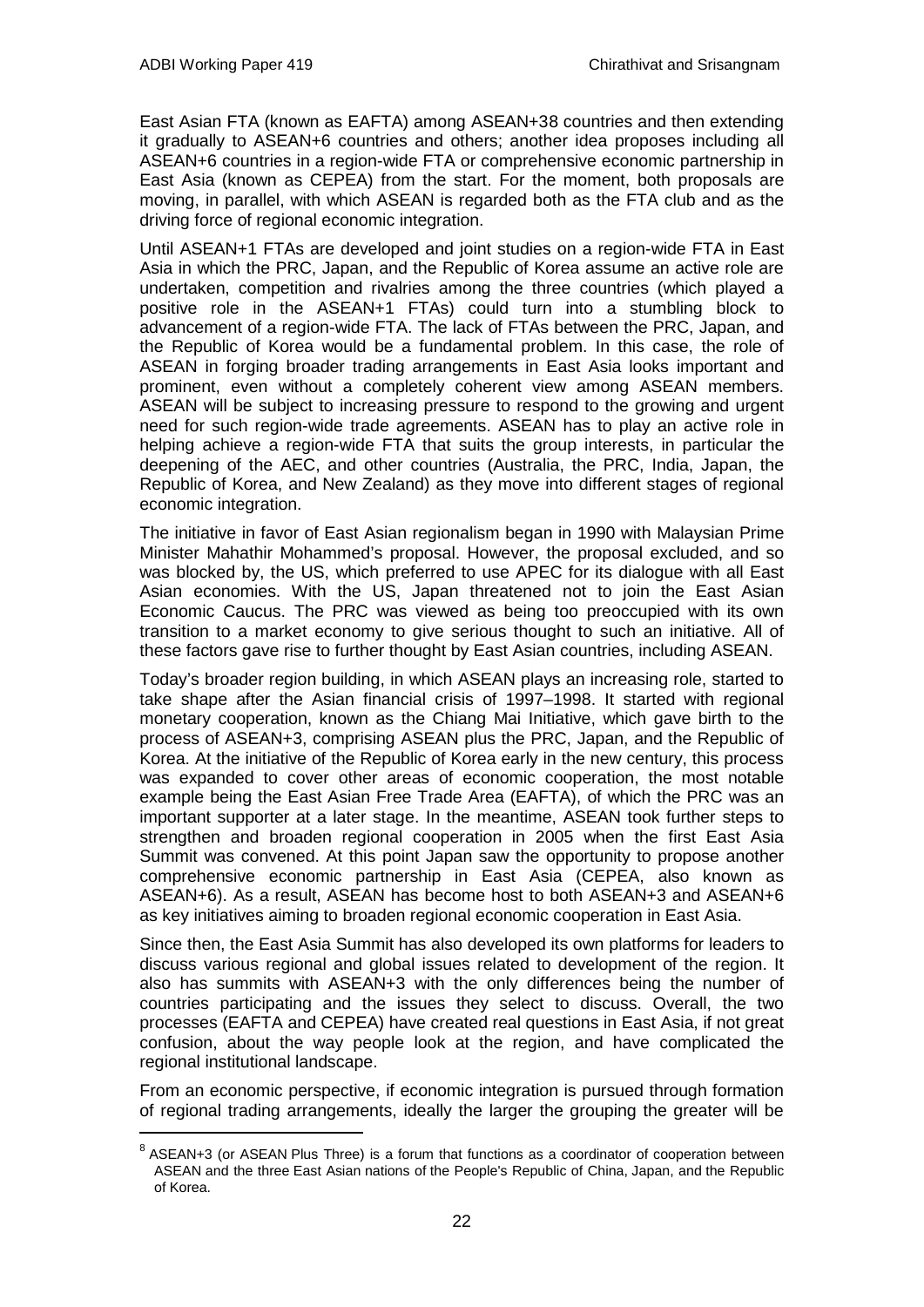East Asian FTA (known as EAFTA) among ASEAN+3[8] countries and then extending it gradually to ASEAN+6 countries and others; another idea proposes including all ASEAN+6 countries in a region-wide FTA or comprehensive economic partnership in East Asia (known as CEPEA) from the start. For the moment, both proposals are moving, in parallel, with which ASEAN is regarded both as the FTA club and as the driving force of regional economic integration.

Until ASEAN+1 FTAs are developed and joint studies on a region-wide FTA in East Asia in which the PRC, Japan, and the Republic of Korea assume an active role are undertaken, competition and rivalries among the three countries (which played a positive role in the ASEAN+1 FTAs) could turn into a stumbling block to advancement of a region-wide FTA. The lack of FTAs between the PRC, Japan, and the Republic of Korea would be a fundamental problem. In this case, the role of ASEAN in forging broader trading arrangements in East Asia looks important and prominent, even without a completely coherent view among ASEAN members. ASEAN will be subject to increasing pressure to respond to the growing and urgent need for such region-wide trade agreements. ASEAN has to play an active role in helping achieve a region-wide FTA that suits the group interests, in particular the deepening of the AEC, and other countries (Australia, the PRC, India, Japan, the Republic of Korea, and New Zealand) as they move into different stages of regional economic integration.

The initiative in favor of East Asian regionalism began in 1990 with Malaysian Prime Minister Mahathir Mohammed's proposal. However, the proposal excluded, and so was blocked by, the US, which preferred to use APEC for its dialogue with all East Asian economies. With the US, Japan threatened not to join the East Asian Economic Caucus. The PRC was viewed as being too preoccupied with its own transition to a market economy to give serious thought to such an initiative. All of these factors gave rise to further thought by East Asian countries, including ASEAN.

Today's broader region building, in which ASEAN plays an increasing role, started to take shape after the Asian financial crisis of 1997–1998. It started with regional monetary cooperation, known as the Chiang Mai Initiative, which gave birth to the process of ASEAN+3, comprising ASEAN plus the PRC, Japan, and the Republic of Korea. At the initiative of the Republic of Korea early in the new century, this process was expanded to cover other areas of economic cooperation, the most notable example being the East Asian Free Trade Area (EAFTA), of which the PRC was an important supporter at a later stage. In the meantime, ASEAN took further steps to strengthen and broaden regional cooperation in 2005 when the first East Asia Summit was convened. At this point Japan saw the opportunity to propose another comprehensive economic partnership in East Asia (CEPEA, also known as ASEAN+6). As a result, ASEAN has become host to both ASEAN+3 and ASEAN+6 as key initiatives aiming to broaden regional economic cooperation in East Asia.

Since then, the East Asia Summit has also developed its own platforms for leaders to discuss various regional and global issues related to development of the region. It also has summits with ASEAN+3 with the only differences being the number of countries participating and the issues they select to discuss. Overall, the two processes (EAFTA and CEPEA) have created real questions in East Asia, if not great confusion, about the way people look at the region, and have complicated the regional institutional landscape.

From an economic perspective, if economic integration is pursued through formation of regional trading arrangements, ideally the larger the grouping the greater will be

[8] ASEAN+3 (or ASEAN Plus Three) is a forum that functions as a coordinator of cooperation between ASEAN and the three East Asian nations of the People's Republic of China, Japan, and the Republic of Korea.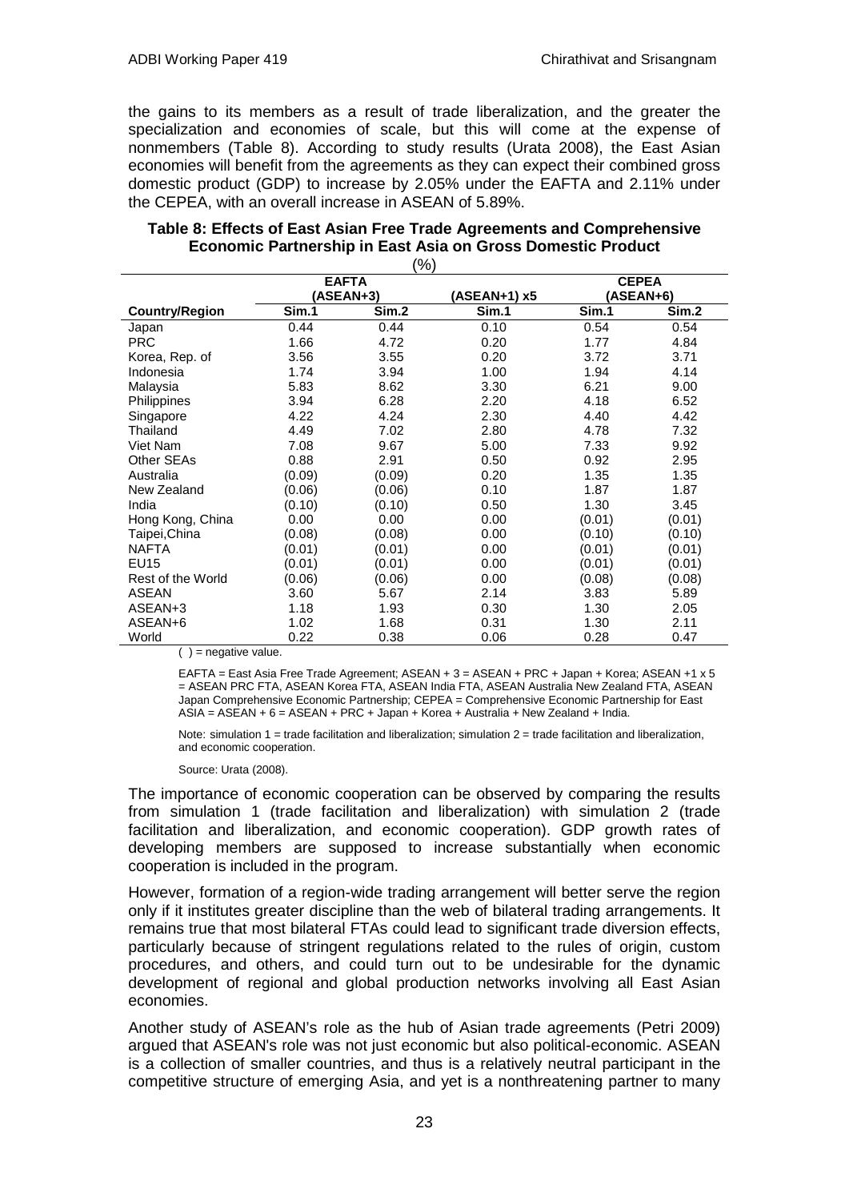the gains to its members as a result of trade liberalization, and the greater the specialization and economies of scale, but this will come at the expense of nonmembers (Table 8). According to study results (Urata 2008), the East Asian economies will benefit from the agreements as they can expect their combined gross domestic product (GDP) to increase by 2.05% under the EAFTA and 2.11% under the CEPEA, with an overall increase in ASEAN of 5.89%.

**Table 8: Effects of East Asian Free Trade Agreements and Comprehensive Economic Partnership in East Asia on Gross Domestic Product**

(%)

| | EAFTA (ASEAN+3) | | (ASEAN+1) x5 | CEPEA (ASEAN+6) | |
|---|---|---|---|---|---|
| **Country/Region** | **Sim.1** | **Sim.2** | **Sim.1** | **Sim.1** | **Sim.2** |
| Japan | 0.44 | 0.44 | 0.10 | 0.54 | 0.54 |
| PRC | 1.66 | 4.72 | 0.20 | 1.77 | 4.84 |
| Korea, Rep. of | 3.56 | 3.55 | 0.20 | 3.72 | 3.71 |
| Indonesia | 1.74 | 3.94 | 1.00 | 1.94 | 4.14 |
| Malaysia | 5.83 | 8.62 | 3.30 | 6.21 | 9.00 |
| Philippines | 3.94 | 6.28 | 2.20 | 4.18 | 6.52 |
| Singapore | 4.22 | 4.24 | 2.30 | 4.40 | 4.42 |
| Thailand | 4.49 | 7.02 | 2.80 | 4.78 | 7.32 |
| Viet Nam | 7.08 | 9.67 | 5.00 | 7.33 | 9.92 |
| Other SEAs | 0.88 | 2.91 | 0.50 | 0.92 | 2.95 |
| Australia | (0.09) | (0.09) | 0.20 | 1.35 | 1.35 |
| New Zealand | (0.06) | (0.06) | 0.10 | 1.87 | 1.87 |
| India | (0.10) | (0.10) | 0.50 | 1.30 | 3.45 |
| Hong Kong, China | 0.00 | 0.00 | 0.00 | (0.01) | (0.01) |
| Taipei,China | (0.08) | (0.08) | 0.00 | (0.10) | (0.10) |
| NAFTA | (0.01) | (0.01) | 0.00 | (0.01) | (0.01) |
| EU15 | (0.01) | (0.01) | 0.00 | (0.01) | (0.01) |
| Rest of the World | (0.06) | (0.06) | 0.00 | (0.08) | (0.08) |
| ASEAN | 3.60 | 5.67 | 2.14 | 3.83 | 5.89 |
| ASEAN+3 | 1.18 | 1.93 | 0.30 | 1.30 | 2.05 |
| ASEAN+6 | 1.02 | 1.68 | 0.31 | 1.30 | 2.11 |
| World | 0.22 | 0.38 | 0.06 | 0.28 | 0.47 |

( ) = negative value.

EAFTA = East Asia Free Trade Agreement; ASEAN + 3 = ASEAN + PRC + Japan + Korea; ASEAN +1 x 5 = ASEAN PRC FTA, ASEAN Korea FTA, ASEAN India FTA, ASEAN Australia New Zealand FTA, ASEAN Japan Comprehensive Economic Partnership; CEPEA = Comprehensive Economic Partnership for East ASIA = ASEAN + 6 = ASEAN + PRC + Japan + Korea + Australia + New Zealand + India.

Note: simulation 1 = trade facilitation and liberalization; simulation 2 = trade facilitation and liberalization, and economic cooperation.

Source: Urata (2008).

The importance of economic cooperation can be observed by comparing the results from simulation 1 (trade facilitation and liberalization) with simulation 2 (trade facilitation and liberalization, and economic cooperation). GDP growth rates of developing members are supposed to increase substantially when economic cooperation is included in the program.

However, formation of a region-wide trading arrangement will better serve the region only if it institutes greater discipline than the web of bilateral trading arrangements. It remains true that most bilateral FTAs could lead to significant trade diversion effects, particularly because of stringent regulations related to the rules of origin, custom procedures, and others, and could turn out to be undesirable for the dynamic development of regional and global production networks involving all East Asian economies.

Another study of ASEAN's role as the hub of Asian trade agreements (Petri 2009) argued that ASEAN's role was not just economic but also political-economic. ASEAN is a collection of smaller countries, and thus is a relatively neutral participant in the competitive structure of emerging Asia, and yet is a nonthreatening partner to many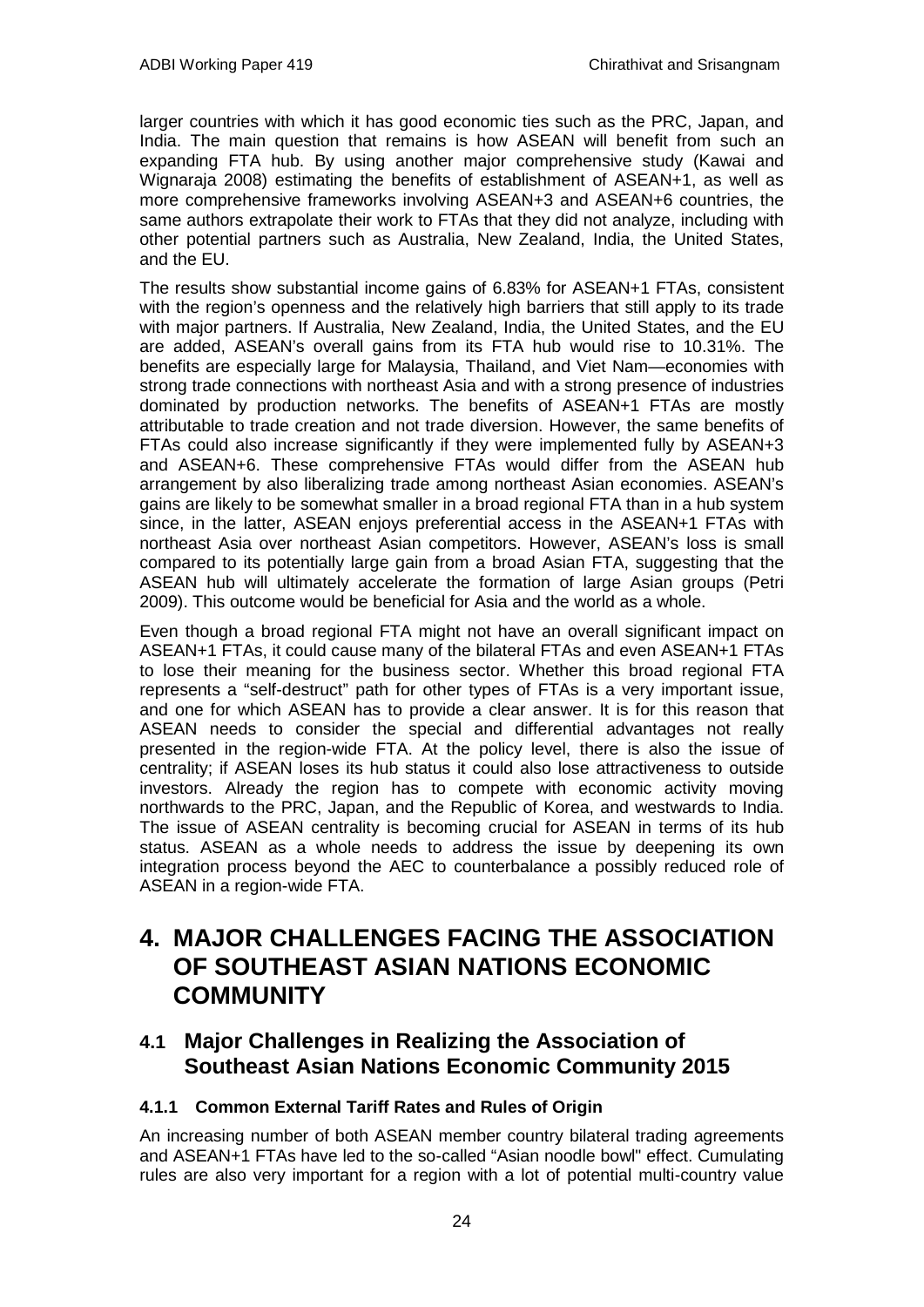larger countries with which it has good economic ties such as the PRC, Japan, and India. The main question that remains is how ASEAN will benefit from such an expanding FTA hub. By using another major comprehensive study (Kawai and Wignaraja 2008) estimating the benefits of establishment of ASEAN+1, as well as more comprehensive frameworks involving ASEAN+3 and ASEAN+6 countries, the same authors extrapolate their work to FTAs that they did not analyze, including with other potential partners such as Australia, New Zealand, India, the United States, and the EU.

The results show substantial income gains of 6.83% for ASEAN+1 FTAs, consistent with the region's openness and the relatively high barriers that still apply to its trade with major partners. If Australia, New Zealand, India, the United States, and the EU are added, ASEAN's overall gains from its FTA hub would rise to 10.31%. The benefits are especially large for Malaysia, Thailand, and Viet Nam—economies with strong trade connections with northeast Asia and with a strong presence of industries dominated by production networks. The benefits of ASEAN+1 FTAs are mostly attributable to trade creation and not trade diversion. However, the same benefits of FTAs could also increase significantly if they were implemented fully by ASEAN+3 and ASEAN+6. These comprehensive FTAs would differ from the ASEAN hub arrangement by also liberalizing trade among northeast Asian economies. ASEAN's gains are likely to be somewhat smaller in a broad regional FTA than in a hub system since, in the latter, ASEAN enjoys preferential access in the ASEAN+1 FTAs with northeast Asia over northeast Asian competitors. However, ASEAN's loss is small compared to its potentially large gain from a broad Asian FTA, suggesting that the ASEAN hub will ultimately accelerate the formation of large Asian groups (Petri 2009). This outcome would be beneficial for Asia and the world as a whole.

Even though a broad regional FTA might not have an overall significant impact on ASEAN+1 FTAs, it could cause many of the bilateral FTAs and even ASEAN+1 FTAs to lose their meaning for the business sector. Whether this broad regional FTA represents a "self-destruct" path for other types of FTAs is a very important issue, and one for which ASEAN has to provide a clear answer. It is for this reason that ASEAN needs to consider the special and differential advantages not really presented in the region-wide FTA. At the policy level, there is also the issue of centrality; if ASEAN loses its hub status it could also lose attractiveness to outside investors. Already the region has to compete with economic activity moving northwards to the PRC, Japan, and the Republic of Korea, and westwards to India. The issue of ASEAN centrality is becoming crucial for ASEAN in terms of its hub status. ASEAN as a whole needs to address the issue by deepening its own integration process beyond the AEC to counterbalance a possibly reduced role of ASEAN in a region-wide FTA.

# 4. MAJOR CHALLENGES FACING THE ASSOCIATION OF SOUTHEAST ASIAN NATIONS ECONOMIC COMMUNITY

## 4.1 Major Challenges in Realizing the Association of Southeast Asian Nations Economic Community 2015

### 4.1.1 Common External Tariff Rates and Rules of Origin

An increasing number of both ASEAN member country bilateral trading agreements and ASEAN+1 FTAs have led to the so-called "Asian noodle bowl" effect. Cumulating rules are also very important for a region with a lot of potential multi-country value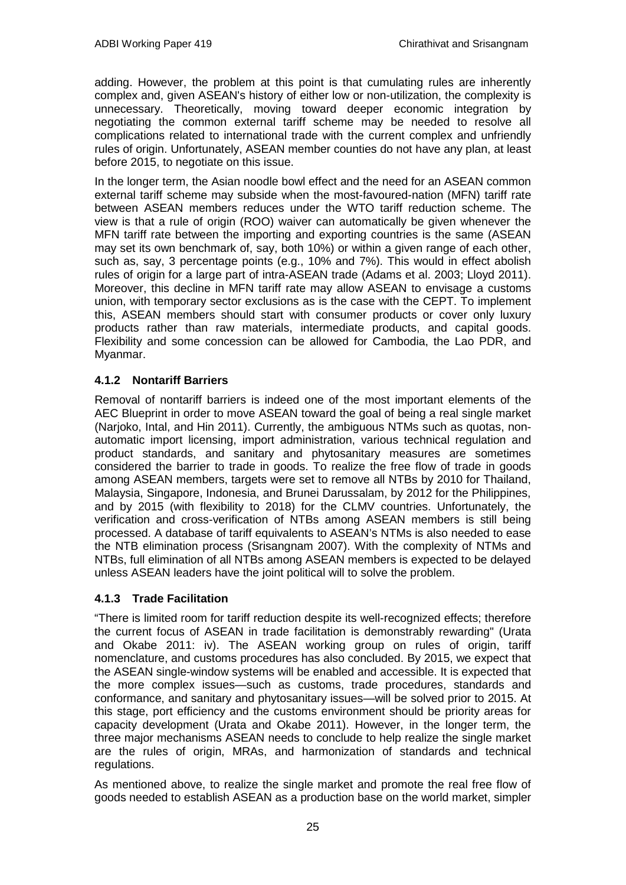adding. However, the problem at this point is that cumulating rules are inherently complex and, given ASEAN's history of either low or non-utilization, the complexity is unnecessary. Theoretically, moving toward deeper economic integration by negotiating the common external tariff scheme may be needed to resolve all complications related to international trade with the current complex and unfriendly rules of origin. Unfortunately, ASEAN member counties do not have any plan, at least before 2015, to negotiate on this issue.

In the longer term, the Asian noodle bowl effect and the need for an ASEAN common external tariff scheme may subside when the most-favoured-nation (MFN) tariff rate between ASEAN members reduces under the WTO tariff reduction scheme. The view is that a rule of origin (ROO) waiver can automatically be given whenever the MFN tariff rate between the importing and exporting countries is the same (ASEAN may set its own benchmark of, say, both 10%) or within a given range of each other, such as, say, 3 percentage points (e.g., 10% and 7%). This would in effect abolish rules of origin for a large part of intra-ASEAN trade (Adams et al. 2003; Lloyd 2011). Moreover, this decline in MFN tariff rate may allow ASEAN to envisage a customs union, with temporary sector exclusions as is the case with the CEPT. To implement this, ASEAN members should start with consumer products or cover only luxury products rather than raw materials, intermediate products, and capital goods. Flexibility and some concession can be allowed for Cambodia, the Lao PDR, and Myanmar.

### 4.1.2 Nontariff Barriers

Removal of nontariff barriers is indeed one of the most important elements of the AEC Blueprint in order to move ASEAN toward the goal of being a real single market (Narjoko, Intal, and Hin 2011). Currently, the ambiguous NTMs such as quotas, non-automatic import licensing, import administration, various technical regulation and product standards, and sanitary and phytosanitary measures are sometimes considered the barrier to trade in goods. To realize the free flow of trade in goods among ASEAN members, targets were set to remove all NTBs by 2010 for Thailand, Malaysia, Singapore, Indonesia, and Brunei Darussalam, by 2012 for the Philippines, and by 2015 (with flexibility to 2018) for the CLMV countries. Unfortunately, the verification and cross-verification of NTBs among ASEAN members is still being processed. A database of tariff equivalents to ASEAN's NTMs is also needed to ease the NTB elimination process (Srisangnam 2007). With the complexity of NTMs and NTBs, full elimination of all NTBs among ASEAN members is expected to be delayed unless ASEAN leaders have the joint political will to solve the problem.

### 4.1.3 Trade Facilitation

"There is limited room for tariff reduction despite its well-recognized effects; therefore the current focus of ASEAN in trade facilitation is demonstrably rewarding" (Urata and Okabe 2011: iv). The ASEAN working group on rules of origin, tariff nomenclature, and customs procedures has also concluded. By 2015, we expect that the ASEAN single-window systems will be enabled and accessible. It is expected that the more complex issues—such as customs, trade procedures, standards and conformance, and sanitary and phytosanitary issues—will be solved prior to 2015. At this stage, port efficiency and the customs environment should be priority areas for capacity development (Urata and Okabe 2011). However, in the longer term, the three major mechanisms ASEAN needs to conclude to help realize the single market are the rules of origin, MRAs, and harmonization of standards and technical regulations.

As mentioned above, to realize the single market and promote the real free flow of goods needed to establish ASEAN as a production base on the world market, simpler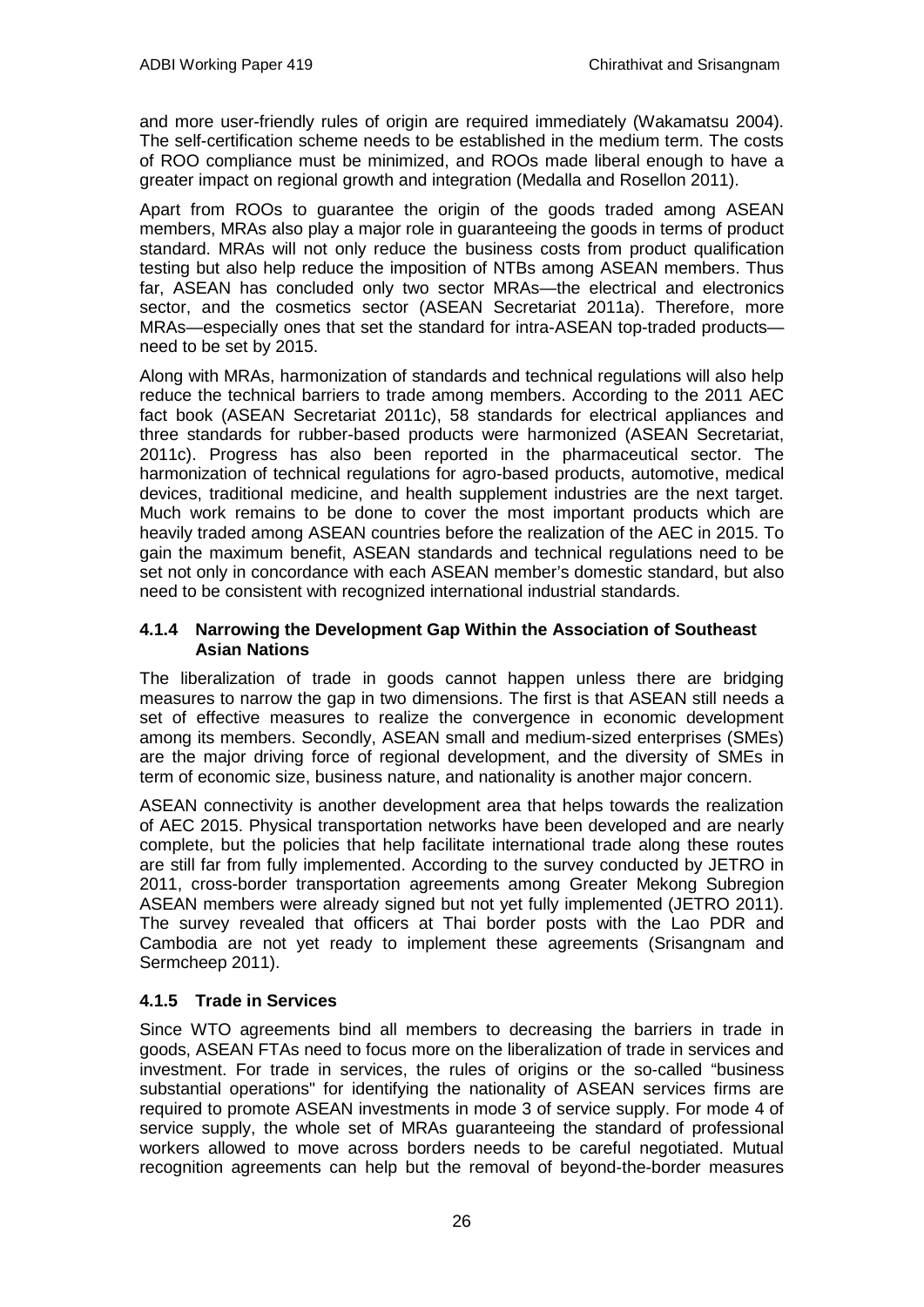and more user-friendly rules of origin are required immediately (Wakamatsu 2004). The self-certification scheme needs to be established in the medium term. The costs of ROO compliance must be minimized, and ROOs made liberal enough to have a greater impact on regional growth and integration (Medalla and Rosellon 2011).

Apart from ROOs to guarantee the origin of the goods traded among ASEAN members, MRAs also play a major role in guaranteeing the goods in terms of product standard. MRAs will not only reduce the business costs from product qualification testing but also help reduce the imposition of NTBs among ASEAN members. Thus far, ASEAN has concluded only two sector MRAs—the electrical and electronics sector, and the cosmetics sector (ASEAN Secretariat 2011a). Therefore, more MRAs—especially ones that set the standard for intra-ASEAN top-traded products—need to be set by 2015.

Along with MRAs, harmonization of standards and technical regulations will also help reduce the technical barriers to trade among members. According to the 2011 AEC fact book (ASEAN Secretariat 2011c), 58 standards for electrical appliances and three standards for rubber-based products were harmonized (ASEAN Secretariat, 2011c). Progress has also been reported in the pharmaceutical sector. The harmonization of technical regulations for agro-based products, automotive, medical devices, traditional medicine, and health supplement industries are the next target. Much work remains to be done to cover the most important products which are heavily traded among ASEAN countries before the realization of the AEC in 2015. To gain the maximum benefit, ASEAN standards and technical regulations need to be set not only in concordance with each ASEAN member's domestic standard, but also need to be consistent with recognized international industrial standards.

#### 4.1.4 Narrowing the Development Gap Within the Association of Southeast Asian Nations

The liberalization of trade in goods cannot happen unless there are bridging measures to narrow the gap in two dimensions. The first is that ASEAN still needs a set of effective measures to realize the convergence in economic development among its members. Secondly, ASEAN small and medium-sized enterprises (SMEs) are the major driving force of regional development, and the diversity of SMEs in term of economic size, business nature, and nationality is another major concern.

ASEAN connectivity is another development area that helps towards the realization of AEC 2015. Physical transportation networks have been developed and are nearly complete, but the policies that help facilitate international trade along these routes are still far from fully implemented. According to the survey conducted by JETRO in 2011, cross-border transportation agreements among Greater Mekong Subregion ASEAN members were already signed but not yet fully implemented (JETRO 2011). The survey revealed that officers at Thai border posts with the Lao PDR and Cambodia are not yet ready to implement these agreements (Srisangnam and Sermcheep 2011).

#### 4.1.5 Trade in Services

Since WTO agreements bind all members to decreasing the barriers in trade in goods, ASEAN FTAs need to focus more on the liberalization of trade in services and investment. For trade in services, the rules of origins or the so-called "business substantial operations" for identifying the nationality of ASEAN services firms are required to promote ASEAN investments in mode 3 of service supply. For mode 4 of service supply, the whole set of MRAs guaranteeing the standard of professional workers allowed to move across borders needs to be careful negotiated. Mutual recognition agreements can help but the removal of beyond-the-border measures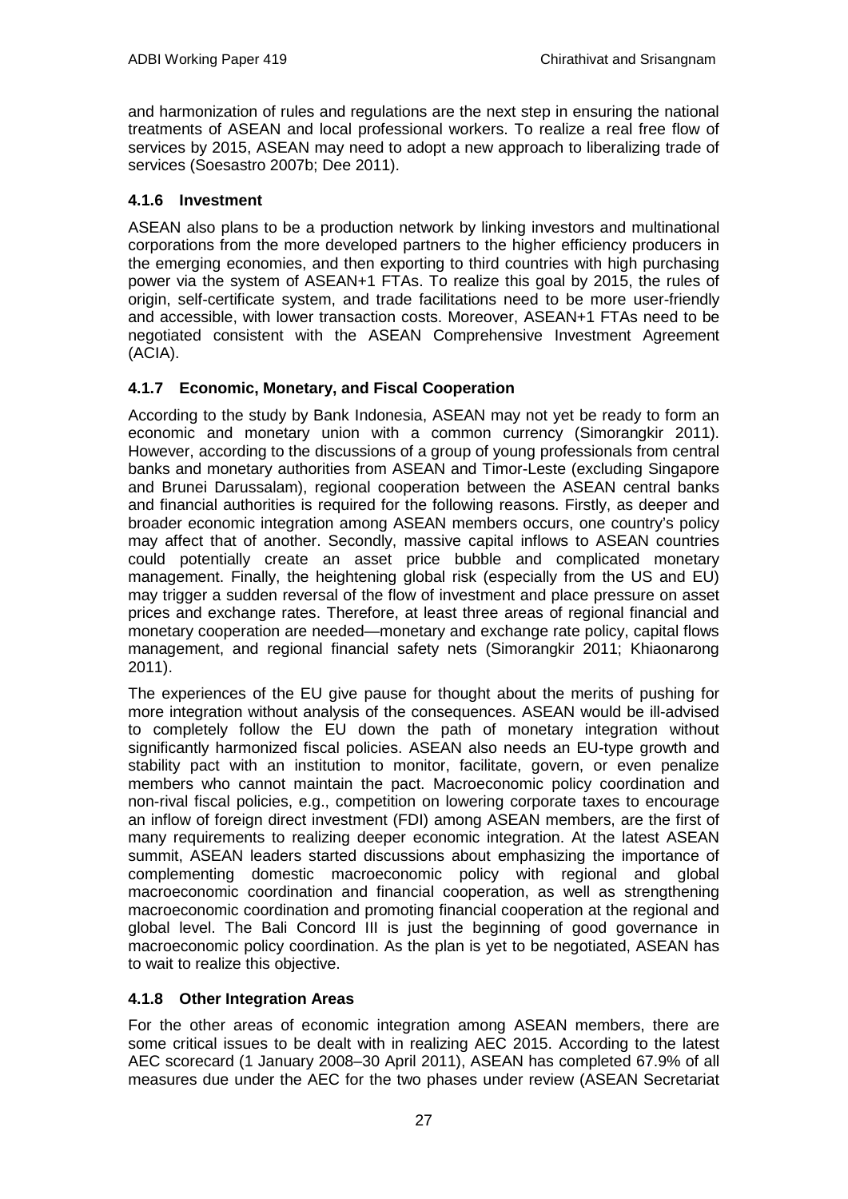and harmonization of rules and regulations are the next step in ensuring the national treatments of ASEAN and local professional workers. To realize a real free flow of services by 2015, ASEAN may need to adopt a new approach to liberalizing trade of services (Soesastro 2007b; Dee 2011).

### 4.1.6 Investment

ASEAN also plans to be a production network by linking investors and multinational corporations from the more developed partners to the higher efficiency producers in the emerging economies, and then exporting to third countries with high purchasing power via the system of ASEAN+1 FTAs. To realize this goal by 2015, the rules of origin, self-certificate system, and trade facilitations need to be more user-friendly and accessible, with lower transaction costs. Moreover, ASEAN+1 FTAs need to be negotiated consistent with the ASEAN Comprehensive Investment Agreement (ACIA).

### 4.1.7 Economic, Monetary, and Fiscal Cooperation

According to the study by Bank Indonesia, ASEAN may not yet be ready to form an economic and monetary union with a common currency (Simorangkir 2011). However, according to the discussions of a group of young professionals from central banks and monetary authorities from ASEAN and Timor-Leste (excluding Singapore and Brunei Darussalam), regional cooperation between the ASEAN central banks and financial authorities is required for the following reasons. Firstly, as deeper and broader economic integration among ASEAN members occurs, one country's policy may affect that of another. Secondly, massive capital inflows to ASEAN countries could potentially create an asset price bubble and complicated monetary management. Finally, the heightening global risk (especially from the US and EU) may trigger a sudden reversal of the flow of investment and place pressure on asset prices and exchange rates. Therefore, at least three areas of regional financial and monetary cooperation are needed—monetary and exchange rate policy, capital flows management, and regional financial safety nets (Simorangkir 2011; Khiaonarong 2011).

The experiences of the EU give pause for thought about the merits of pushing for more integration without analysis of the consequences. ASEAN would be ill-advised to completely follow the EU down the path of monetary integration without significantly harmonized fiscal policies. ASEAN also needs an EU-type growth and stability pact with an institution to monitor, facilitate, govern, or even penalize members who cannot maintain the pact. Macroeconomic policy coordination and non-rival fiscal policies, e.g., competition on lowering corporate taxes to encourage an inflow of foreign direct investment (FDI) among ASEAN members, are the first of many requirements to realizing deeper economic integration. At the latest ASEAN summit, ASEAN leaders started discussions about emphasizing the importance of complementing domestic macroeconomic policy with regional and global macroeconomic coordination and financial cooperation, as well as strengthening macroeconomic coordination and promoting financial cooperation at the regional and global level. The Bali Concord III is just the beginning of good governance in macroeconomic policy coordination. As the plan is yet to be negotiated, ASEAN has to wait to realize this objective.

### 4.1.8 Other Integration Areas

For the other areas of economic integration among ASEAN members, there are some critical issues to be dealt with in realizing AEC 2015. According to the latest AEC scorecard (1 January 2008–30 April 2011), ASEAN has completed 67.9% of all measures due under the AEC for the two phases under review (ASEAN Secretariat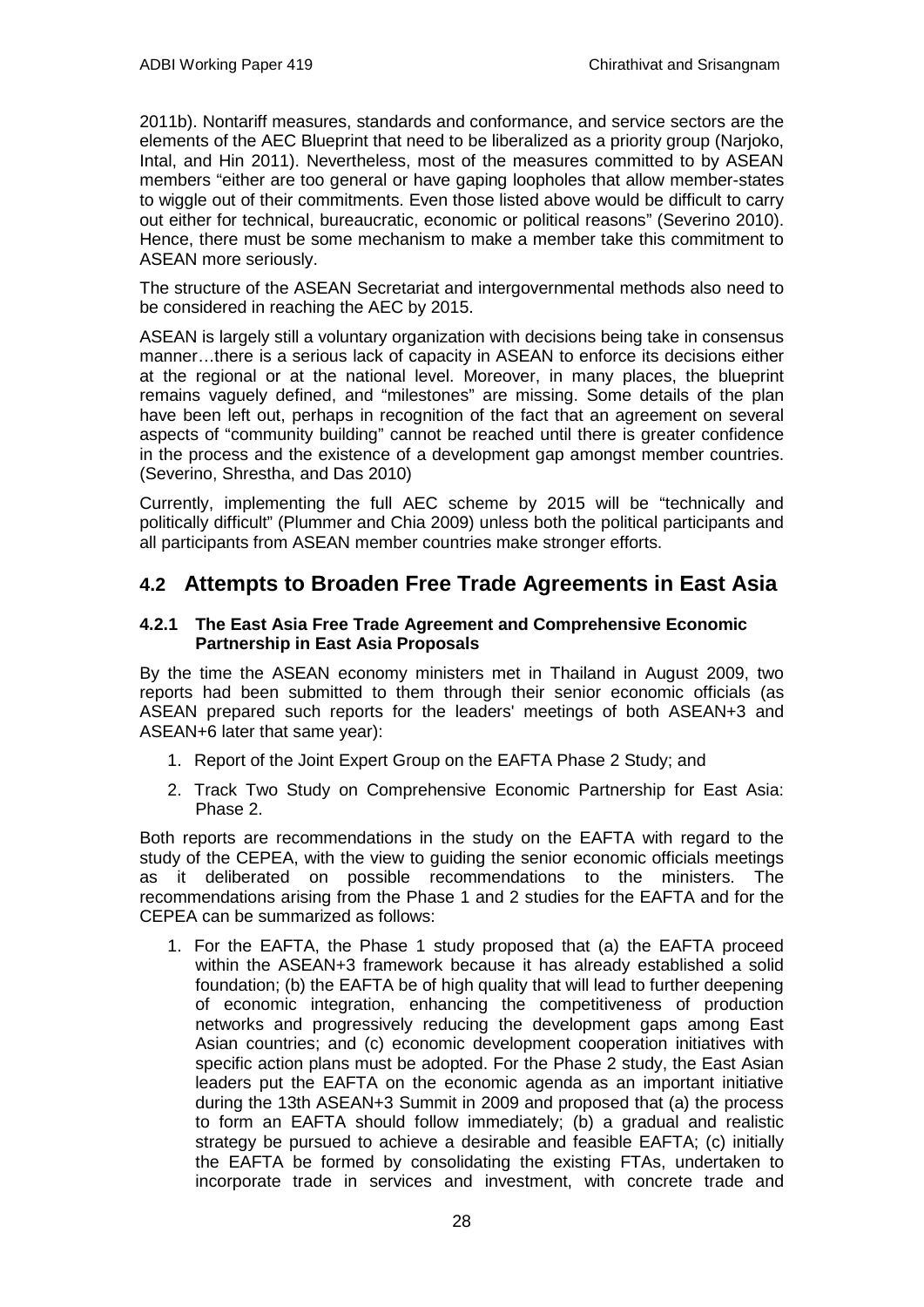2011b). Nontariff measures, standards and conformance, and service sectors are the elements of the AEC Blueprint that need to be liberalized as a priority group (Narjoko, Intal, and Hin 2011). Nevertheless, most of the measures committed to by ASEAN members "either are too general or have gaping loopholes that allow member-states to wiggle out of their commitments. Even those listed above would be difficult to carry out either for technical, bureaucratic, economic or political reasons" (Severino 2010). Hence, there must be some mechanism to make a member take this commitment to ASEAN more seriously.

The structure of the ASEAN Secretariat and intergovernmental methods also need to be considered in reaching the AEC by 2015.

> ASEAN is largely still a voluntary organization with decisions being take in consensus manner…there is a serious lack of capacity in ASEAN to enforce its decisions either at the regional or at the national level. Moreover, in many places, the blueprint remains vaguely defined, and "milestones" are missing. Some details of the plan have been left out, perhaps in recognition of the fact that an agreement on several aspects of "community building" cannot be reached until there is greater confidence in the process and the existence of a development gap amongst member countries. (Severino, Shrestha, and Das 2010)

Currently, implementing the full AEC scheme by 2015 will be "technically and politically difficult" (Plummer and Chia 2009) unless both the political participants and all participants from ASEAN member countries make stronger efforts.

## 4.2 Attempts to Broaden Free Trade Agreements in East Asia

### 4.2.1 The East Asia Free Trade Agreement and Comprehensive Economic Partnership in East Asia Proposals

By the time the ASEAN economy ministers met in Thailand in August 2009, two reports had been submitted to them through their senior economic officials (as ASEAN prepared such reports for the leaders' meetings of both ASEAN+3 and ASEAN+6 later that same year):

1. Report of the Joint Expert Group on the EAFTA Phase 2 Study; and
2. Track Two Study on Comprehensive Economic Partnership for East Asia: Phase 2.

Both reports are recommendations in the study on the EAFTA with regard to the study of the CEPEA, with the view to guiding the senior economic officials meetings as it deliberated on possible recommendations to the ministers. The recommendations arising from the Phase 1 and 2 studies for the EAFTA and for the CEPEA can be summarized as follows:

1. For the EAFTA, the Phase 1 study proposed that (a) the EAFTA proceed within the ASEAN+3 framework because it has already established a solid foundation; (b) the EAFTA be of high quality that will lead to further deepening of economic integration, enhancing the competitiveness of production networks and progressively reducing the development gaps among East Asian countries; and (c) economic development cooperation initiatives with specific action plans must be adopted. For the Phase 2 study, the East Asian leaders put the EAFTA on the economic agenda as an important initiative during the 13th ASEAN+3 Summit in 2009 and proposed that (a) the process to form an EAFTA should follow immediately; (b) a gradual and realistic strategy be pursued to achieve a desirable and feasible EAFTA; (c) initially the EAFTA be formed by consolidating the existing FTAs, undertaken to incorporate trade in services and investment, with concrete trade and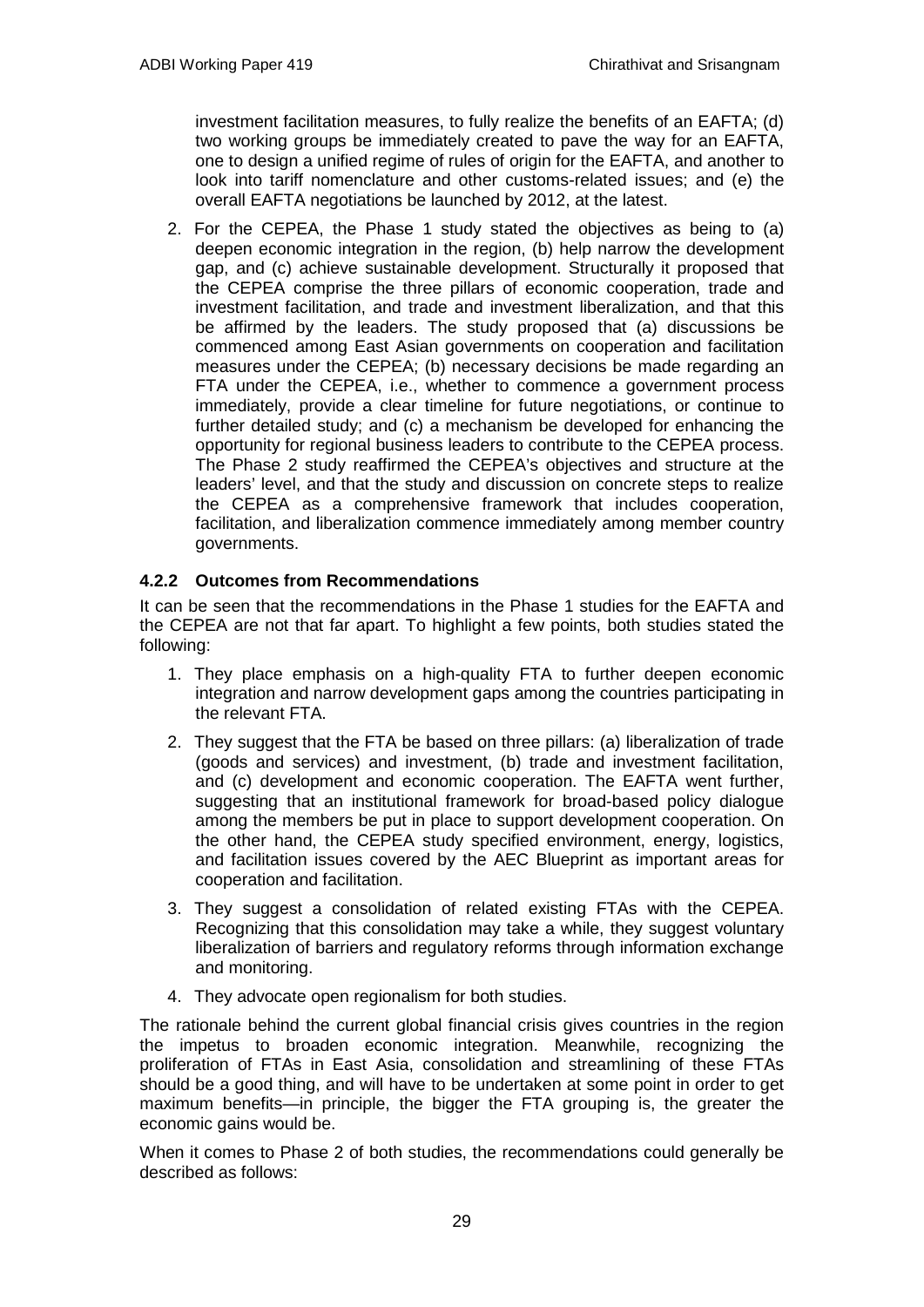investment facilitation measures, to fully realize the benefits of an EAFTA; (d) two working groups be immediately created to pave the way for an EAFTA, one to design a unified regime of rules of origin for the EAFTA, and another to look into tariff nomenclature and other customs-related issues; and (e) the overall EAFTA negotiations be launched by 2012, at the latest.

2. For the CEPEA, the Phase 1 study stated the objectives as being to (a) deepen economic integration in the region, (b) help narrow the development gap, and (c) achieve sustainable development. Structurally it proposed that the CEPEA comprise the three pillars of economic cooperation, trade and investment facilitation, and trade and investment liberalization, and that this be affirmed by the leaders. The study proposed that (a) discussions be commenced among East Asian governments on cooperation and facilitation measures under the CEPEA; (b) necessary decisions be made regarding an FTA under the CEPEA, i.e., whether to commence a government process immediately, provide a clear timeline for future negotiations, or continue to further detailed study; and (c) a mechanism be developed for enhancing the opportunity for regional business leaders to contribute to the CEPEA process. The Phase 2 study reaffirmed the CEPEA's objectives and structure at the leaders' level, and that the study and discussion on concrete steps to realize the CEPEA as a comprehensive framework that includes cooperation, facilitation, and liberalization commence immediately among member country governments.

#### 4.2.2 Outcomes from Recommendations

It can be seen that the recommendations in the Phase 1 studies for the EAFTA and the CEPEA are not that far apart. To highlight a few points, both studies stated the following:

1. They place emphasis on a high-quality FTA to further deepen economic integration and narrow development gaps among the countries participating in the relevant FTA.
2. They suggest that the FTA be based on three pillars: (a) liberalization of trade (goods and services) and investment, (b) trade and investment facilitation, and (c) development and economic cooperation. The EAFTA went further, suggesting that an institutional framework for broad-based policy dialogue among the members be put in place to support development cooperation. On the other hand, the CEPEA study specified environment, energy, logistics, and facilitation issues covered by the AEC Blueprint as important areas for cooperation and facilitation.
3. They suggest a consolidation of related existing FTAs with the CEPEA. Recognizing that this consolidation may take a while, they suggest voluntary liberalization of barriers and regulatory reforms through information exchange and monitoring.
4. They advocate open regionalism for both studies.

The rationale behind the current global financial crisis gives countries in the region the impetus to broaden economic integration. Meanwhile, recognizing the proliferation of FTAs in East Asia, consolidation and streamlining of these FTAs should be a good thing, and will have to be undertaken at some point in order to get maximum benefits—in principle, the bigger the FTA grouping is, the greater the economic gains would be.

When it comes to Phase 2 of both studies, the recommendations could generally be described as follows: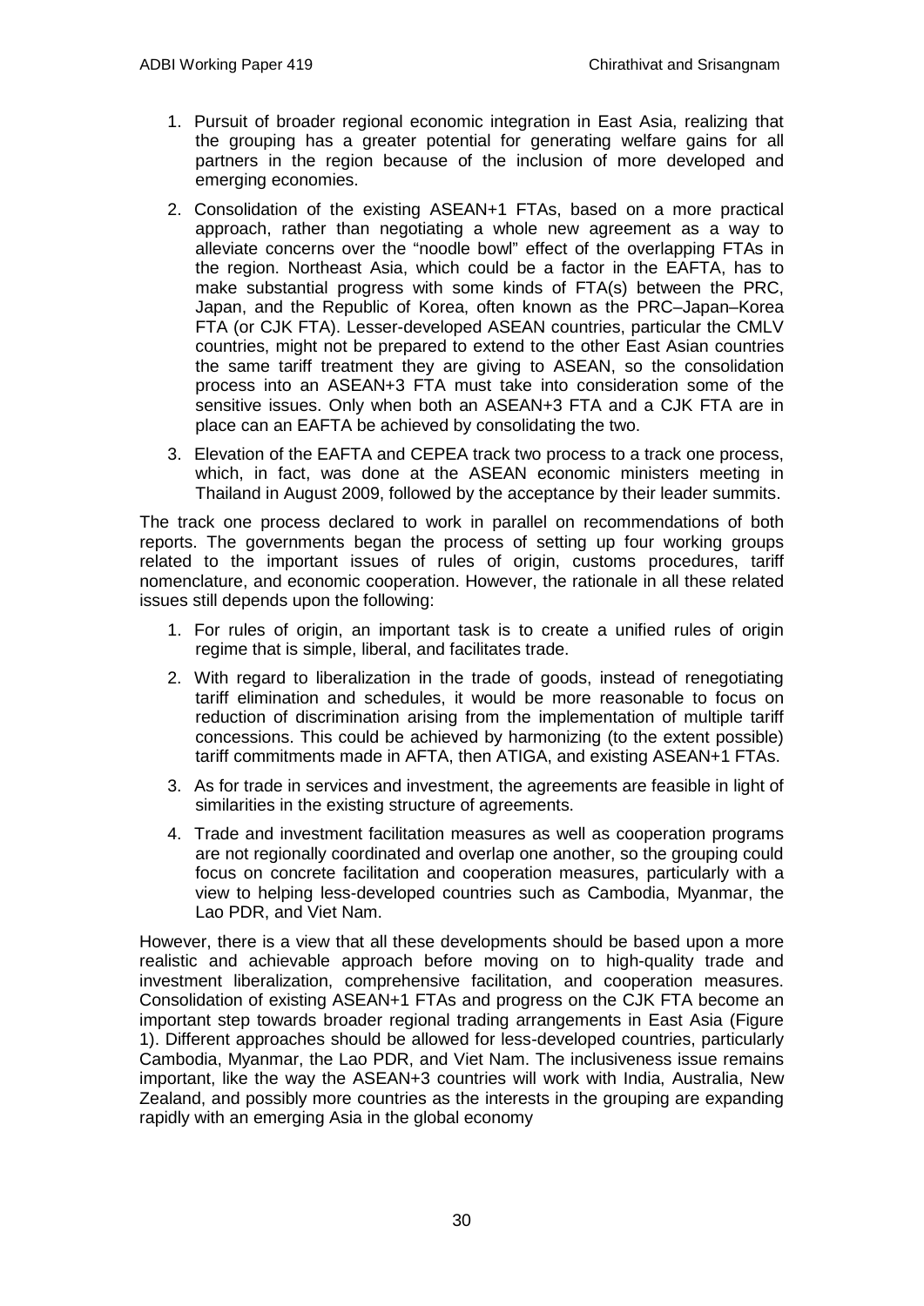1. Pursuit of broader regional economic integration in East Asia, realizing that the grouping has a greater potential for generating welfare gains for all partners in the region because of the inclusion of more developed and emerging economies.
2. Consolidation of the existing ASEAN+1 FTAs, based on a more practical approach, rather than negotiating a whole new agreement as a way to alleviate concerns over the "noodle bowl" effect of the overlapping FTAs in the region. Northeast Asia, which could be a factor in the EAFTA, has to make substantial progress with some kinds of FTA(s) between the PRC, Japan, and the Republic of Korea, often known as the PRC–Japan–Korea FTA (or CJK FTA). Lesser-developed ASEAN countries, particular the CMLV countries, might not be prepared to extend to the other East Asian countries the same tariff treatment they are giving to ASEAN, so the consolidation process into an ASEAN+3 FTA must take into consideration some of the sensitive issues. Only when both an ASEAN+3 FTA and a CJK FTA are in place can an EAFTA be achieved by consolidating the two.
3. Elevation of the EAFTA and CEPEA track two process to a track one process, which, in fact, was done at the ASEAN economic ministers meeting in Thailand in August 2009, followed by the acceptance by their leader summits.

The track one process declared to work in parallel on recommendations of both reports. The governments began the process of setting up four working groups related to the important issues of rules of origin, customs procedures, tariff nomenclature, and economic cooperation. However, the rationale in all these related issues still depends upon the following:

1. For rules of origin, an important task is to create a unified rules of origin regime that is simple, liberal, and facilitates trade.
2. With regard to liberalization in the trade of goods, instead of renegotiating tariff elimination and schedules, it would be more reasonable to focus on reduction of discrimination arising from the implementation of multiple tariff concessions. This could be achieved by harmonizing (to the extent possible) tariff commitments made in AFTA, then ATIGA, and existing ASEAN+1 FTAs.
3. As for trade in services and investment, the agreements are feasible in light of similarities in the existing structure of agreements.
4. Trade and investment facilitation measures as well as cooperation programs are not regionally coordinated and overlap one another, so the grouping could focus on concrete facilitation and cooperation measures, particularly with a view to helping less-developed countries such as Cambodia, Myanmar, the Lao PDR, and Viet Nam.

However, there is a view that all these developments should be based upon a more realistic and achievable approach before moving on to high-quality trade and investment liberalization, comprehensive facilitation, and cooperation measures. Consolidation of existing ASEAN+1 FTAs and progress on the CJK FTA become an important step towards broader regional trading arrangements in East Asia (Figure 1). Different approaches should be allowed for less-developed countries, particularly Cambodia, Myanmar, the Lao PDR, and Viet Nam. The inclusiveness issue remains important, like the way the ASEAN+3 countries will work with India, Australia, New Zealand, and possibly more countries as the interests in the grouping are expanding rapidly with an emerging Asia in the global economy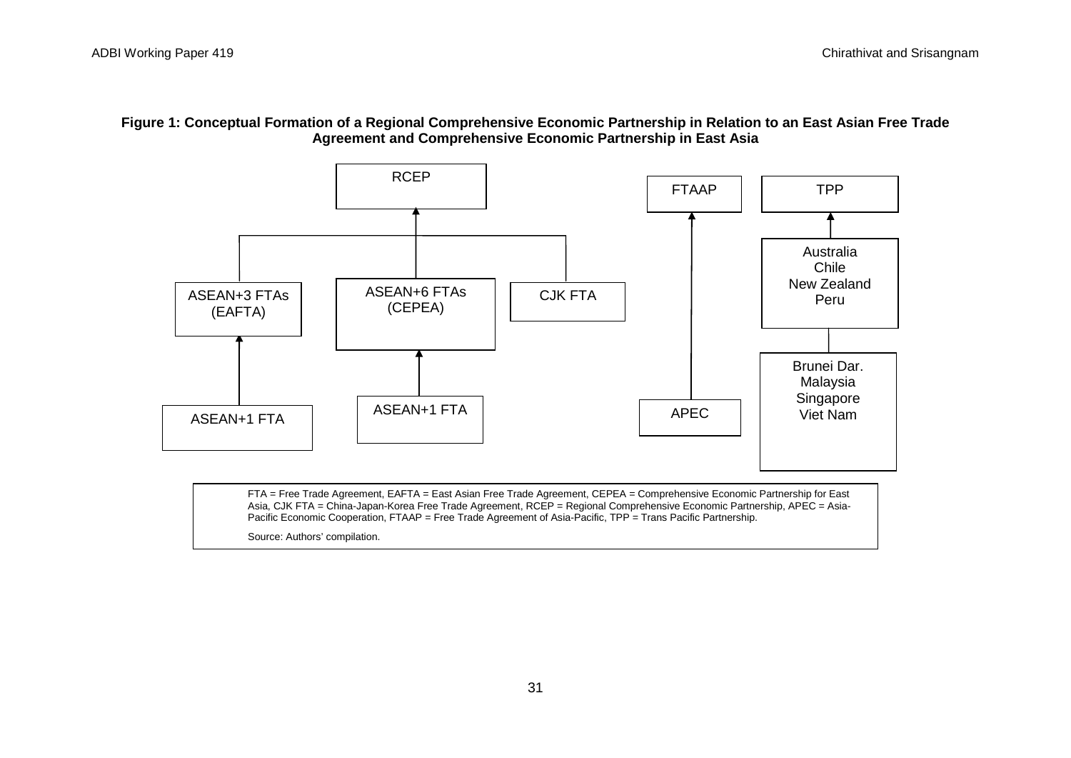**Figure 1: Conceptual Formation of a Regional Comprehensive Economic Partnership in Relation to an East Asian Free Trade Agreement and Comprehensive Economic Partnership in East Asia**

RCEP

ASEAN+3 FTAs (EAFTA)

ASEAN+6 FTAs (CEPEA)

CJK FTA

ASEAN+1 FTA

ASEAN+1 FTA

FTAAP

APEC

TPP

Australia
Chile
New Zealand
Peru

Brunei Dar.
Malaysia
Singapore
Viet Nam

FTA = Free Trade Agreement, EAFTA = East Asian Free Trade Agreement, CEPEA = Comprehensive Economic Partnership for East Asia, CJK FTA = China-Japan-Korea Free Trade Agreement, RCEP = Regional Comprehensive Economic Partnership, APEC = Asia-Pacific Economic Cooperation, FTAAP = Free Trade Agreement of Asia-Pacific, TPP = Trans Pacific Partnership.

Source: Authors' compilation.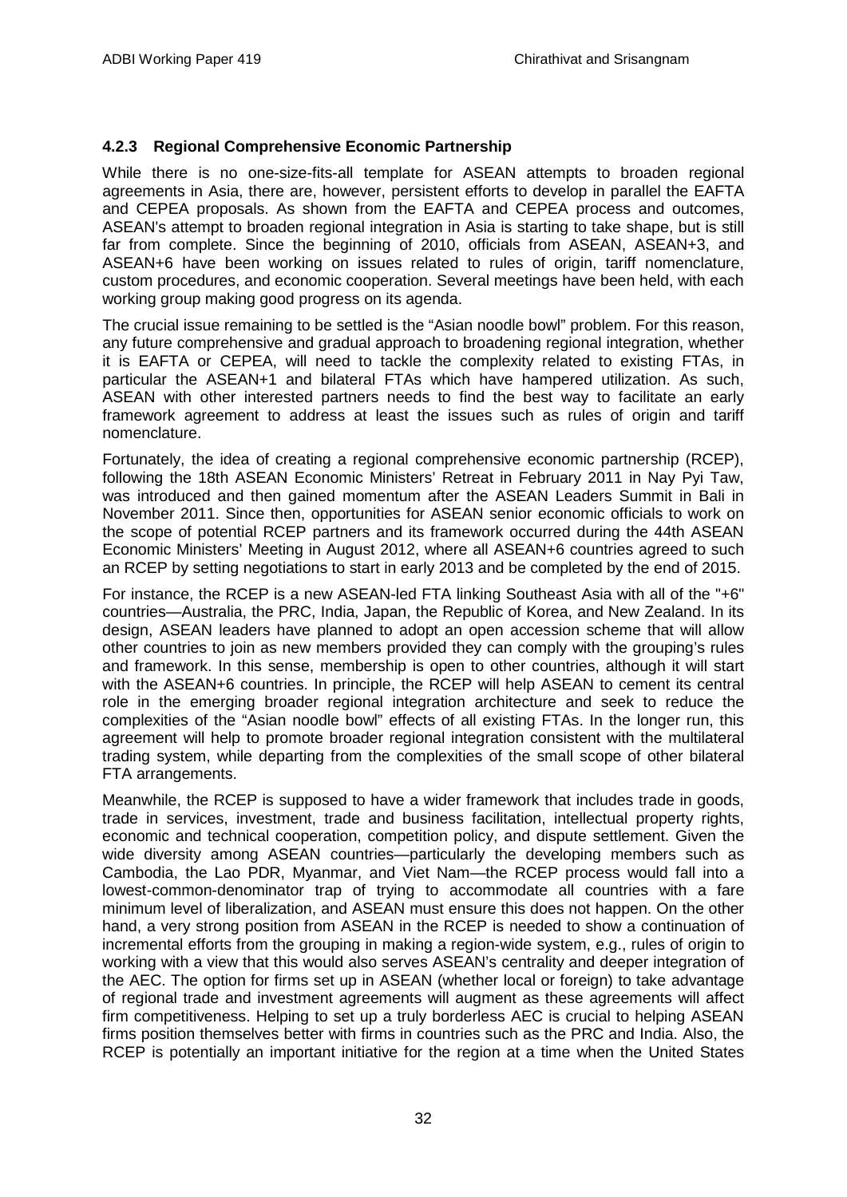### 4.2.3 Regional Comprehensive Economic Partnership

While there is no one-size-fits-all template for ASEAN attempts to broaden regional agreements in Asia, there are, however, persistent efforts to develop in parallel the EAFTA and CEPEA proposals. As shown from the EAFTA and CEPEA process and outcomes, ASEAN's attempt to broaden regional integration in Asia is starting to take shape, but is still far from complete. Since the beginning of 2010, officials from ASEAN, ASEAN+3, and ASEAN+6 have been working on issues related to rules of origin, tariff nomenclature, custom procedures, and economic cooperation. Several meetings have been held, with each working group making good progress on its agenda.

The crucial issue remaining to be settled is the "Asian noodle bowl" problem. For this reason, any future comprehensive and gradual approach to broadening regional integration, whether it is EAFTA or CEPEA, will need to tackle the complexity related to existing FTAs, in particular the ASEAN+1 and bilateral FTAs which have hampered utilization. As such, ASEAN with other interested partners needs to find the best way to facilitate an early framework agreement to address at least the issues such as rules of origin and tariff nomenclature.

Fortunately, the idea of creating a regional comprehensive economic partnership (RCEP), following the 18th ASEAN Economic Ministers' Retreat in February 2011 in Nay Pyi Taw, was introduced and then gained momentum after the ASEAN Leaders Summit in Bali in November 2011. Since then, opportunities for ASEAN senior economic officials to work on the scope of potential RCEP partners and its framework occurred during the 44th ASEAN Economic Ministers' Meeting in August 2012, where all ASEAN+6 countries agreed to such an RCEP by setting negotiations to start in early 2013 and be completed by the end of 2015.

For instance, the RCEP is a new ASEAN-led FTA linking Southeast Asia with all of the "+6" countries—Australia, the PRC, India, Japan, the Republic of Korea, and New Zealand. In its design, ASEAN leaders have planned to adopt an open accession scheme that will allow other countries to join as new members provided they can comply with the grouping's rules and framework. In this sense, membership is open to other countries, although it will start with the ASEAN+6 countries. In principle, the RCEP will help ASEAN to cement its central role in the emerging broader regional integration architecture and seek to reduce the complexities of the "Asian noodle bowl" effects of all existing FTAs. In the longer run, this agreement will help to promote broader regional integration consistent with the multilateral trading system, while departing from the complexities of the small scope of other bilateral FTA arrangements.

Meanwhile, the RCEP is supposed to have a wider framework that includes trade in goods, trade in services, investment, trade and business facilitation, intellectual property rights, economic and technical cooperation, competition policy, and dispute settlement. Given the wide diversity among ASEAN countries—particularly the developing members such as Cambodia, the Lao PDR, Myanmar, and Viet Nam—the RCEP process would fall into a lowest-common-denominator trap of trying to accommodate all countries with a fare minimum level of liberalization, and ASEAN must ensure this does not happen. On the other hand, a very strong position from ASEAN in the RCEP is needed to show a continuation of incremental efforts from the grouping in making a region-wide system, e.g., rules of origin to working with a view that this would also serves ASEAN's centrality and deeper integration of the AEC. The option for firms set up in ASEAN (whether local or foreign) to take advantage of regional trade and investment agreements will augment as these agreements will affect firm competitiveness. Helping to set up a truly borderless AEC is crucial to helping ASEAN firms position themselves better with firms in countries such as the PRC and India. Also, the RCEP is potentially an important initiative for the region at a time when the United States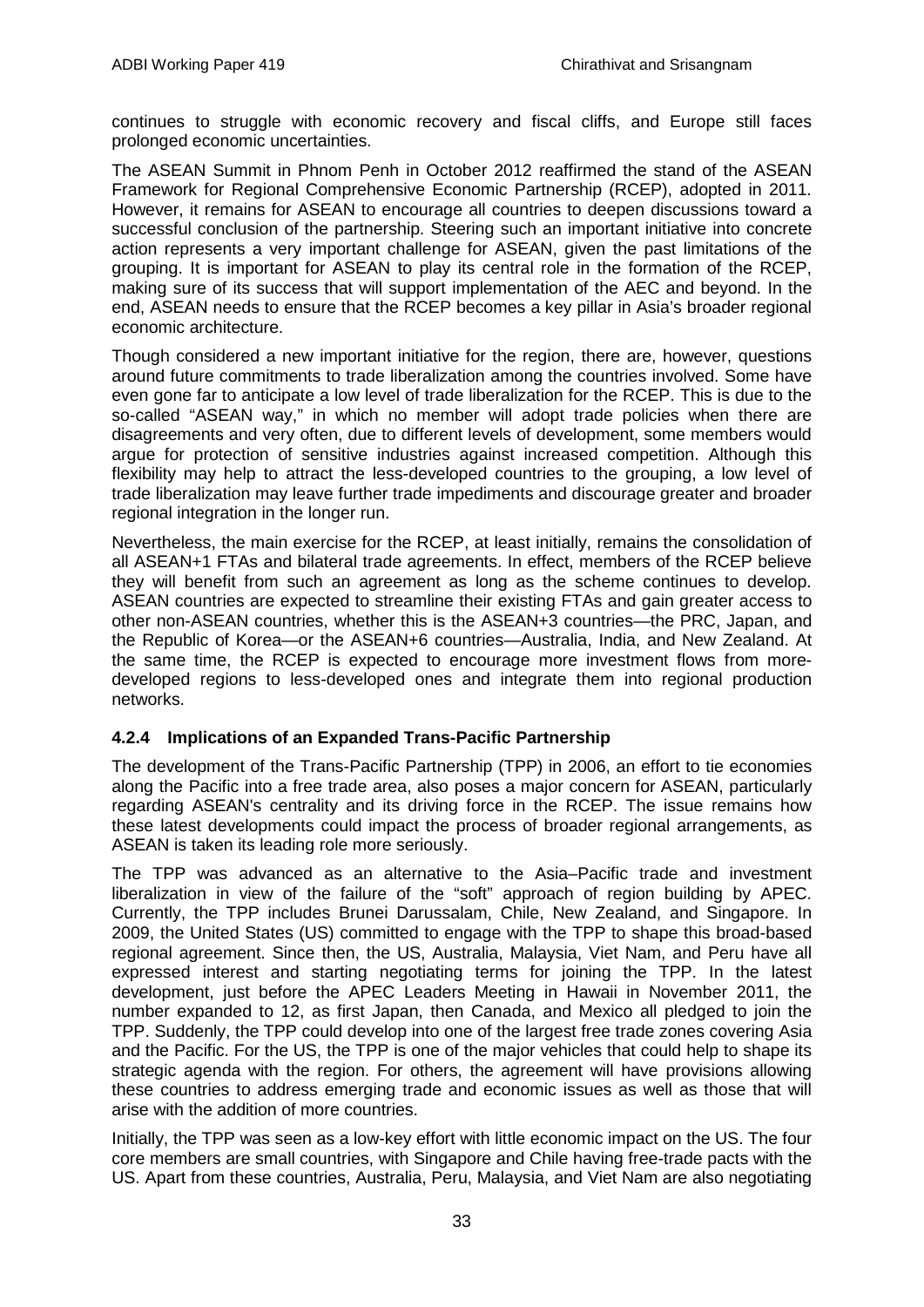continues to struggle with economic recovery and fiscal cliffs, and Europe still faces prolonged economic uncertainties.

The ASEAN Summit in Phnom Penh in October 2012 reaffirmed the stand of the ASEAN Framework for Regional Comprehensive Economic Partnership (RCEP), adopted in 2011. However, it remains for ASEAN to encourage all countries to deepen discussions toward a successful conclusion of the partnership. Steering such an important initiative into concrete action represents a very important challenge for ASEAN, given the past limitations of the grouping. It is important for ASEAN to play its central role in the formation of the RCEP, making sure of its success that will support implementation of the AEC and beyond. In the end, ASEAN needs to ensure that the RCEP becomes a key pillar in Asia's broader regional economic architecture.

Though considered a new important initiative for the region, there are, however, questions around future commitments to trade liberalization among the countries involved. Some have even gone far to anticipate a low level of trade liberalization for the RCEP. This is due to the so-called "ASEAN way," in which no member will adopt trade policies when there are disagreements and very often, due to different levels of development, some members would argue for protection of sensitive industries against increased competition. Although this flexibility may help to attract the less-developed countries to the grouping, a low level of trade liberalization may leave further trade impediments and discourage greater and broader regional integration in the longer run.

Nevertheless, the main exercise for the RCEP, at least initially, remains the consolidation of all ASEAN+1 FTAs and bilateral trade agreements. In effect, members of the RCEP believe they will benefit from such an agreement as long as the scheme continues to develop. ASEAN countries are expected to streamline their existing FTAs and gain greater access to other non-ASEAN countries, whether this is the ASEAN+3 countries—the PRC, Japan, and the Republic of Korea—or the ASEAN+6 countries—Australia, India, and New Zealand. At the same time, the RCEP is expected to encourage more investment flows from more-developed regions to less-developed ones and integrate them into regional production networks.

#### 4.2.4 Implications of an Expanded Trans-Pacific Partnership

The development of the Trans-Pacific Partnership (TPP) in 2006, an effort to tie economies along the Pacific into a free trade area, also poses a major concern for ASEAN, particularly regarding ASEAN's centrality and its driving force in the RCEP. The issue remains how these latest developments could impact the process of broader regional arrangements, as ASEAN is taken its leading role more seriously.

The TPP was advanced as an alternative to the Asia–Pacific trade and investment liberalization in view of the failure of the "soft" approach of region building by APEC. Currently, the TPP includes Brunei Darussalam, Chile, New Zealand, and Singapore. In 2009, the United States (US) committed to engage with the TPP to shape this broad-based regional agreement. Since then, the US, Australia, Malaysia, Viet Nam, and Peru have all expressed interest and starting negotiating terms for joining the TPP. In the latest development, just before the APEC Leaders Meeting in Hawaii in November 2011, the number expanded to 12, as first Japan, then Canada, and Mexico all pledged to join the TPP. Suddenly, the TPP could develop into one of the largest free trade zones covering Asia and the Pacific. For the US, the TPP is one of the major vehicles that could help to shape its strategic agenda with the region. For others, the agreement will have provisions allowing these countries to address emerging trade and economic issues as well as those that will arise with the addition of more countries.

Initially, the TPP was seen as a low-key effort with little economic impact on the US. The four core members are small countries, with Singapore and Chile having free-trade pacts with the US. Apart from these countries, Australia, Peru, Malaysia, and Viet Nam are also negotiating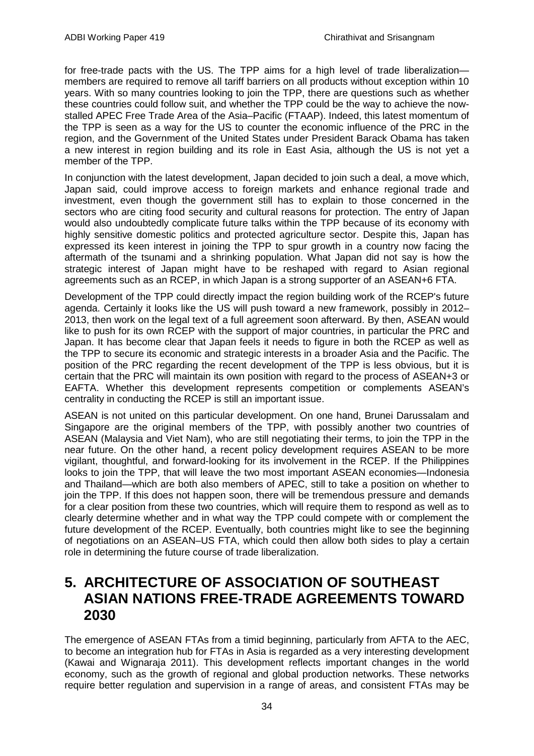for free-trade pacts with the US. The TPP aims for a high level of trade liberalization—members are required to remove all tariff barriers on all products without exception within 10 years. With so many countries looking to join the TPP, there are questions such as whether these countries could follow suit, and whether the TPP could be the way to achieve the now-stalled APEC Free Trade Area of the Asia–Pacific (FTAAP). Indeed, this latest momentum of the TPP is seen as a way for the US to counter the economic influence of the PRC in the region, and the Government of the United States under President Barack Obama has taken a new interest in region building and its role in East Asia, although the US is not yet a member of the TPP.

In conjunction with the latest development, Japan decided to join such a deal, a move which, Japan said, could improve access to foreign markets and enhance regional trade and investment, even though the government still has to explain to those concerned in the sectors who are citing food security and cultural reasons for protection. The entry of Japan would also undoubtedly complicate future talks within the TPP because of its economy with highly sensitive domestic politics and protected agriculture sector. Despite this, Japan has expressed its keen interest in joining the TPP to spur growth in a country now facing the aftermath of the tsunami and a shrinking population. What Japan did not say is how the strategic interest of Japan might have to be reshaped with regard to Asian regional agreements such as an RCEP, in which Japan is a strong supporter of an ASEAN+6 FTA.

Development of the TPP could directly impact the region building work of the RCEP's future agenda. Certainly it looks like the US will push toward a new framework, possibly in 2012–2013, then work on the legal text of a full agreement soon afterward. By then, ASEAN would like to push for its own RCEP with the support of major countries, in particular the PRC and Japan. It has become clear that Japan feels it needs to figure in both the RCEP as well as the TPP to secure its economic and strategic interests in a broader Asia and the Pacific. The position of the PRC regarding the recent development of the TPP is less obvious, but it is certain that the PRC will maintain its own position with regard to the process of ASEAN+3 or EAFTA. Whether this development represents competition or complements ASEAN's centrality in conducting the RCEP is still an important issue.

ASEAN is not united on this particular development. On one hand, Brunei Darussalam and Singapore are the original members of the TPP, with possibly another two countries of ASEAN (Malaysia and Viet Nam), who are still negotiating their terms, to join the TPP in the near future. On the other hand, a recent policy development requires ASEAN to be more vigilant, thoughtful, and forward-looking for its involvement in the RCEP. If the Philippines looks to join the TPP, that will leave the two most important ASEAN economies—Indonesia and Thailand—which are both also members of APEC, still to take a position on whether to join the TPP. If this does not happen soon, there will be tremendous pressure and demands for a clear position from these two countries, which will require them to respond as well as to clearly determine whether and in what way the TPP could compete with or complement the future development of the RCEP. Eventually, both countries might like to see the beginning of negotiations on an ASEAN–US FTA, which could then allow both sides to play a certain role in determining the future course of trade liberalization.

# 5. ARCHITECTURE OF ASSOCIATION OF SOUTHEAST ASIAN NATIONS FREE-TRADE AGREEMENTS TOWARD 2030

The emergence of ASEAN FTAs from a timid beginning, particularly from AFTA to the AEC, to become an integration hub for FTAs in Asia is regarded as a very interesting development (Kawai and Wignaraja 2011). This development reflects important changes in the world economy, such as the growth of regional and global production networks. These networks require better regulation and supervision in a range of areas, and consistent FTAs may be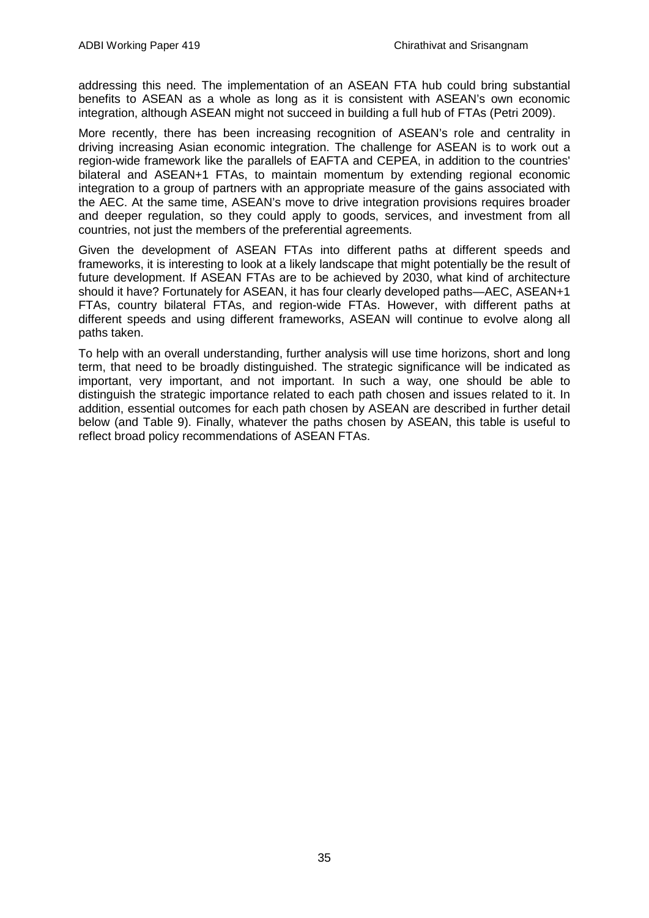addressing this need. The implementation of an ASEAN FTA hub could bring substantial benefits to ASEAN as a whole as long as it is consistent with ASEAN's own economic integration, although ASEAN might not succeed in building a full hub of FTAs (Petri 2009).

More recently, there has been increasing recognition of ASEAN's role and centrality in driving increasing Asian economic integration. The challenge for ASEAN is to work out a region-wide framework like the parallels of EAFTA and CEPEA, in addition to the countries' bilateral and ASEAN+1 FTAs, to maintain momentum by extending regional economic integration to a group of partners with an appropriate measure of the gains associated with the AEC. At the same time, ASEAN's move to drive integration provisions requires broader and deeper regulation, so they could apply to goods, services, and investment from all countries, not just the members of the preferential agreements.

Given the development of ASEAN FTAs into different paths at different speeds and frameworks, it is interesting to look at a likely landscape that might potentially be the result of future development. If ASEAN FTAs are to be achieved by 2030, what kind of architecture should it have? Fortunately for ASEAN, it has four clearly developed paths—AEC, ASEAN+1 FTAs, country bilateral FTAs, and region-wide FTAs. However, with different paths at different speeds and using different frameworks, ASEAN will continue to evolve along all paths taken.

To help with an overall understanding, further analysis will use time horizons, short and long term, that need to be broadly distinguished. The strategic significance will be indicated as important, very important, and not important. In such a way, one should be able to distinguish the strategic importance related to each path chosen and issues related to it. In addition, essential outcomes for each path chosen by ASEAN are described in further detail below (and Table 9). Finally, whatever the paths chosen by ASEAN, this table is useful to reflect broad policy recommendations of ASEAN FTAs.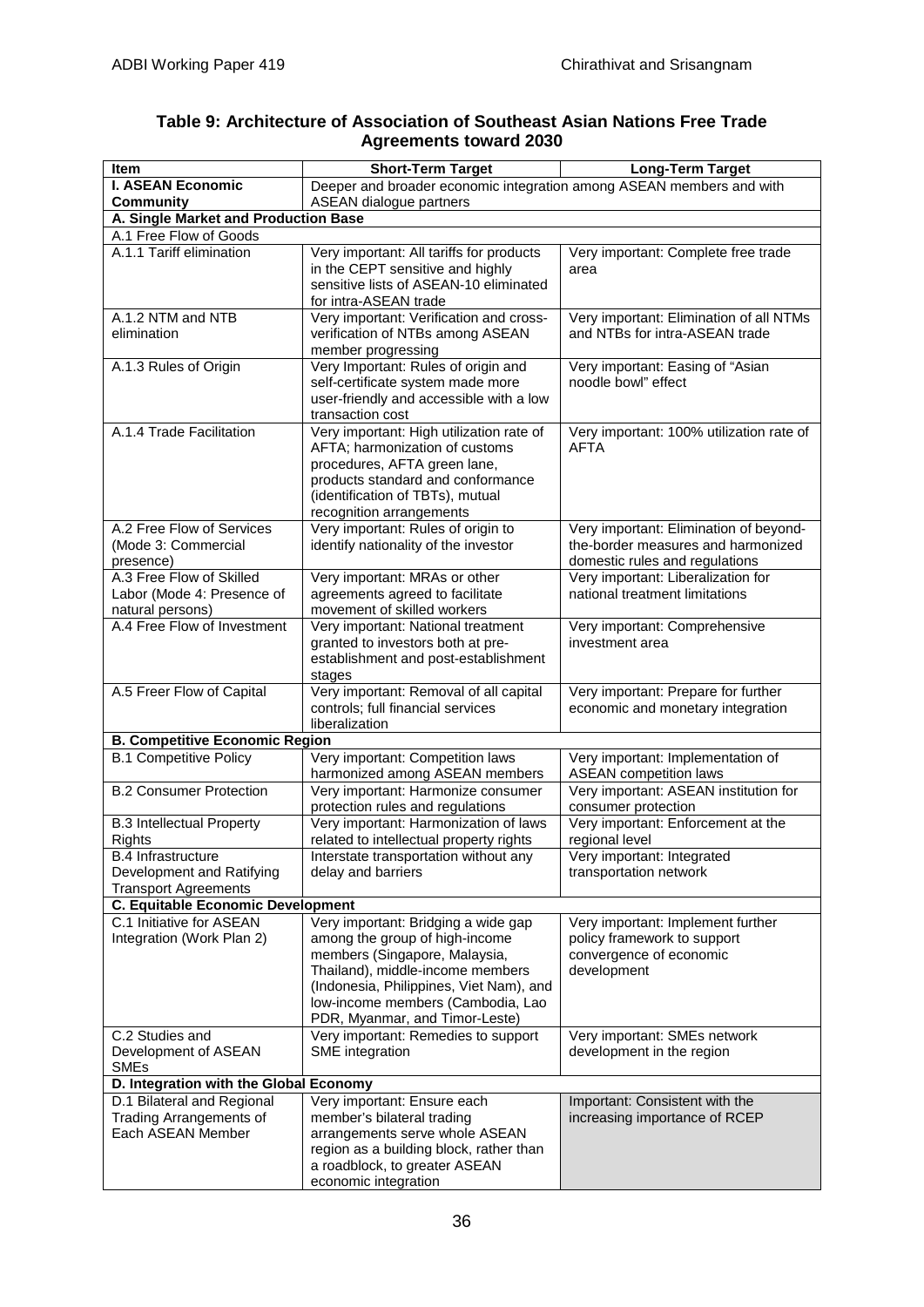**Table 9: Architecture of Association of Southeast Asian Nations Free Trade Agreements toward 2030**

| Item | Short-Term Target | Long-Term Target |
|---|---|---|
| **I. ASEAN Economic Community** | Deeper and broader economic integration among ASEAN members and with ASEAN dialogue partners | |
| **A. Single Market and Production Base** | | |
| A.1 Free Flow of Goods | | |
| A.1.1 Tariff elimination | Very important: All tariffs for products in the CEPT sensitive and highly sensitive lists of ASEAN-10 eliminated for intra-ASEAN trade | Very important: Complete free trade area |
| A.1.2 NTM and NTB elimination | Very important: Verification and cross-verification of NTBs among ASEAN member progressing | Very important: Elimination of all NTMs and NTBs for intra-ASEAN trade |
| A.1.3 Rules of Origin | Very Important: Rules of origin and self-certificate system made more user-friendly and accessible with a low transaction cost | Very important: Easing of "Asian noodle bowl" effect |
| A.1.4 Trade Facilitation | Very important: High utilization rate of AFTA; harmonization of customs procedures, AFTA green lane, products standard and conformance (identification of TBTs), mutual recognition arrangements | Very important: 100% utilization rate of AFTA |
| A.2 Free Flow of Services (Mode 3: Commercial presence) | Very important: Rules of origin to identify nationality of the investor | Very important: Elimination of beyond-the-border measures and harmonized domestic rules and regulations |
| A.3 Free Flow of Skilled Labor (Mode 4: Presence of natural persons) | Very important: MRAs or other agreements agreed to facilitate movement of skilled workers | Very important: Liberalization for national treatment limitations |
| A.4 Free Flow of Investment | Very important: National treatment granted to investors both at pre-establishment and post-establishment stages | Very important: Comprehensive investment area |
| A.5 Freer Flow of Capital | Very important: Removal of all capital controls; full financial services liberalization | Very important: Prepare for further economic and monetary integration |
| **B. Competitive Economic Region** | | |
| B.1 Competitive Policy | Very important: Competition laws harmonized among ASEAN members | Very important: Implementation of ASEAN competition laws |
| B.2 Consumer Protection | Very important: Harmonize consumer protection rules and regulations | Very important: ASEAN institution for consumer protection |
| B.3 Intellectual Property Rights | Very important: Harmonization of laws related to intellectual property rights | Very important: Enforcement at the regional level |
| B.4 Infrastructure Development and Ratifying Transport Agreements | Interstate transportation without any delay and barriers | Very important: Integrated transportation network |
| **C. Equitable Economic Development** | | |
| C.1 Initiative for ASEAN Integration (Work Plan 2) | Very important: Bridging a wide gap among the group of high-income members (Singapore, Malaysia, Thailand), middle-income members (Indonesia, Philippines, Viet Nam), and low-income members (Cambodia, Lao PDR, Myanmar, and Timor-Leste) | Very important: Implement further policy framework to support convergence of economic development |
| C.2 Studies and Development of ASEAN SMEs | Very important: Remedies to support SME integration | Very important: SMEs network development in the region |
| **D. Integration with the Global Economy** | | |
| D.1 Bilateral and Regional Trading Arrangements of Each ASEAN Member | Very important: Ensure each member's bilateral trading arrangements serve whole ASEAN region as a building block, rather than a roadblock, to greater ASEAN economic integration | Important: Consistent with the increasing importance of RCEP |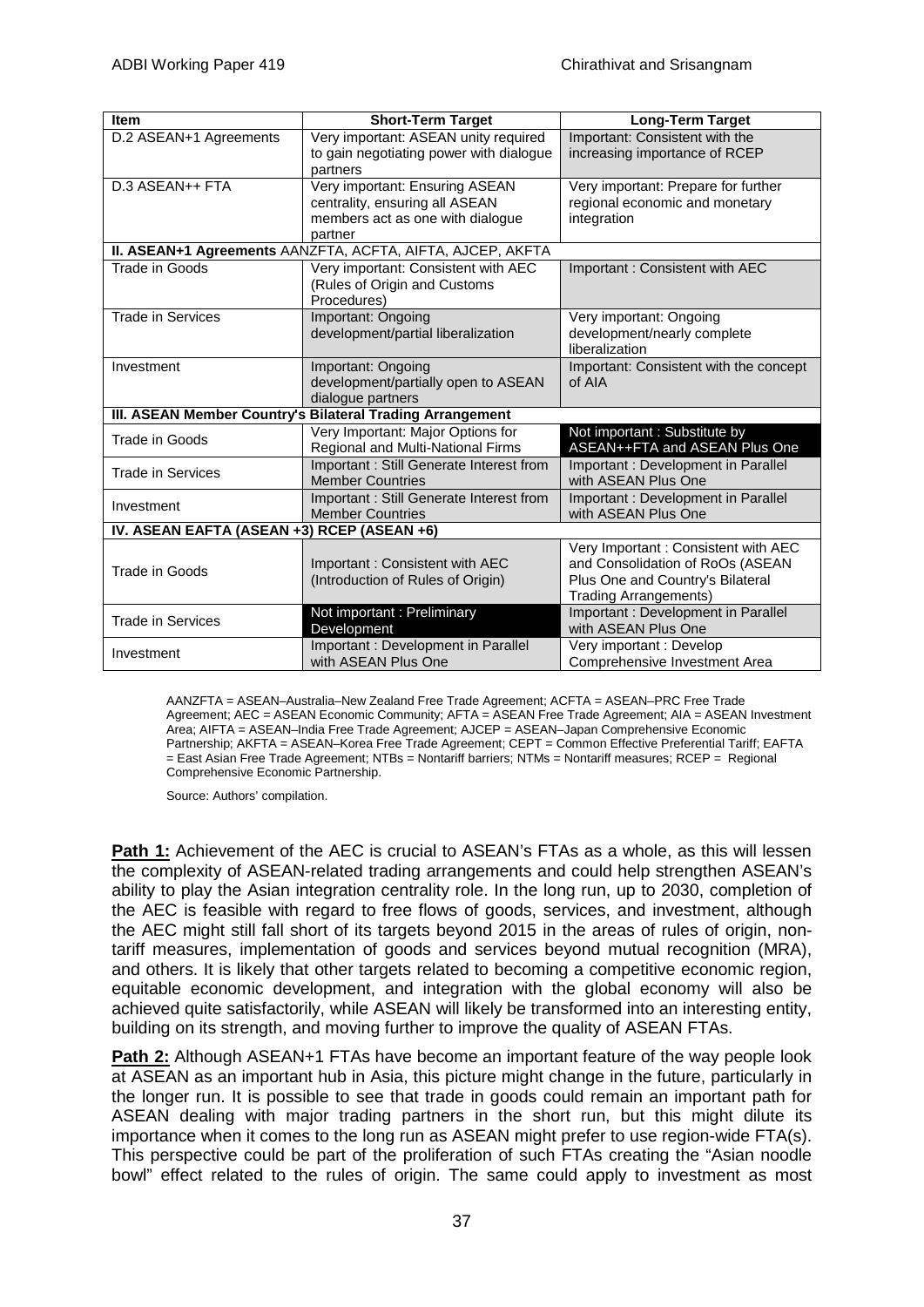| Item | Short-Term Target | Long-Term Target |
|---|---|---|
| D.2 ASEAN+1 Agreements | Very important: ASEAN unity required to gain negotiating power with dialogue partners | Important: Consistent with the increasing importance of RCEP |
| D.3 ASEAN++ FTA | Very important: Ensuring ASEAN centrality, ensuring all ASEAN members act as one with dialogue partner | Very important: Prepare for further regional economic and monetary integration |
| **II. ASEAN+1 Agreements** AANZFTA, ACFTA, AIFTA, AJCEP, AKFTA | | |
| Trade in Goods | Very important: Consistent with AEC (Rules of Origin and Customs Procedures) | Important : Consistent with AEC |
| Trade in Services | Important: Ongoing development/partial liberalization | Very important: Ongoing development/nearly complete liberalization |
| Investment | Important: Ongoing development/partially open to ASEAN dialogue partners | Important: Consistent with the concept of AIA |
| **III. ASEAN Member Country's Bilateral Trading Arrangement** | | |
| Trade in Goods | Very Important: Major Options for Regional and Multi-National Firms | Not important : Substitute by ASEAN++FTA and ASEAN Plus One |
| Trade in Services | Important : Still Generate Interest from Member Countries | Important : Development in Parallel with ASEAN Plus One |
| Investment | Important : Still Generate Interest from Member Countries | Important : Development in Parallel with ASEAN Plus One |
| **IV. ASEAN EAFTA (ASEAN +3) RCEP (ASEAN +6)** | | |
| Trade in Goods | Important : Consistent with AEC (Introduction of Rules of Origin) | Very Important : Consistent with AEC and Consolidation of RoOs (ASEAN Plus One and Country's Bilateral Trading Arrangements) |
| Trade in Services | Not important : Preliminary Development | Important : Development in Parallel with ASEAN Plus One |
| Investment | Important : Development in Parallel with ASEAN Plus One | Very important : Develop Comprehensive Investment Area |

AANZFTA = ASEAN–Australia–New Zealand Free Trade Agreement; ACFTA = ASEAN–PRC Free Trade Agreement; AEC = ASEAN Economic Community; AFTA = ASEAN Free Trade Agreement; AIA = ASEAN Investment Area; AIFTA = ASEAN–India Free Trade Agreement; AJCEP = ASEAN–Japan Comprehensive Economic Partnership; AKFTA = ASEAN–Korea Free Trade Agreement; CEPT = Common Effective Preferential Tariff; EAFTA = East Asian Free Trade Agreement; NTBs = Nontariff barriers; NTMs = Nontariff measures; RCEP = Regional Comprehensive Economic Partnership.

Source: Authors' compilation.

**Path 1:** Achievement of the AEC is crucial to ASEAN's FTAs as a whole, as this will lessen the complexity of ASEAN-related trading arrangements and could help strengthen ASEAN's ability to play the Asian integration centrality role. In the long run, up to 2030, completion of the AEC is feasible with regard to free flows of goods, services, and investment, although the AEC might still fall short of its targets beyond 2015 in the areas of rules of origin, non-tariff measures, implementation of goods and services beyond mutual recognition (MRA), and others. It is likely that other targets related to becoming a competitive economic region, equitable economic development, and integration with the global economy will also be achieved quite satisfactorily, while ASEAN will likely be transformed into an interesting entity, building on its strength, and moving further to improve the quality of ASEAN FTAs.

**Path 2:** Although ASEAN+1 FTAs have become an important feature of the way people look at ASEAN as an important hub in Asia, this picture might change in the future, particularly in the longer run. It is possible to see that trade in goods could remain an important path for ASEAN dealing with major trading partners in the short run, but this might dilute its importance when it comes to the long run as ASEAN might prefer to use region-wide FTA(s). This perspective could be part of the proliferation of such FTAs creating the "Asian noodle bowl" effect related to the rules of origin. The same could apply to investment as most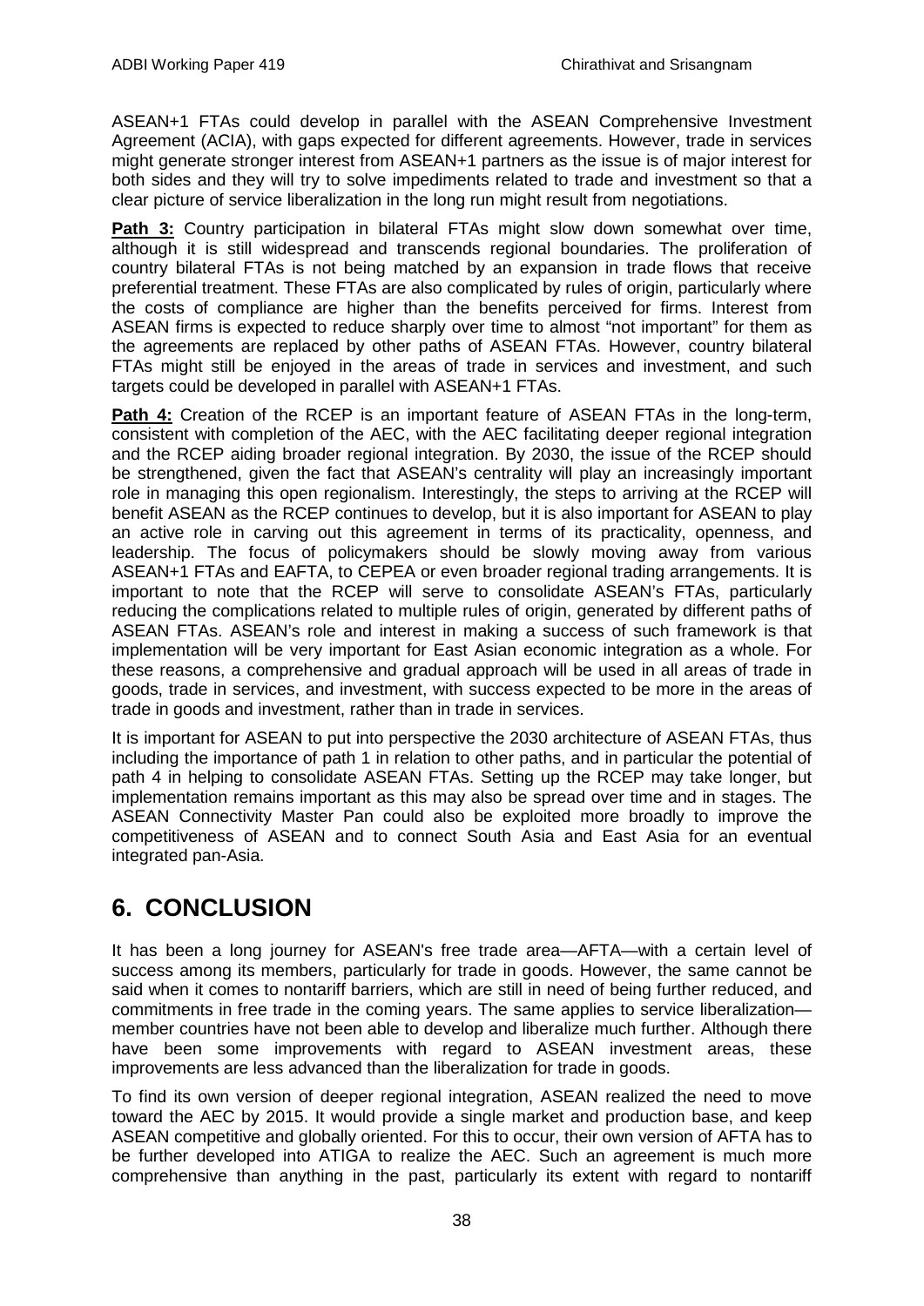ASEAN+1 FTAs could develop in parallel with the ASEAN Comprehensive Investment Agreement (ACIA), with gaps expected for different agreements. However, trade in services might generate stronger interest from ASEAN+1 partners as the issue is of major interest for both sides and they will try to solve impediments related to trade and investment so that a clear picture of service liberalization in the long run might result from negotiations.

**Path 3:** Country participation in bilateral FTAs might slow down somewhat over time, although it is still widespread and transcends regional boundaries. The proliferation of country bilateral FTAs is not being matched by an expansion in trade flows that receive preferential treatment. These FTAs are also complicated by rules of origin, particularly where the costs of compliance are higher than the benefits perceived for firms. Interest from ASEAN firms is expected to reduce sharply over time to almost "not important" for them as the agreements are replaced by other paths of ASEAN FTAs. However, country bilateral FTAs might still be enjoyed in the areas of trade in services and investment, and such targets could be developed in parallel with ASEAN+1 FTAs.

**Path 4:** Creation of the RCEP is an important feature of ASEAN FTAs in the long-term, consistent with completion of the AEC, with the AEC facilitating deeper regional integration and the RCEP aiding broader regional integration. By 2030, the issue of the RCEP should be strengthened, given the fact that ASEAN's centrality will play an increasingly important role in managing this open regionalism. Interestingly, the steps to arriving at the RCEP will benefit ASEAN as the RCEP continues to develop, but it is also important for ASEAN to play an active role in carving out this agreement in terms of its practicality, openness, and leadership. The focus of policymakers should be slowly moving away from various ASEAN+1 FTAs and EAFTA, to CEPEA or even broader regional trading arrangements. It is important to note that the RCEP will serve to consolidate ASEAN's FTAs, particularly reducing the complications related to multiple rules of origin, generated by different paths of ASEAN FTAs. ASEAN's role and interest in making a success of such framework is that implementation will be very important for East Asian economic integration as a whole. For these reasons, a comprehensive and gradual approach will be used in all areas of trade in goods, trade in services, and investment, with success expected to be more in the areas of trade in goods and investment, rather than in trade in services.

It is important for ASEAN to put into perspective the 2030 architecture of ASEAN FTAs, thus including the importance of path 1 in relation to other paths, and in particular the potential of path 4 in helping to consolidate ASEAN FTAs. Setting up the RCEP may take longer, but implementation remains important as this may also be spread over time and in stages. The ASEAN Connectivity Master Pan could also be exploited more broadly to improve the competitiveness of ASEAN and to connect South Asia and East Asia for an eventual integrated pan-Asia.

# 6. CONCLUSION

It has been a long journey for ASEAN's free trade area—AFTA—with a certain level of success among its members, particularly for trade in goods. However, the same cannot be said when it comes to nontariff barriers, which are still in need of being further reduced, and commitments in free trade in the coming years. The same applies to service liberalization—member countries have not been able to develop and liberalize much further. Although there have been some improvements with regard to ASEAN investment areas, these improvements are less advanced than the liberalization for trade in goods.

To find its own version of deeper regional integration, ASEAN realized the need to move toward the AEC by 2015. It would provide a single market and production base, and keep ASEAN competitive and globally oriented. For this to occur, their own version of AFTA has to be further developed into ATIGA to realize the AEC. Such an agreement is much more comprehensive than anything in the past, particularly its extent with regard to nontariff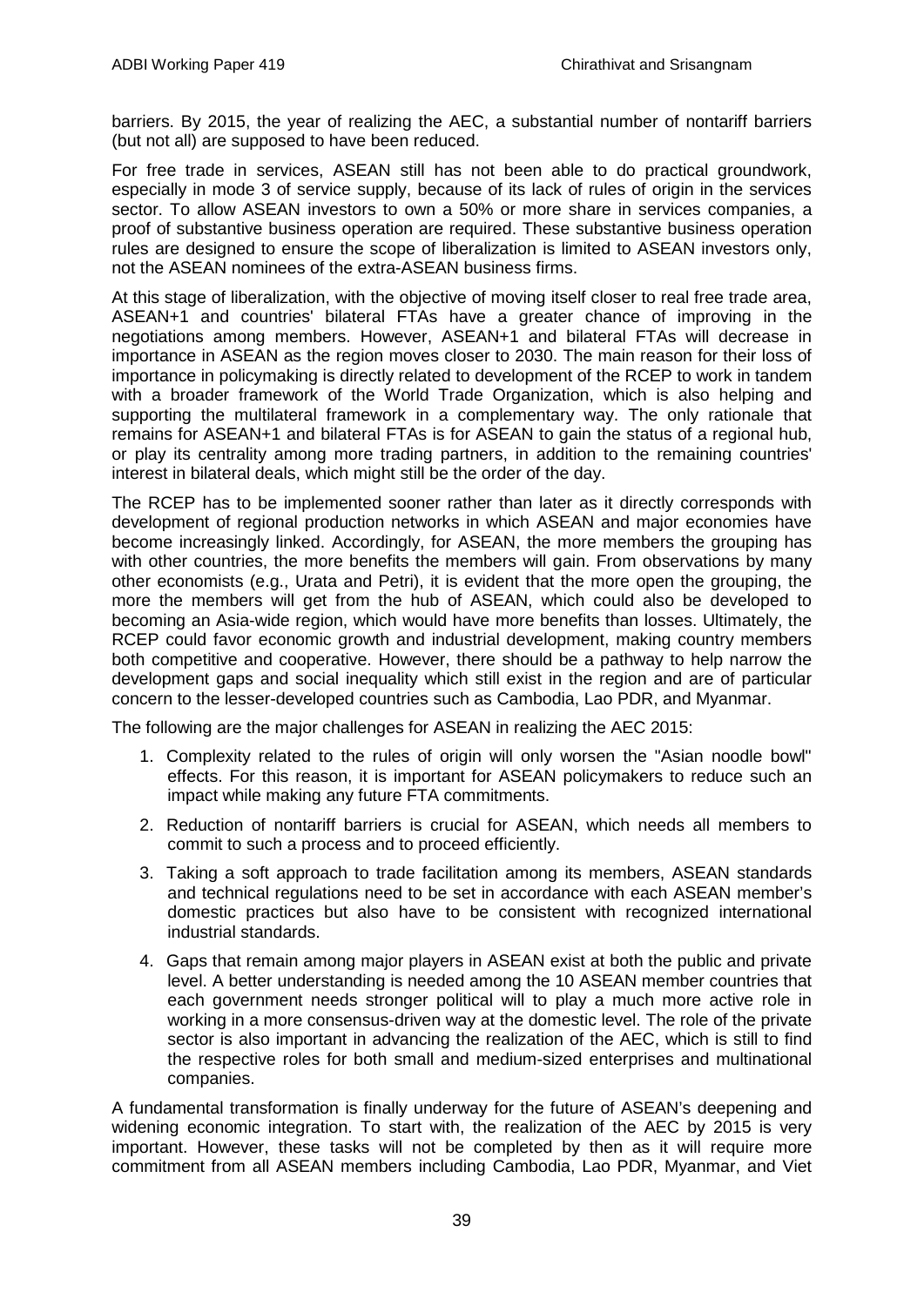barriers. By 2015, the year of realizing the AEC, a substantial number of nontariff barriers (but not all) are supposed to have been reduced.

For free trade in services, ASEAN still has not been able to do practical groundwork, especially in mode 3 of service supply, because of its lack of rules of origin in the services sector. To allow ASEAN investors to own a 50% or more share in services companies, a proof of substantive business operation are required. These substantive business operation rules are designed to ensure the scope of liberalization is limited to ASEAN investors only, not the ASEAN nominees of the extra-ASEAN business firms.

At this stage of liberalization, with the objective of moving itself closer to real free trade area, ASEAN+1 and countries' bilateral FTAs have a greater chance of improving in the negotiations among members. However, ASEAN+1 and bilateral FTAs will decrease in importance in ASEAN as the region moves closer to 2030. The main reason for their loss of importance in policymaking is directly related to development of the RCEP to work in tandem with a broader framework of the World Trade Organization, which is also helping and supporting the multilateral framework in a complementary way. The only rationale that remains for ASEAN+1 and bilateral FTAs is for ASEAN to gain the status of a regional hub, or play its centrality among more trading partners, in addition to the remaining countries' interest in bilateral deals, which might still be the order of the day.

The RCEP has to be implemented sooner rather than later as it directly corresponds with development of regional production networks in which ASEAN and major economies have become increasingly linked. Accordingly, for ASEAN, the more members the grouping has with other countries, the more benefits the members will gain. From observations by many other economists (e.g., Urata and Petri), it is evident that the more open the grouping, the more the members will get from the hub of ASEAN, which could also be developed to becoming an Asia-wide region, which would have more benefits than losses. Ultimately, the RCEP could favor economic growth and industrial development, making country members both competitive and cooperative. However, there should be a pathway to help narrow the development gaps and social inequality which still exist in the region and are of particular concern to the lesser-developed countries such as Cambodia, Lao PDR, and Myanmar.

The following are the major challenges for ASEAN in realizing the AEC 2015:

1. Complexity related to the rules of origin will only worsen the "Asian noodle bowl" effects. For this reason, it is important for ASEAN policymakers to reduce such an impact while making any future FTA commitments.
2. Reduction of nontariff barriers is crucial for ASEAN, which needs all members to commit to such a process and to proceed efficiently.
3. Taking a soft approach to trade facilitation among its members, ASEAN standards and technical regulations need to be set in accordance with each ASEAN member's domestic practices but also have to be consistent with recognized international industrial standards.
4. Gaps that remain among major players in ASEAN exist at both the public and private level. A better understanding is needed among the 10 ASEAN member countries that each government needs stronger political will to play a much more active role in working in a more consensus-driven way at the domestic level. The role of the private sector is also important in advancing the realization of the AEC, which is still to find the respective roles for both small and medium-sized enterprises and multinational companies.

A fundamental transformation is finally underway for the future of ASEAN's deepening and widening economic integration. To start with, the realization of the AEC by 2015 is very important. However, these tasks will not be completed by then as it will require more commitment from all ASEAN members including Cambodia, Lao PDR, Myanmar, and Viet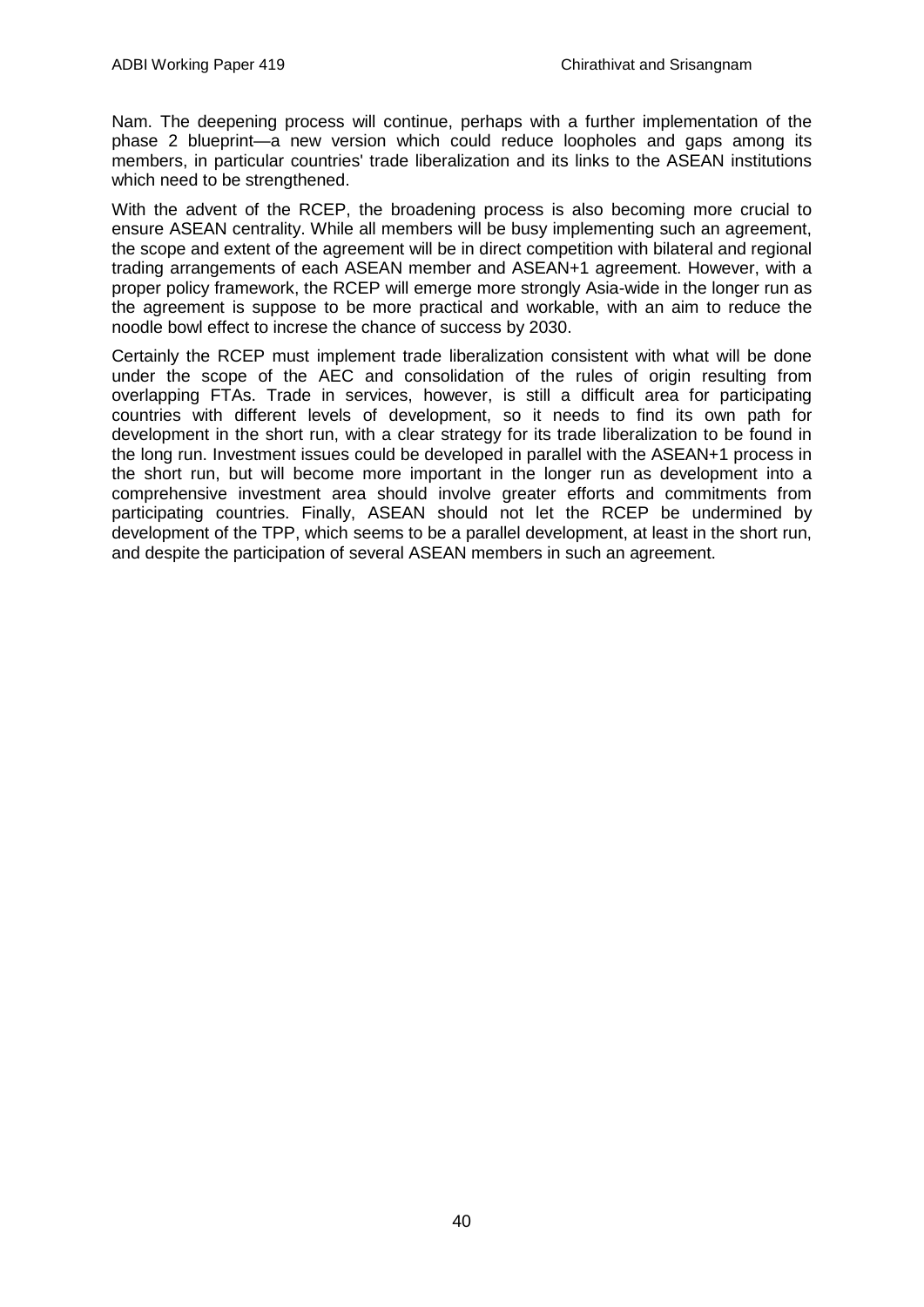Nam. The deepening process will continue, perhaps with a further implementation of the phase 2 blueprint—a new version which could reduce loopholes and gaps among its members, in particular countries' trade liberalization and its links to the ASEAN institutions which need to be strengthened.

With the advent of the RCEP, the broadening process is also becoming more crucial to ensure ASEAN centrality. While all members will be busy implementing such an agreement, the scope and extent of the agreement will be in direct competition with bilateral and regional trading arrangements of each ASEAN member and ASEAN+1 agreement. However, with a proper policy framework, the RCEP will emerge more strongly Asia-wide in the longer run as the agreement is suppose to be more practical and workable, with an aim to reduce the noodle bowl effect to increse the chance of success by 2030.

Certainly the RCEP must implement trade liberalization consistent with what will be done under the scope of the AEC and consolidation of the rules of origin resulting from overlapping FTAs. Trade in services, however, is still a difficult area for participating countries with different levels of development, so it needs to find its own path for development in the short run, with a clear strategy for its trade liberalization to be found in the long run. Investment issues could be developed in parallel with the ASEAN+1 process in the short run, but will become more important in the longer run as development into a comprehensive investment area should involve greater efforts and commitments from participating countries. Finally, ASEAN should not let the RCEP be undermined by development of the TPP, which seems to be a parallel development, at least in the short run, and despite the participation of several ASEAN members in such an agreement.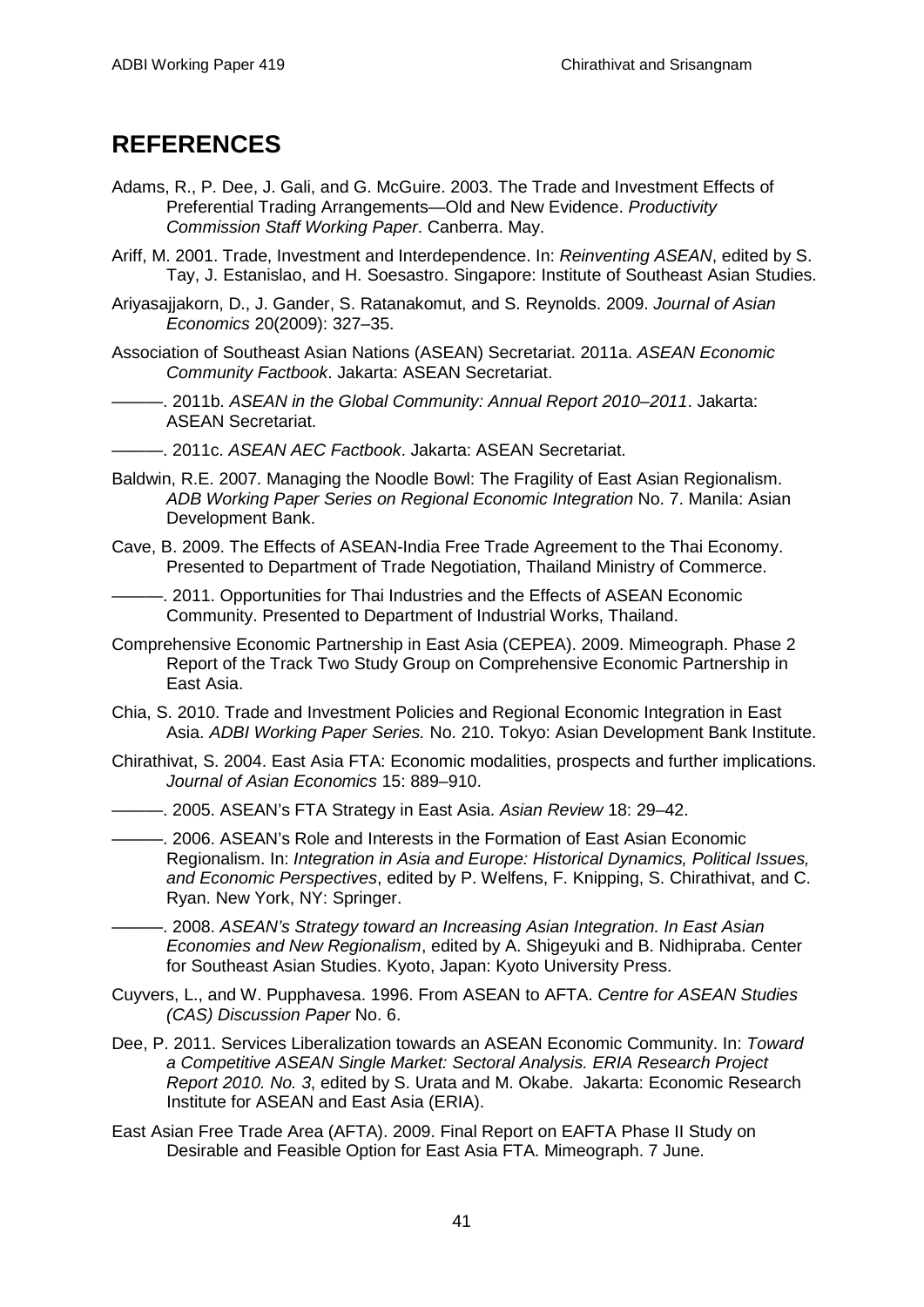## REFERENCES

Adams, R., P. Dee, J. Gali, and G. McGuire. 2003. The Trade and Investment Effects of Preferential Trading Arrangements—Old and New Evidence. *Productivity Commission Staff Working Paper*. Canberra. May.

Ariff, M. 2001. Trade, Investment and Interdependence. In: *Reinventing ASEAN*, edited by S. Tay, J. Estanislao, and H. Soesastro. Singapore: Institute of Southeast Asian Studies.

Ariyasajjakorn, D., J. Gander, S. Ratanakomut, and S. Reynolds. 2009. *Journal of Asian Economics* 20(2009): 327–35.

Association of Southeast Asian Nations (ASEAN) Secretariat. 2011a. *ASEAN Economic Community Factbook*. Jakarta: ASEAN Secretariat.

———. 2011b. *ASEAN in the Global Community: Annual Report 2010–2011*. Jakarta: ASEAN Secretariat.

———. 2011c. *ASEAN AEC Factbook*. Jakarta: ASEAN Secretariat.

Baldwin, R.E. 2007. Managing the Noodle Bowl: The Fragility of East Asian Regionalism. *ADB Working Paper Series on Regional Economic Integration* No. 7. Manila: Asian Development Bank.

Cave, B. 2009. The Effects of ASEAN-India Free Trade Agreement to the Thai Economy. Presented to Department of Trade Negotiation, Thailand Ministry of Commerce.

———. 2011. Opportunities for Thai Industries and the Effects of ASEAN Economic Community. Presented to Department of Industrial Works, Thailand.

Comprehensive Economic Partnership in East Asia (CEPEA). 2009. Mimeograph. Phase 2 Report of the Track Two Study Group on Comprehensive Economic Partnership in East Asia.

Chia, S. 2010. Trade and Investment Policies and Regional Economic Integration in East Asia. *ADBI Working Paper Series.* No. 210. Tokyo: Asian Development Bank Institute.

Chirathivat, S. 2004. East Asia FTA: Economic modalities, prospects and further implications. *Journal of Asian Economics* 15: 889–910.

———. 2005. ASEAN's FTA Strategy in East Asia. *Asian Review* 18: 29–42.

———. 2006. ASEAN's Role and Interests in the Formation of East Asian Economic Regionalism. In: *Integration in Asia and Europe: Historical Dynamics, Political Issues, and Economic Perspectives*, edited by P. Welfens, F. Knipping, S. Chirathivat, and C. Ryan. New York, NY: Springer.

———. 2008. *ASEAN's Strategy toward an Increasing Asian Integration. In East Asian Economies and New Regionalism*, edited by A. Shigeyuki and B. Nidhipraba. Center for Southeast Asian Studies. Kyoto, Japan: Kyoto University Press.

Cuyvers, L., and W. Pupphavesa. 1996. From ASEAN to AFTA. *Centre for ASEAN Studies (CAS) Discussion Paper* No. 6.

Dee, P. 2011. Services Liberalization towards an ASEAN Economic Community. In: *Toward a Competitive ASEAN Single Market: Sectoral Analysis. ERIA Research Project Report 2010. No. 3*, edited by S. Urata and M. Okabe. Jakarta: Economic Research Institute for ASEAN and East Asia (ERIA).

East Asian Free Trade Area (AFTA). 2009. Final Report on EAFTA Phase II Study on Desirable and Feasible Option for East Asia FTA. Mimeograph. 7 June.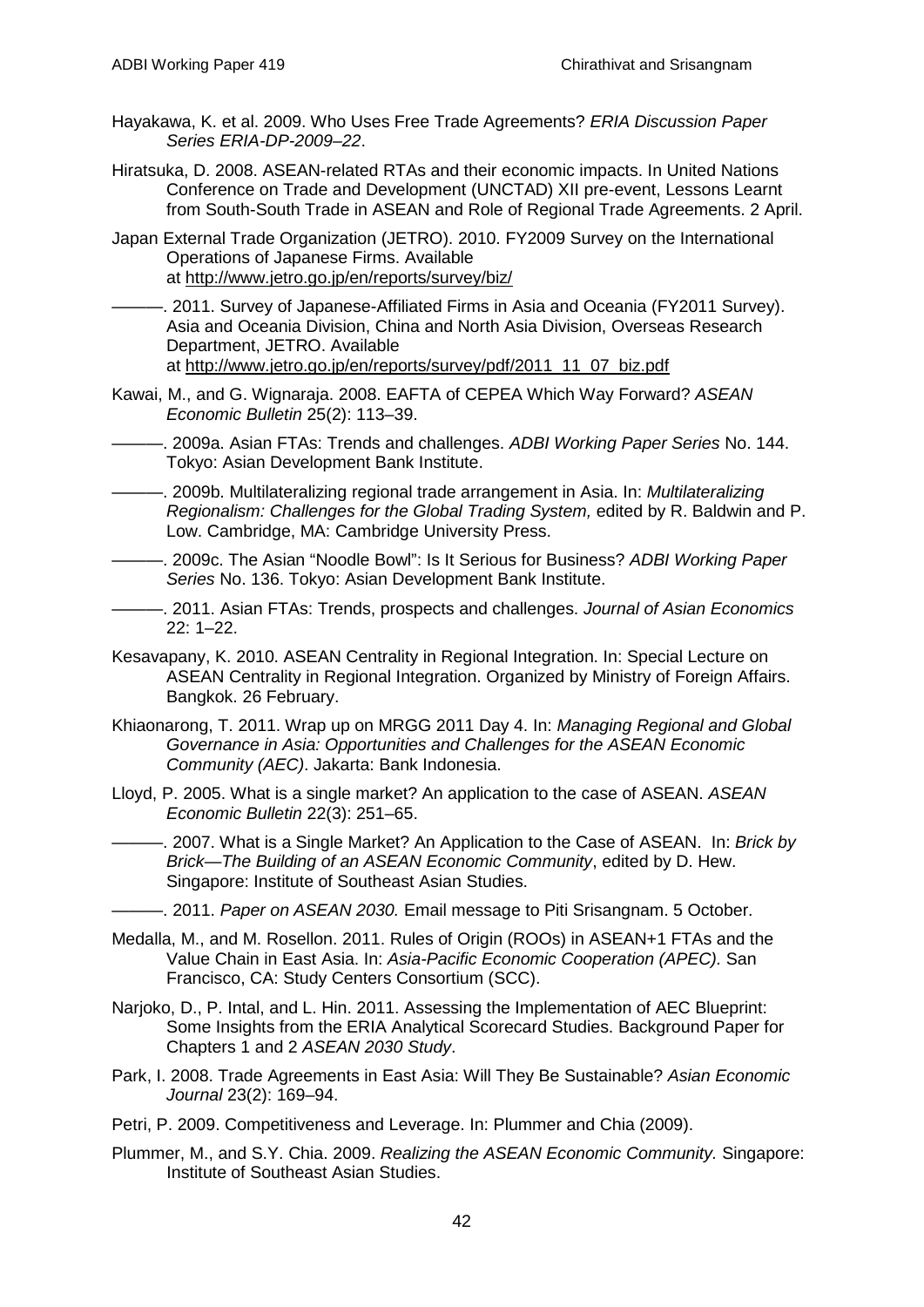Hayakawa, K. et al. 2009. Who Uses Free Trade Agreements? *ERIA Discussion Paper Series ERIA-DP-2009–22*.

Hiratsuka, D. 2008. ASEAN-related RTAs and their economic impacts. In United Nations Conference on Trade and Development (UNCTAD) XII pre-event, Lessons Learnt from South-South Trade in ASEAN and Role of Regional Trade Agreements. 2 April.

Japan External Trade Organization (JETRO). 2010. FY2009 Survey on the International Operations of Japanese Firms. Available at http://www.jetro.go.jp/en/reports/survey/biz/

———. 2011. Survey of Japanese-Affiliated Firms in Asia and Oceania (FY2011 Survey). Asia and Oceania Division, China and North Asia Division, Overseas Research Department, JETRO. Available at http://www.jetro.go.jp/en/reports/survey/pdf/2011_11_07_biz.pdf

Kawai, M., and G. Wignaraja. 2008. EAFTA of CEPEA Which Way Forward? *ASEAN Economic Bulletin* 25(2): 113–39.

———. 2009a. Asian FTAs: Trends and challenges. *ADBI Working Paper Series* No. 144. Tokyo: Asian Development Bank Institute.

———. 2009b. Multilateralizing regional trade arrangement in Asia. In: *Multilateralizing Regionalism: Challenges for the Global Trading System,* edited by R. Baldwin and P. Low. Cambridge, MA: Cambridge University Press.

———. 2009c. The Asian "Noodle Bowl": Is It Serious for Business? *ADBI Working Paper Series* No. 136. Tokyo: Asian Development Bank Institute.

———. 2011. Asian FTAs: Trends, prospects and challenges. *Journal of Asian Economics* 22: 1–22.

Kesavapany, K. 2010. ASEAN Centrality in Regional Integration. In: Special Lecture on ASEAN Centrality in Regional Integration. Organized by Ministry of Foreign Affairs. Bangkok. 26 February.

Khiaonarong, T. 2011. Wrap up on MRGG 2011 Day 4. In: *Managing Regional and Global Governance in Asia: Opportunities and Challenges for the ASEAN Economic Community (AEC)*. Jakarta: Bank Indonesia.

Lloyd, P. 2005. What is a single market? An application to the case of ASEAN. *ASEAN Economic Bulletin* 22(3): 251–65.

———. 2007. What is a Single Market? An Application to the Case of ASEAN. In: *Brick by Brick—The Building of an ASEAN Economic Community*, edited by D. Hew. Singapore: Institute of Southeast Asian Studies.

———. 2011. *Paper on ASEAN 2030.* Email message to Piti Srisangnam. 5 October.

Medalla, M., and M. Rosellon. 2011. Rules of Origin (ROOs) in ASEAN+1 FTAs and the Value Chain in East Asia. In: *Asia-Pacific Economic Cooperation (APEC).* San Francisco, CA: Study Centers Consortium (SCC).

Narjoko, D., P. Intal, and L. Hin. 2011. Assessing the Implementation of AEC Blueprint: Some Insights from the ERIA Analytical Scorecard Studies. Background Paper for Chapters 1 and 2 *ASEAN 2030 Study*.

Park, I. 2008. Trade Agreements in East Asia: Will They Be Sustainable? *Asian Economic Journal* 23(2): 169–94.

Petri, P. 2009. Competitiveness and Leverage. In: Plummer and Chia (2009).

Plummer, M., and S.Y. Chia. 2009. *Realizing the ASEAN Economic Community.* Singapore: Institute of Southeast Asian Studies.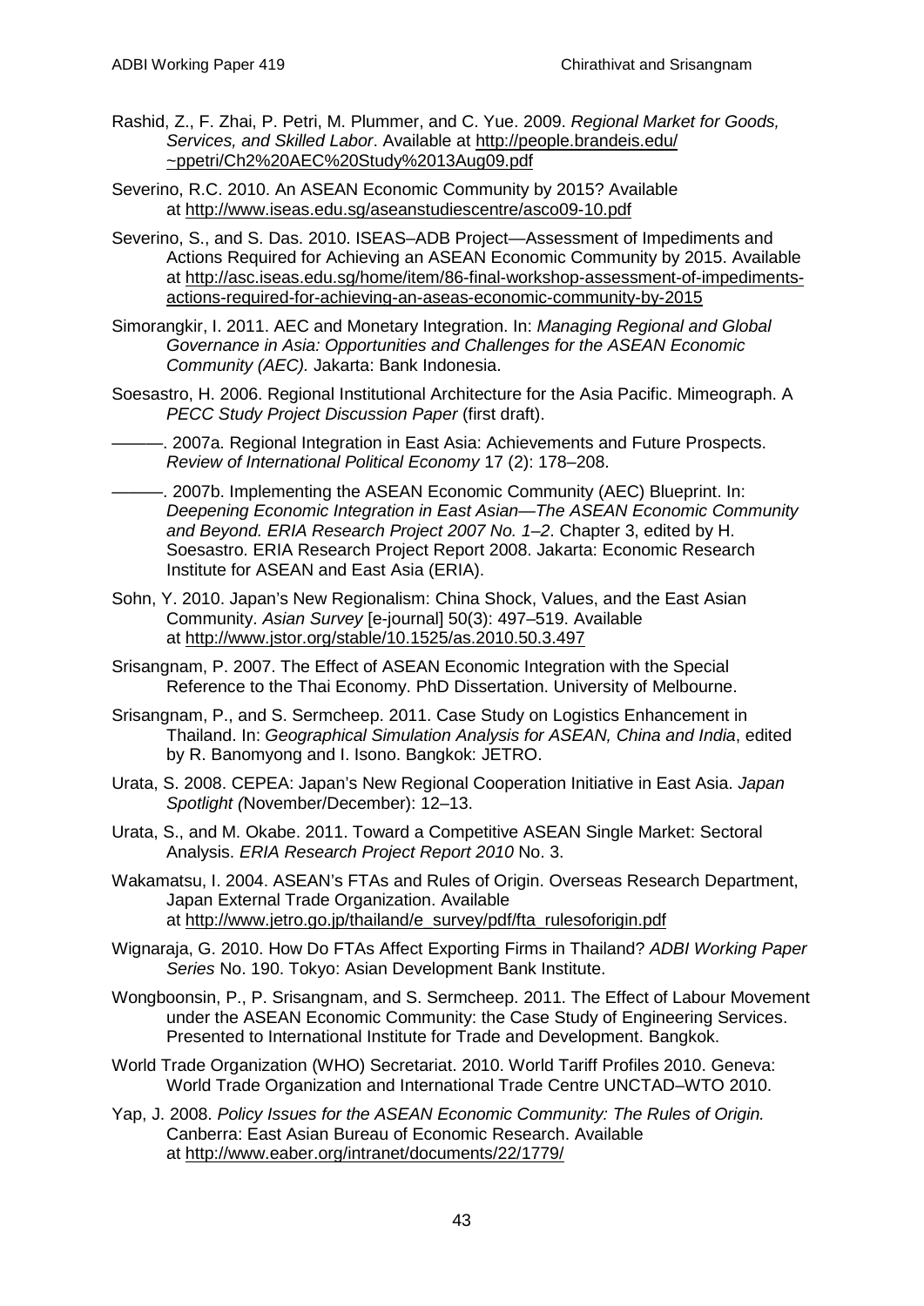Rashid, Z., F. Zhai, P. Petri, M. Plummer, and C. Yue. 2009. *Regional Market for Goods, Services, and Skilled Labor*. Available at http://people.brandeis.edu/~ppetri/Ch2%20AEC%20Study%2013Aug09.pdf

Severino, R.C. 2010. An ASEAN Economic Community by 2015? Available at http://www.iseas.edu.sg/aseanstudiescentre/asco09-10.pdf

Severino, S., and S. Das. 2010. ISEAS–ADB Project—Assessment of Impediments and Actions Required for Achieving an ASEAN Economic Community by 2015. Available at http://asc.iseas.edu.sg/home/item/86-final-workshop-assessment-of-impediments-actions-required-for-achieving-an-aseas-economic-community-by-2015

Simorangkir, I. 2011. AEC and Monetary Integration. In: *Managing Regional and Global Governance in Asia: Opportunities and Challenges for the ASEAN Economic Community (AEC).* Jakarta: Bank Indonesia.

Soesastro, H. 2006. Regional Institutional Architecture for the Asia Pacific. Mimeograph. A *PECC Study Project Discussion Paper* (first draft).

———. 2007a. Regional Integration in East Asia: Achievements and Future Prospects. *Review of International Political Economy* 17 (2): 178–208.

———. 2007b. Implementing the ASEAN Economic Community (AEC) Blueprint. In: *Deepening Economic Integration in East Asian—The ASEAN Economic Community and Beyond. ERIA Research Project 2007 No. 1–2*. Chapter 3, edited by H. Soesastro. ERIA Research Project Report 2008. Jakarta: Economic Research Institute for ASEAN and East Asia (ERIA).

Sohn, Y. 2010. Japan's New Regionalism: China Shock, Values, and the East Asian Community. *Asian Survey* [e-journal] 50(3): 497–519. Available at http://www.jstor.org/stable/10.1525/as.2010.50.3.497

Srisangnam, P. 2007. The Effect of ASEAN Economic Integration with the Special Reference to the Thai Economy. PhD Dissertation. University of Melbourne.

Srisangnam, P., and S. Sermcheep. 2011. Case Study on Logistics Enhancement in Thailand. In: *Geographical Simulation Analysis for ASEAN, China and India*, edited by R. Banomyong and I. Isono. Bangkok: JETRO.

Urata, S. 2008. CEPEA: Japan's New Regional Cooperation Initiative in East Asia. *Japan Spotlight (*November/December): 12–13.

Urata, S., and M. Okabe. 2011. Toward a Competitive ASEAN Single Market: Sectoral Analysis. *ERIA Research Project Report 2010* No. 3.

Wakamatsu, I. 2004. ASEAN's FTAs and Rules of Origin. Overseas Research Department, Japan External Trade Organization. Available at http://www.jetro.go.jp/thailand/e_survey/pdf/fta_rulesoforigin.pdf

Wignaraja, G. 2010. How Do FTAs Affect Exporting Firms in Thailand? *ADBI Working Paper Series* No. 190. Tokyo: Asian Development Bank Institute.

Wongboonsin, P., P. Srisangnam, and S. Sermcheep. 2011. The Effect of Labour Movement under the ASEAN Economic Community: the Case Study of Engineering Services. Presented to International Institute for Trade and Development. Bangkok.

World Trade Organization (WHO) Secretariat. 2010. World Tariff Profiles 2010. Geneva: World Trade Organization and International Trade Centre UNCTAD–WTO 2010.

Yap, J. 2008. *Policy Issues for the ASEAN Economic Community: The Rules of Origin.* Canberra: East Asian Bureau of Economic Research. Available at http://www.eaber.org/intranet/documents/22/1779/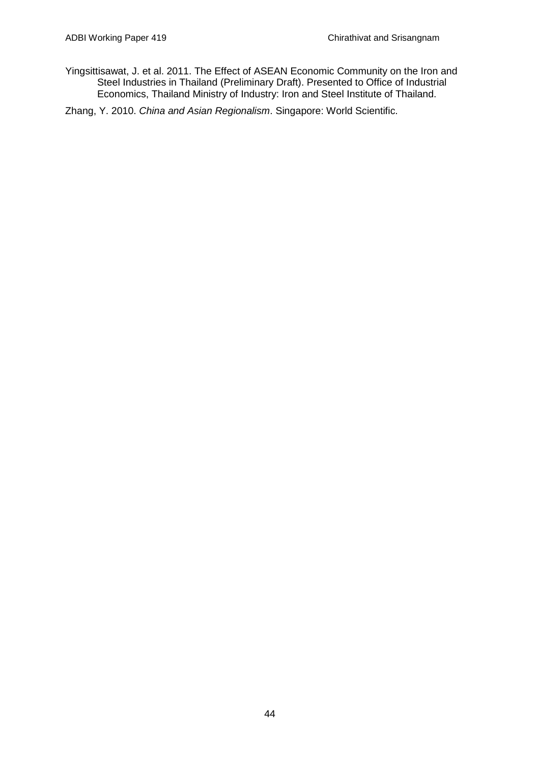Yingsittisawat, J. et al. 2011. The Effect of ASEAN Economic Community on the Iron and Steel Industries in Thailand (Preliminary Draft). Presented to Office of Industrial Economics, Thailand Ministry of Industry: Iron and Steel Institute of Thailand.

Zhang, Y. 2010. *China and Asian Regionalism*. Singapore: World Scientific.